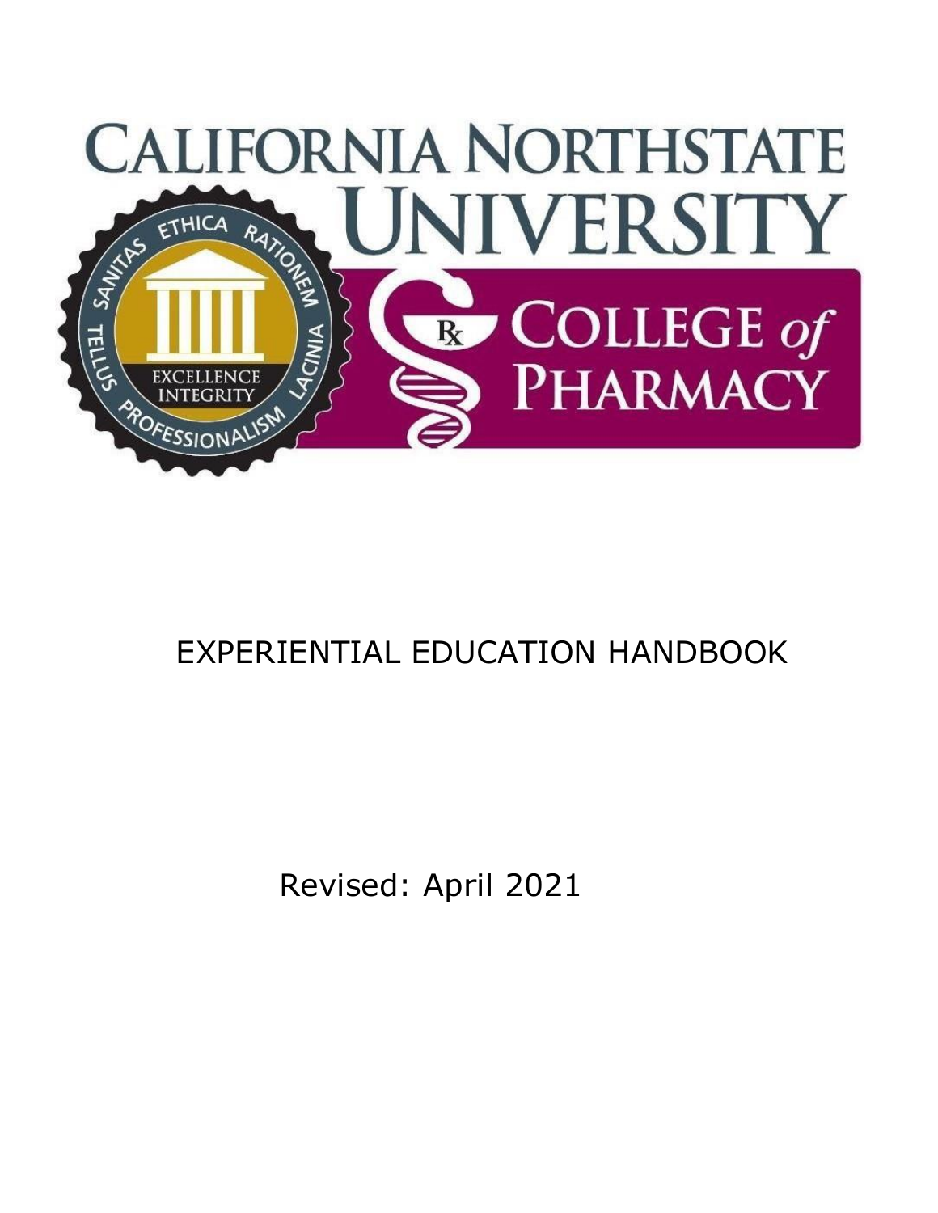# CALIFORNIA NORTHSTATE UNIVERSITY

## COLLEGE of PHARMACY

# EXPERIENTIAL EDUCATION HANDBOOK

Revised: April 2021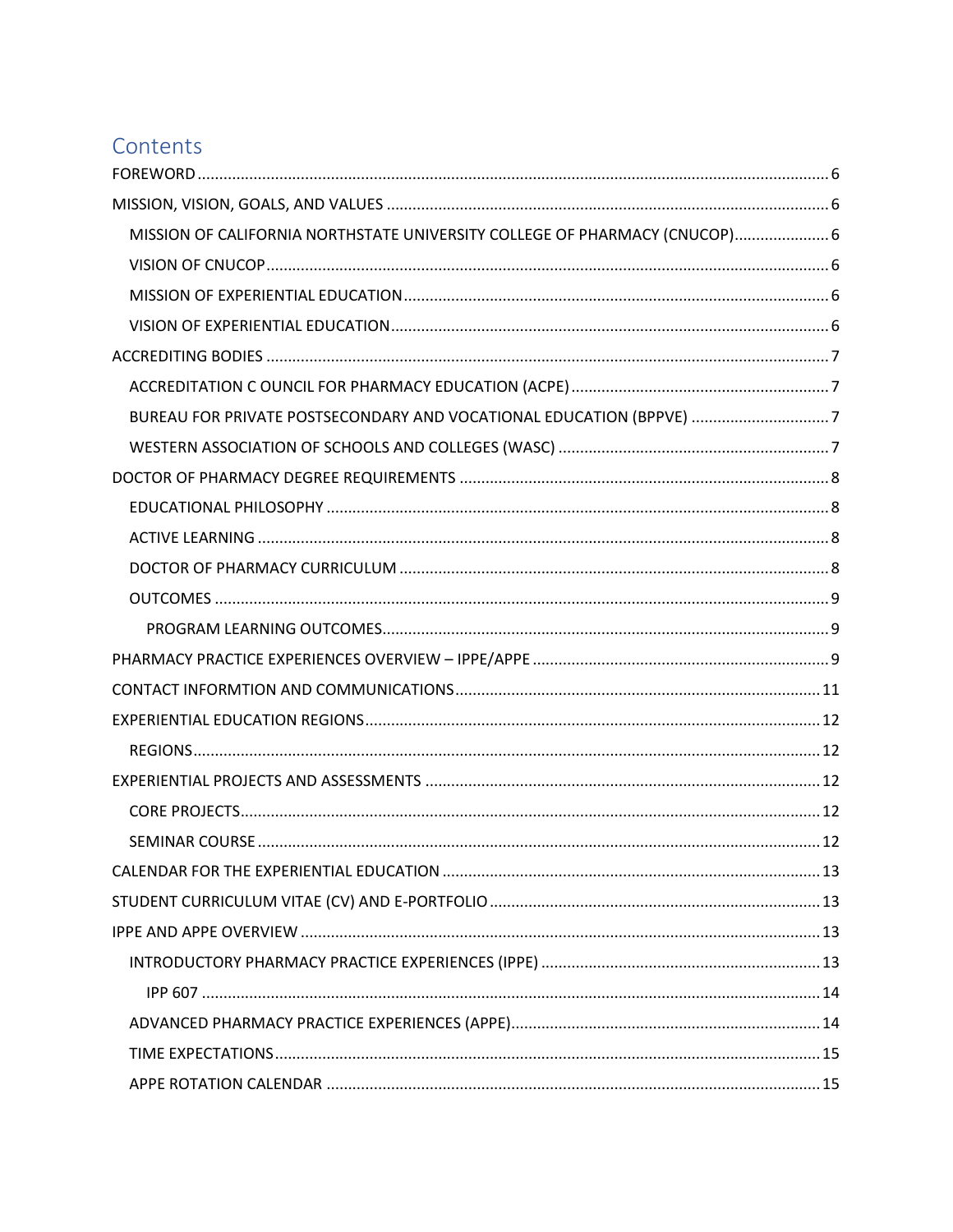# Contents

- FOREWORD ........ 6
- MISSION, VISION, GOALS, AND VALUES ........ 6
  - MISSION OF CALIFORNIA NORTHSTATE UNIVERSITY COLLEGE OF PHARMACY (CNUCOP) ........ 6
  - VISION OF CNUCOP ........ 6
  - MISSION OF EXPERIENTIAL EDUCATION ........ 6
  - VISION OF EXPERIENTIAL EDUCATION ........ 6
- ACCREDITING BODIES ........ 7
  - ACCREDITATION C OUNCIL FOR PHARMACY EDUCATION (ACPE) ........ 7
  - BUREAU FOR PRIVATE POSTSECONDARY AND VOCATIONAL EDUCATION (BPPVE) ........ 7
  - WESTERN ASSOCIATION OF SCHOOLS AND COLLEGES (WASC) ........ 7
- DOCTOR OF PHARMACY DEGREE REQUIREMENTS ........ 8
  - EDUCATIONAL PHILOSOPHY ........ 8
  - ACTIVE LEARNING ........ 8
  - DOCTOR OF PHARMACY CURRICULUM ........ 8
  - OUTCOMES ........ 9
    - PROGRAM LEARNING OUTCOMES ........ 9
- PHARMACY PRACTICE EXPERIENCES OVERVIEW – IPPE/APPE ........ 9
- CONTACT INFORMTION AND COMMUNICATIONS ........ 11
- EXPERIENTIAL EDUCATION REGIONS ........ 12
  - REGIONS ........ 12
- EXPERIENTIAL PROJECTS AND ASSESSMENTS ........ 12
  - CORE PROJECTS ........ 12
  - SEMINAR COURSE ........ 12
- CALENDAR FOR THE EXPERIENTIAL EDUCATION ........ 13
- STUDENT CURRICULUM VITAE (CV) AND E-PORTFOLIO ........ 13
- IPPE AND APPE OVERVIEW ........ 13
  - INTRODUCTORY PHARMACY PRACTICE EXPERIENCES (IPPE) ........ 13
    - IPP 607 ........ 14
  - ADVANCED PHARMACY PRACTICE EXPERIENCES (APPE) ........ 14
  - TIME EXPECTATIONS ........ 15
  - APPE ROTATION CALENDAR ........ 15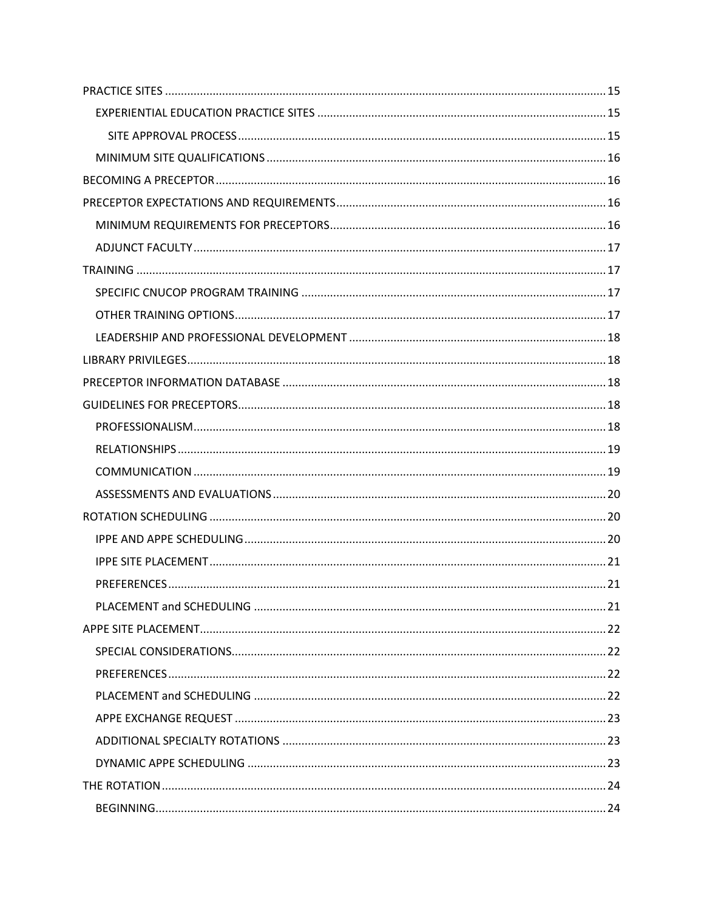PRACTICE SITES .......... 15
- EXPERIENTIAL EDUCATION PRACTICE SITES .......... 15
  - SITE APPROVAL PROCESS .......... 15
- MINIMUM SITE QUALIFICATIONS .......... 16

BECOMING A PRECEPTOR .......... 16

PRECEPTOR EXPECTATIONS AND REQUIREMENTS .......... 16
- MINIMUM REQUIREMENTS FOR PRECEPTORS .......... 16
- ADJUNCT FACULTY .......... 17

TRAINING .......... 17
- SPECIFIC CNUCOP PROGRAM TRAINING .......... 17
- OTHER TRAINING OPTIONS .......... 17
- LEADERSHIP AND PROFESSIONAL DEVELOPMENT .......... 18

LIBRARY PRIVILEGES .......... 18

PRECEPTOR INFORMATION DATABASE .......... 18

GUIDELINES FOR PRECEPTORS .......... 18
- PROFESSIONALISM .......... 18
- RELATIONSHIPS .......... 19
- COMMUNICATION .......... 19
- ASSESSMENTS AND EVALUATIONS .......... 20

ROTATION SCHEDULING .......... 20
- IPPE AND APPE SCHEDULING .......... 20
- IPPE SITE PLACEMENT .......... 21
- PREFERENCES .......... 21
- PLACEMENT and SCHEDULING .......... 21

APPE SITE PLACEMENT .......... 22
- SPECIAL CONSIDERATIONS .......... 22
- PREFERENCES .......... 22
- PLACEMENT and SCHEDULING .......... 22
- APPE EXCHANGE REQUEST .......... 23
- ADDITIONAL SPECIALTY ROTATIONS .......... 23
- DYNAMIC APPE SCHEDULING .......... 23

THE ROTATION .......... 24
- BEGINNING .......... 24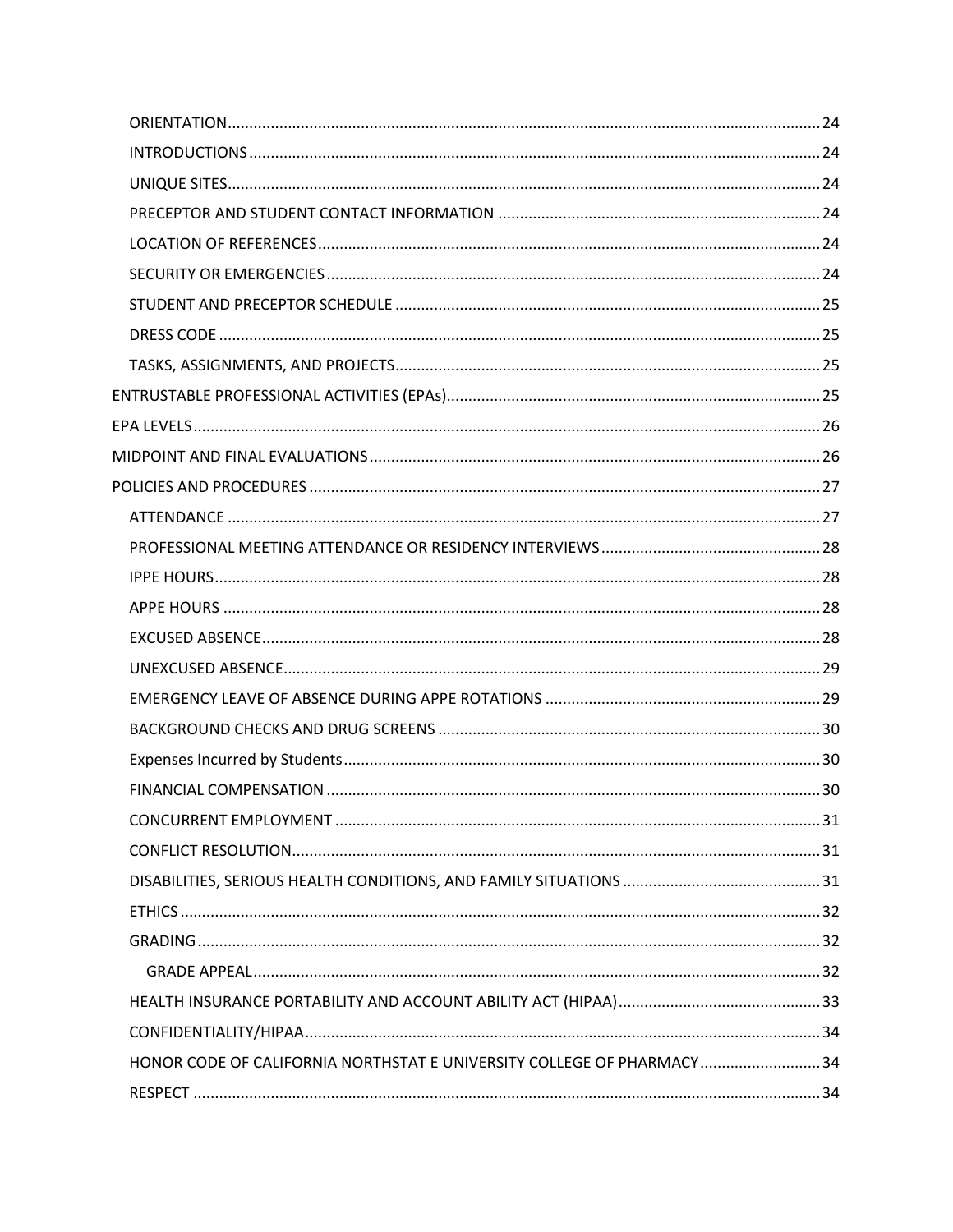- ORIENTATION ........ 24
- INTRODUCTIONS ........ 24
- UNIQUE SITES ........ 24
- PRECEPTOR AND STUDENT CONTACT INFORMATION ........ 24
- LOCATION OF REFERENCES ........ 24
- SECURITY OR EMERGENCIES ........ 24
- STUDENT AND PRECEPTOR SCHEDULE ........ 25
- DRESS CODE ........ 25
- TASKS, ASSIGNMENTS, AND PROJECTS ........ 25

ENTRUSTABLE PROFESSIONAL ACTIVITIES (EPAs) ........ 25

EPA LEVELS ........ 26

MIDPOINT AND FINAL EVALUATIONS ........ 26

POLICIES AND PROCEDURES ........ 27

- ATTENDANCE ........ 27
- PROFESSIONAL MEETING ATTENDANCE OR RESIDENCY INTERVIEWS ........ 28
- IPPE HOURS ........ 28
- APPE HOURS ........ 28
- EXCUSED ABSENCE ........ 28
- UNEXCUSED ABSENCE ........ 29
- EMERGENCY LEAVE OF ABSENCE DURING APPE ROTATIONS ........ 29
- BACKGROUND CHECKS AND DRUG SCREENS ........ 30
- Expenses Incurred by Students ........ 30
- FINANCIAL COMPENSATION ........ 30
- CONCURRENT EMPLOYMENT ........ 31
- CONFLICT RESOLUTION ........ 31
- DISABILITIES, SERIOUS HEALTH CONDITIONS, AND FAMILY SITUATIONS ........ 31
- ETHICS ........ 32
- GRADING ........ 32
  - GRADE APPEAL ........ 32
- HEALTH INSURANCE PORTABILITY AND ACCOUNT ABILITY ACT (HIPAA) ........ 33
- CONFIDENTIALITY/HIPAA ........ 34
- HONOR CODE OF CALIFORNIA NORTHSTAT E UNIVERSITY COLLEGE OF PHARMACY ........ 34
- RESPECT ........ 34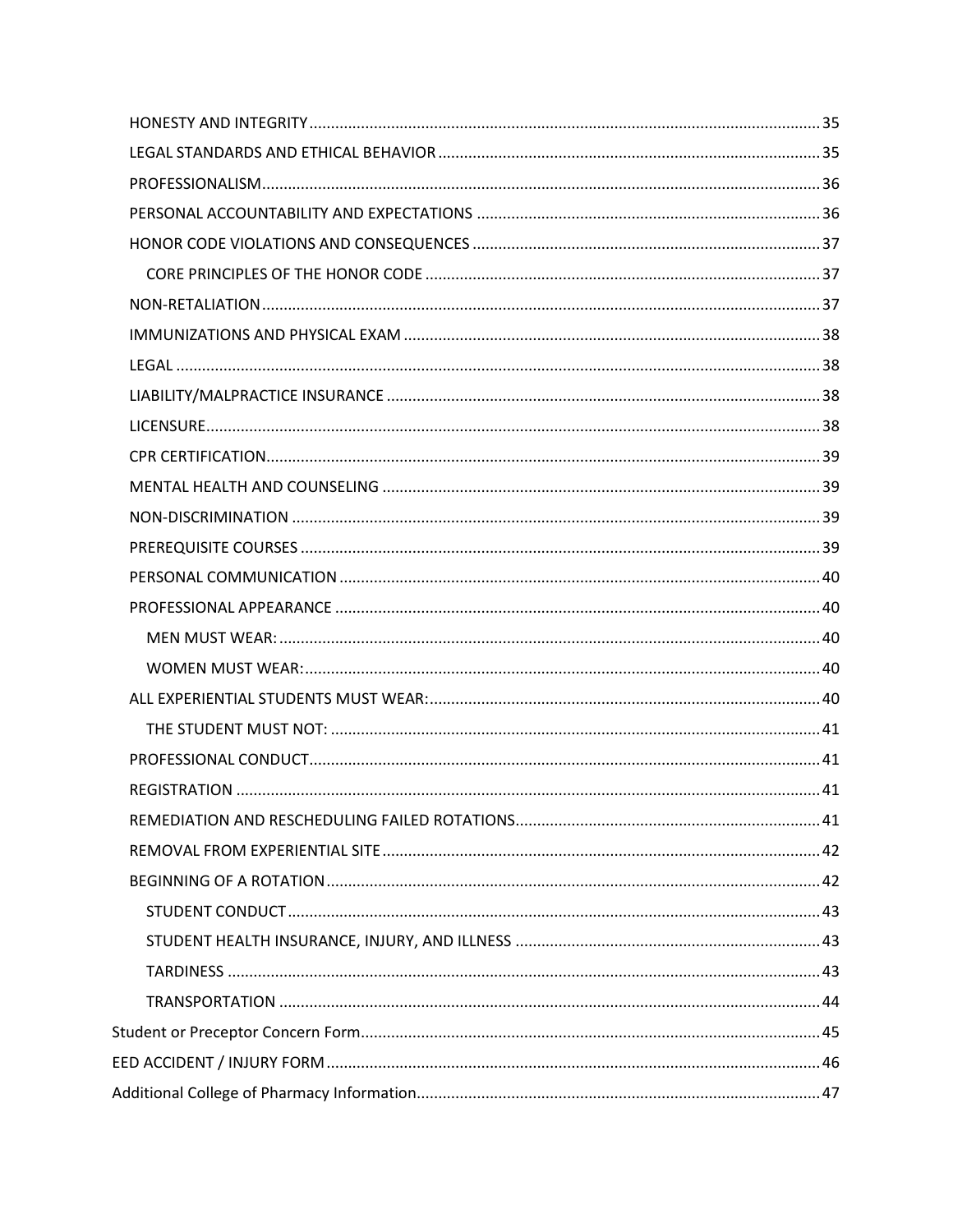- HONESTY AND INTEGRITY .......... 35
- LEGAL STANDARDS AND ETHICAL BEHAVIOR .......... 35
- PROFESSIONALISM .......... 36
- PERSONAL ACCOUNTABILITY AND EXPECTATIONS .......... 36
- HONOR CODE VIOLATIONS AND CONSEQUENCES .......... 37
  - CORE PRINCIPLES OF THE HONOR CODE .......... 37
- NON-RETALIATION .......... 37
- IMMUNIZATIONS AND PHYSICAL EXAM .......... 38
- LEGAL .......... 38
- LIABILITY/MALPRACTICE INSURANCE .......... 38
- LICENSURE .......... 38
- CPR CERTIFICATION .......... 39
- MENTAL HEALTH AND COUNSELING .......... 39
- NON-DISCRIMINATION .......... 39
- PREREQUISITE COURSES .......... 39
- PERSONAL COMMUNICATION .......... 40
- PROFESSIONAL APPEARANCE .......... 40
  - MEN MUST WEAR: .......... 40
  - WOMEN MUST WEAR: .......... 40
- ALL EXPERIENTIAL STUDENTS MUST WEAR: .......... 40
  - THE STUDENT MUST NOT: .......... 41
- PROFESSIONAL CONDUCT .......... 41
- REGISTRATION .......... 41
- REMEDIATION AND RESCHEDULING FAILED ROTATIONS .......... 41
- REMOVAL FROM EXPERIENTIAL SITE .......... 42
- BEGINNING OF A ROTATION .......... 42
  - STUDENT CONDUCT .......... 43
  - STUDENT HEALTH INSURANCE, INJURY, AND ILLNESS .......... 43
  - TARDINESS .......... 43
  - TRANSPORTATION .......... 44

Student or Preceptor Concern Form .......... 45

EED ACCIDENT / INJURY FORM .......... 46

Additional College of Pharmacy Information .......... 47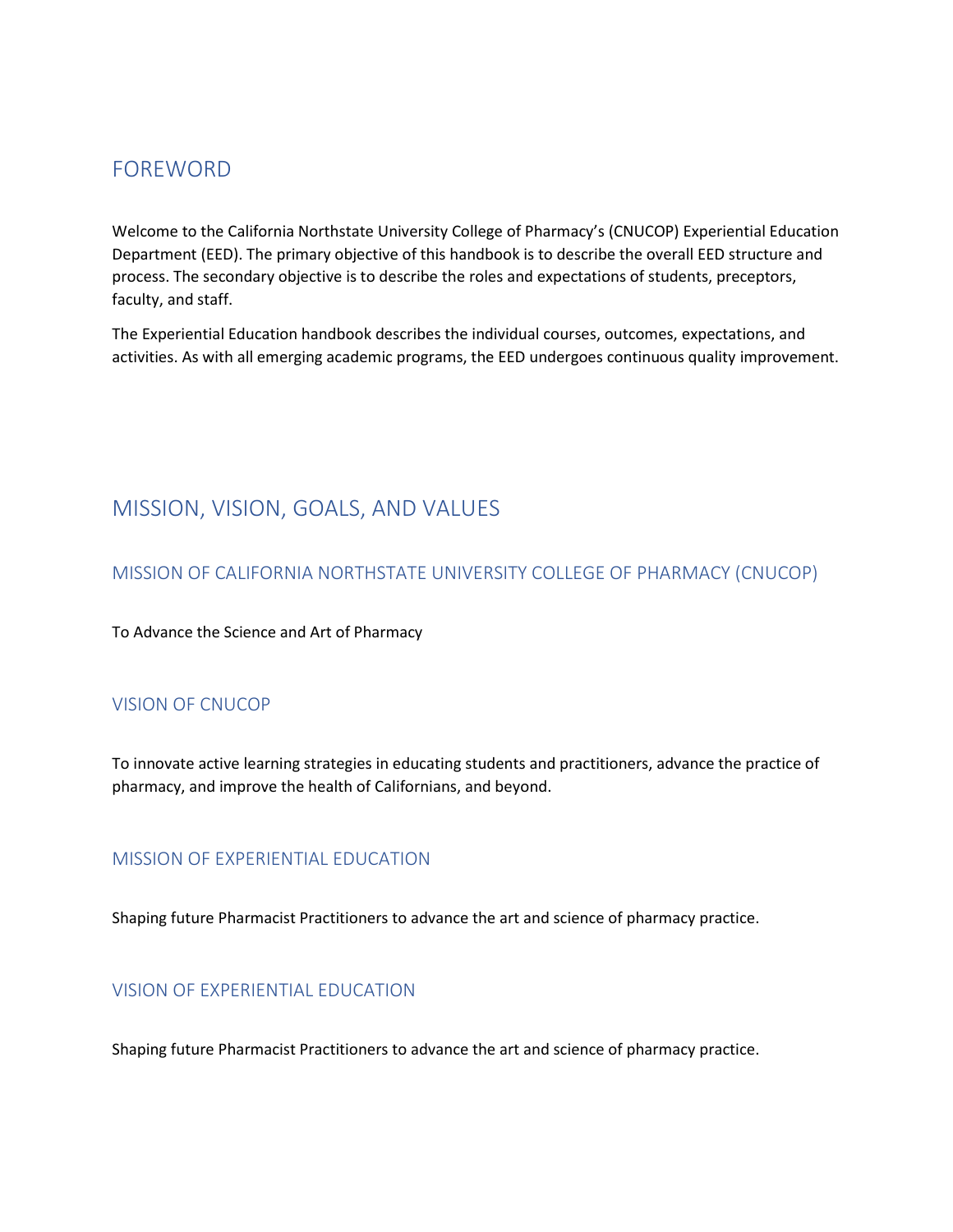# FOREWORD

Welcome to the California Northstate University College of Pharmacy's (CNUCOP) Experiential Education Department (EED). The primary objective of this handbook is to describe the overall EED structure and process. The secondary objective is to describe the roles and expectations of students, preceptors, faculty, and staff.

The Experiential Education handbook describes the individual courses, outcomes, expectations, and activities. As with all emerging academic programs, the EED undergoes continuous quality improvement.

# MISSION, VISION, GOALS, AND VALUES

## MISSION OF CALIFORNIA NORTHSTATE UNIVERSITY COLLEGE OF PHARMACY (CNUCOP)

To Advance the Science and Art of Pharmacy

## VISION OF CNUCOP

To innovate active learning strategies in educating students and practitioners, advance the practice of pharmacy, and improve the health of Californians, and beyond.

## MISSION OF EXPERIENTIAL EDUCATION

Shaping future Pharmacist Practitioners to advance the art and science of pharmacy practice.

## VISION OF EXPERIENTIAL EDUCATION

Shaping future Pharmacist Practitioners to advance the art and science of pharmacy practice.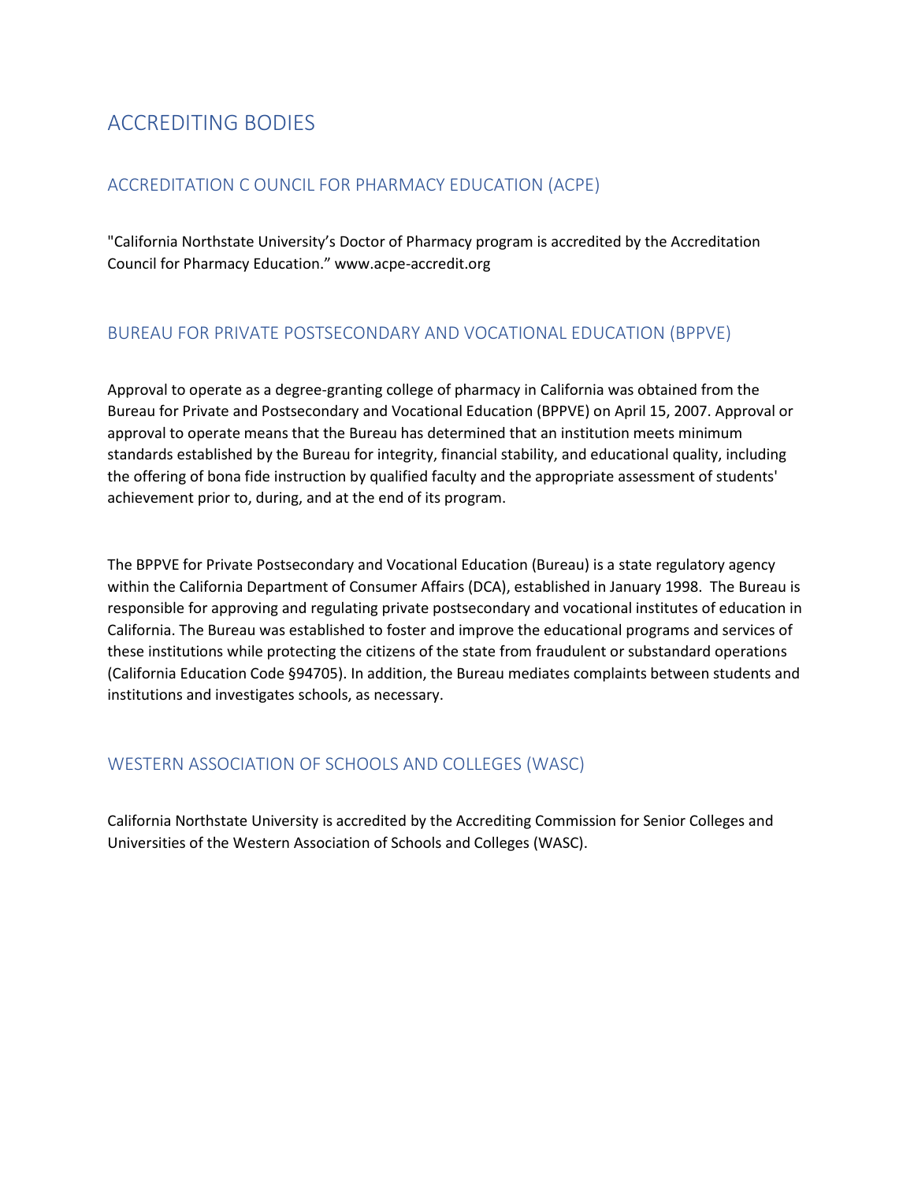# ACCREDITING BODIES

## ACCREDITATION C OUNCIL FOR PHARMACY EDUCATION (ACPE)

"California Northstate University's Doctor of Pharmacy program is accredited by the Accreditation Council for Pharmacy Education." www.acpe-accredit.org

## BUREAU FOR PRIVATE POSTSECONDARY AND VOCATIONAL EDUCATION (BPPVE)

Approval to operate as a degree-granting college of pharmacy in California was obtained from the Bureau for Private and Postsecondary and Vocational Education (BPPVE) on April 15, 2007. Approval or approval to operate means that the Bureau has determined that an institution meets minimum standards established by the Bureau for integrity, financial stability, and educational quality, including the offering of bona fide instruction by qualified faculty and the appropriate assessment of students' achievement prior to, during, and at the end of its program.

The BPPVE for Private Postsecondary and Vocational Education (Bureau) is a state regulatory agency within the California Department of Consumer Affairs (DCA), established in January 1998. The Bureau is responsible for approving and regulating private postsecondary and vocational institutes of education in California. The Bureau was established to foster and improve the educational programs and services of these institutions while protecting the citizens of the state from fraudulent or substandard operations (California Education Code §94705). In addition, the Bureau mediates complaints between students and institutions and investigates schools, as necessary.

## WESTERN ASSOCIATION OF SCHOOLS AND COLLEGES (WASC)

California Northstate University is accredited by the Accrediting Commission for Senior Colleges and Universities of the Western Association of Schools and Colleges (WASC).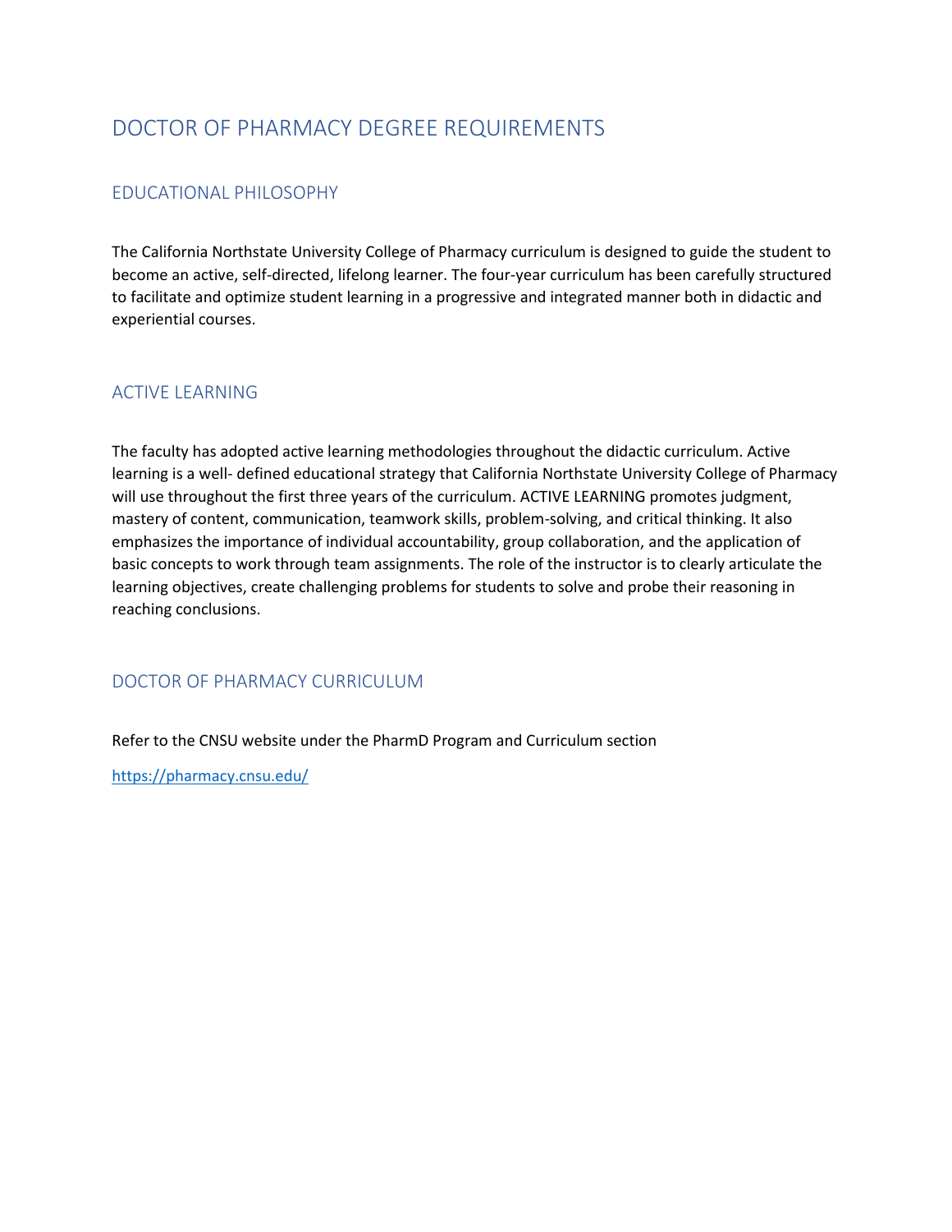# DOCTOR OF PHARMACY DEGREE REQUIREMENTS

## EDUCATIONAL PHILOSOPHY

The California Northstate University College of Pharmacy curriculum is designed to guide the student to become an active, self-directed, lifelong learner. The four-year curriculum has been carefully structured to facilitate and optimize student learning in a progressive and integrated manner both in didactic and experiential courses.

## ACTIVE LEARNING

The faculty has adopted active learning methodologies throughout the didactic curriculum. Active learning is a well- defined educational strategy that California Northstate University College of Pharmacy will use throughout the first three years of the curriculum. ACTIVE LEARNING promotes judgment, mastery of content, communication, teamwork skills, problem-solving, and critical thinking. It also emphasizes the importance of individual accountability, group collaboration, and the application of basic concepts to work through team assignments. The role of the instructor is to clearly articulate the learning objectives, create challenging problems for students to solve and probe their reasoning in reaching conclusions.

## DOCTOR OF PHARMACY CURRICULUM

Refer to the CNSU website under the PharmD Program and Curriculum section

[https://pharmacy.cnsu.edu/](https://pharmacy.cnsu.edu/)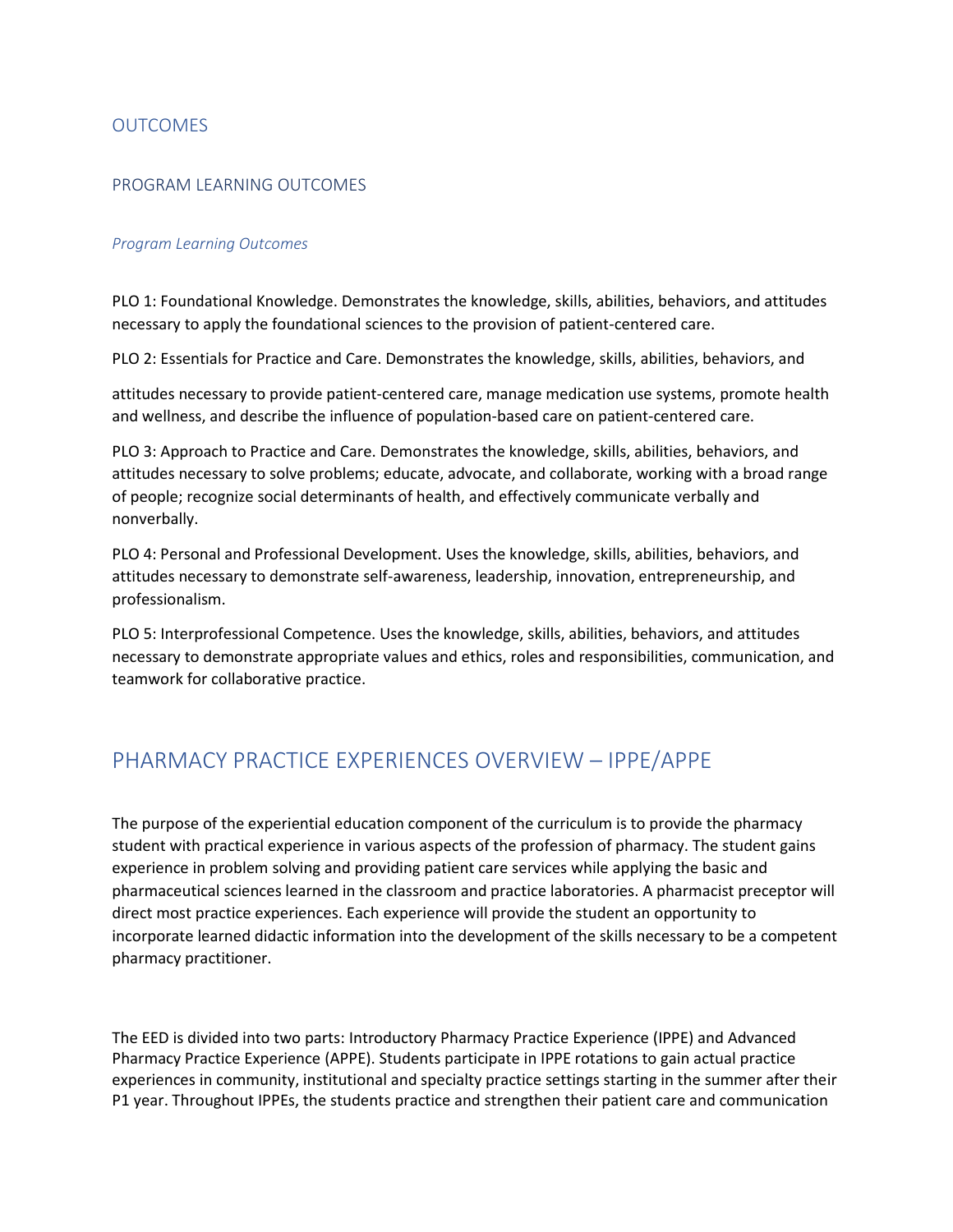## OUTCOMES

### PROGRAM LEARNING OUTCOMES

*Program Learning Outcomes*

PLO 1: Foundational Knowledge. Demonstrates the knowledge, skills, abilities, behaviors, and attitudes necessary to apply the foundational sciences to the provision of patient-centered care.

PLO 2: Essentials for Practice and Care. Demonstrates the knowledge, skills, abilities, behaviors, and attitudes necessary to provide patient-centered care, manage medication use systems, promote health and wellness, and describe the influence of population-based care on patient-centered care.

PLO 3: Approach to Practice and Care. Demonstrates the knowledge, skills, abilities, behaviors, and attitudes necessary to solve problems; educate, advocate, and collaborate, working with a broad range of people; recognize social determinants of health, and effectively communicate verbally and nonverbally.

PLO 4: Personal and Professional Development. Uses the knowledge, skills, abilities, behaviors, and attitudes necessary to demonstrate self-awareness, leadership, innovation, entrepreneurship, and professionalism.

PLO 5: Interprofessional Competence. Uses the knowledge, skills, abilities, behaviors, and attitudes necessary to demonstrate appropriate values and ethics, roles and responsibilities, communication, and teamwork for collaborative practice.

## PHARMACY PRACTICE EXPERIENCES OVERVIEW – IPPE/APPE

The purpose of the experiential education component of the curriculum is to provide the pharmacy student with practical experience in various aspects of the profession of pharmacy. The student gains experience in problem solving and providing patient care services while applying the basic and pharmaceutical sciences learned in the classroom and practice laboratories. A pharmacist preceptor will direct most practice experiences. Each experience will provide the student an opportunity to incorporate learned didactic information into the development of the skills necessary to be a competent pharmacy practitioner.

The EED is divided into two parts: Introductory Pharmacy Practice Experience (IPPE) and Advanced Pharmacy Practice Experience (APPE). Students participate in IPPE rotations to gain actual practice experiences in community, institutional and specialty practice settings starting in the summer after their P1 year. Throughout IPPEs, the students practice and strengthen their patient care and communication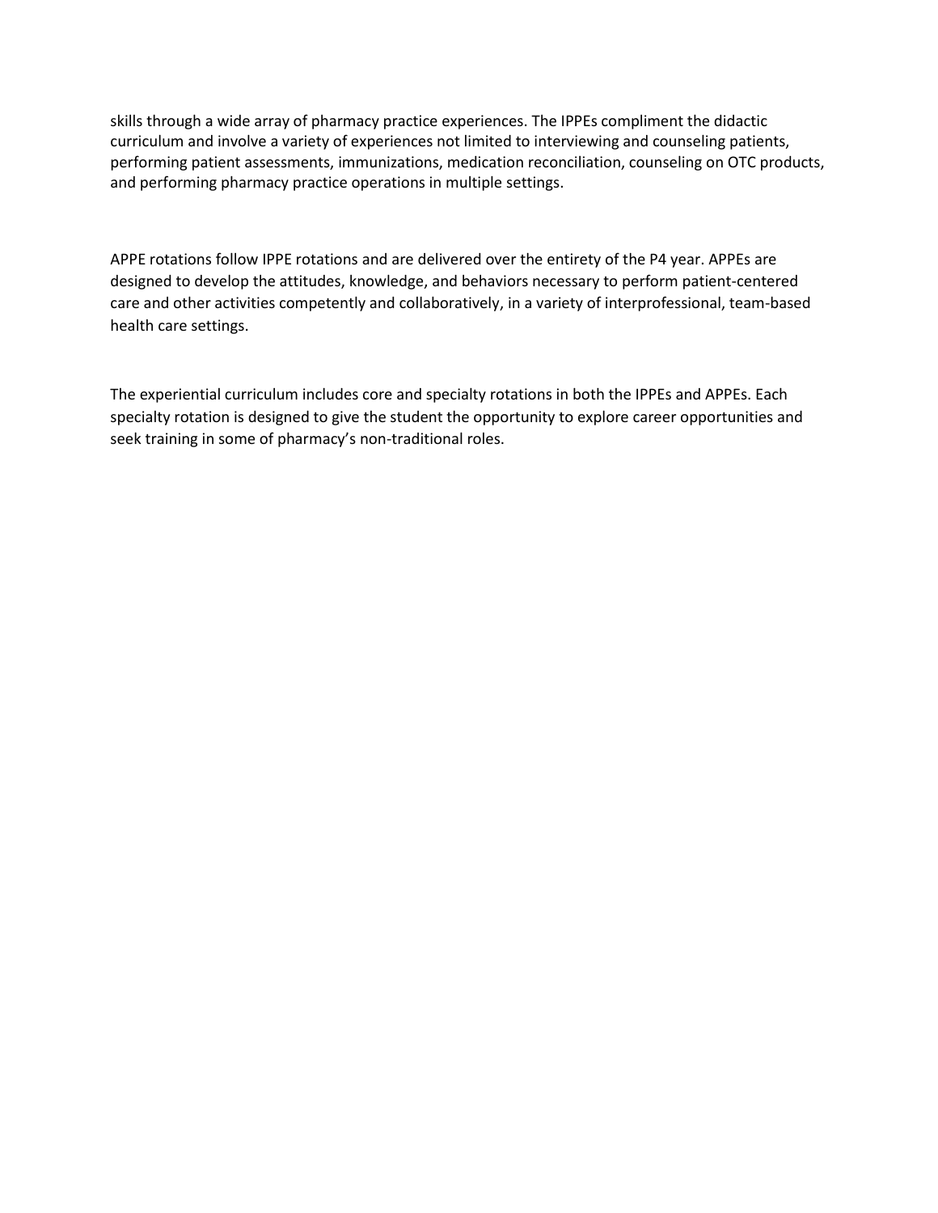skills through a wide array of pharmacy practice experiences. The IPPEs compliment the didactic curriculum and involve a variety of experiences not limited to interviewing and counseling patients, performing patient assessments, immunizations, medication reconciliation, counseling on OTC products, and performing pharmacy practice operations in multiple settings.

APPE rotations follow IPPE rotations and are delivered over the entirety of the P4 year. APPEs are designed to develop the attitudes, knowledge, and behaviors necessary to perform patient-centered care and other activities competently and collaboratively, in a variety of interprofessional, team-based health care settings.

The experiential curriculum includes core and specialty rotations in both the IPPEs and APPEs. Each specialty rotation is designed to give the student the opportunity to explore career opportunities and seek training in some of pharmacy's non-traditional roles.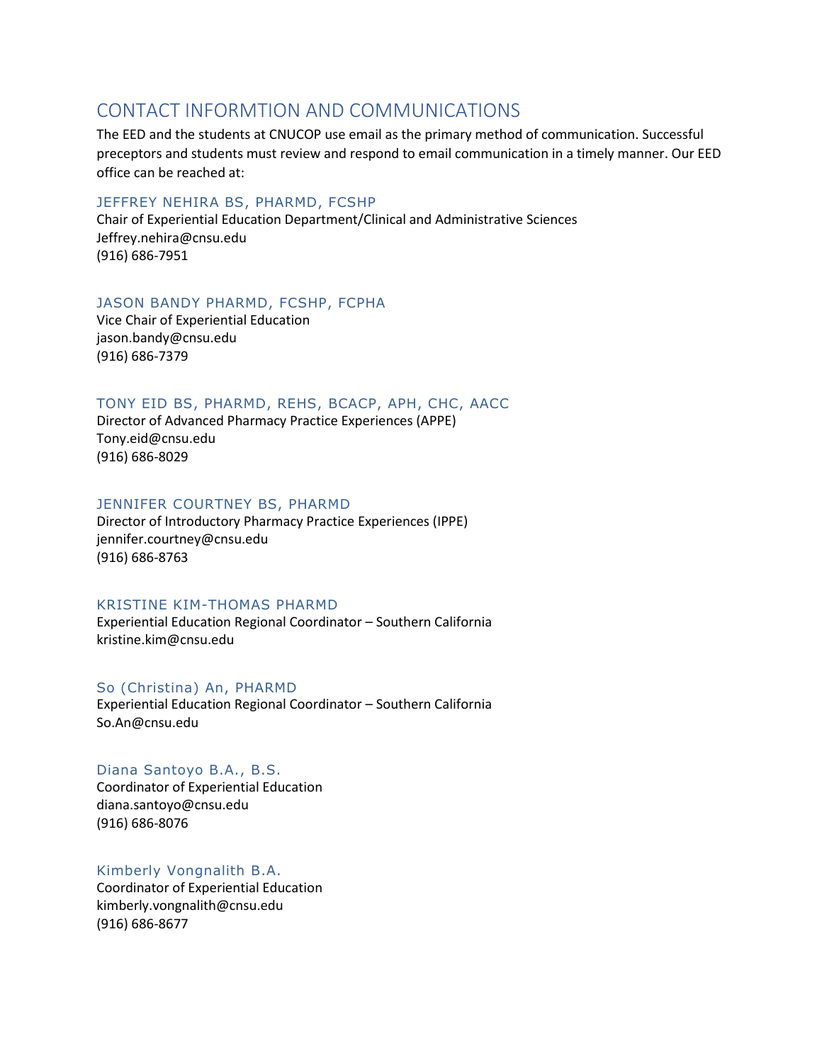## CONTACT INFORMTION AND COMMUNICATIONS

The EED and the students at CNUCOP use email as the primary method of communication. Successful preceptors and students must review and respond to email communication in a timely manner. Our EED office can be reached at:

### JEFFREY NEHIRA BS, PHARMD, FCSHP

Chair of Experiential Education Department/Clinical and Administrative Sciences
Jeffrey.nehira@cnsu.edu
(916) 686-7951

### JASON BANDY PHARMD, FCSHP, FCPHA

Vice Chair of Experiential Education
jason.bandy@cnsu.edu
(916) 686-7379

### TONY EID BS, PHARMD, REHS, BCACP, APH, CHC, AACC

Director of Advanced Pharmacy Practice Experiences (APPE)
Tony.eid@cnsu.edu
(916) 686-8029

### JENNIFER COURTNEY BS, PHARMD

Director of Introductory Pharmacy Practice Experiences (IPPE)
jennifer.courtney@cnsu.edu
(916) 686-8763

### KRISTINE KIM-THOMAS PHARMD

Experiential Education Regional Coordinator – Southern California
kristine.kim@cnsu.edu

### So (Christina) An, PHARMD

Experiential Education Regional Coordinator – Southern California
So.An@cnsu.edu

### Diana Santoyo B.A., B.S.

Coordinator of Experiential Education
diana.santoyo@cnsu.edu
(916) 686-8076

### Kimberly Vongnalith B.A.

Coordinator of Experiential Education
kimberly.vongnalith@cnsu.edu
(916) 686-8677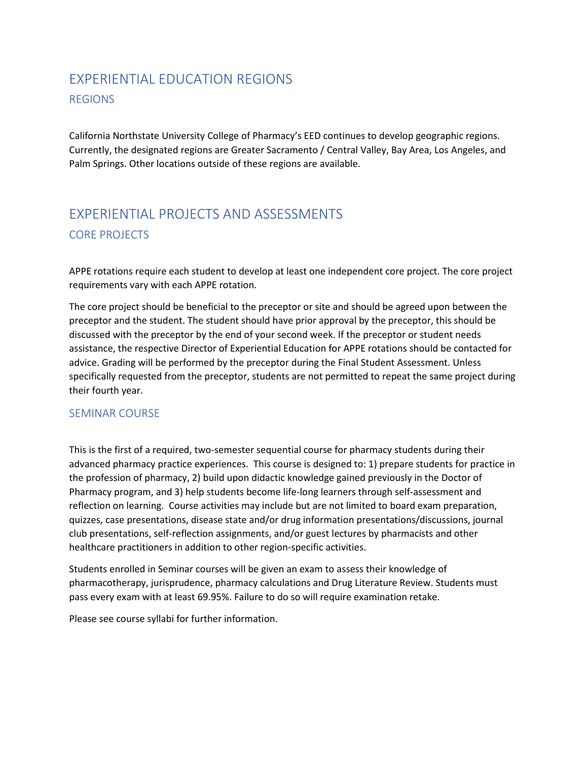# EXPERIENTIAL EDUCATION REGIONS

## REGIONS

California Northstate University College of Pharmacy's EED continues to develop geographic regions. Currently, the designated regions are Greater Sacramento / Central Valley, Bay Area, Los Angeles, and Palm Springs. Other locations outside of these regions are available.

# EXPERIENTIAL PROJECTS AND ASSESSMENTS

## CORE PROJECTS

APPE rotations require each student to develop at least one independent core project. The core project requirements vary with each APPE rotation.

The core project should be beneficial to the preceptor or site and should be agreed upon between the preceptor and the student. The student should have prior approval by the preceptor, this should be discussed with the preceptor by the end of your second week. If the preceptor or student needs assistance, the respective Director of Experiential Education for APPE rotations should be contacted for advice. Grading will be performed by the preceptor during the Final Student Assessment. Unless specifically requested from the preceptor, students are not permitted to repeat the same project during their fourth year.

## SEMINAR COURSE

This is the first of a required, two-semester sequential course for pharmacy students during their advanced pharmacy practice experiences. This course is designed to: 1) prepare students for practice in the profession of pharmacy, 2) build upon didactic knowledge gained previously in the Doctor of Pharmacy program, and 3) help students become life-long learners through self-assessment and reflection on learning. Course activities may include but are not limited to board exam preparation, quizzes, case presentations, disease state and/or drug information presentations/discussions, journal club presentations, self-reflection assignments, and/or guest lectures by pharmacists and other healthcare practitioners in addition to other region-specific activities.

Students enrolled in Seminar courses will be given an exam to assess their knowledge of pharmacotherapy, jurisprudence, pharmacy calculations and Drug Literature Review. Students must pass every exam with at least 69.95%. Failure to do so will require examination retake.

Please see course syllabi for further information.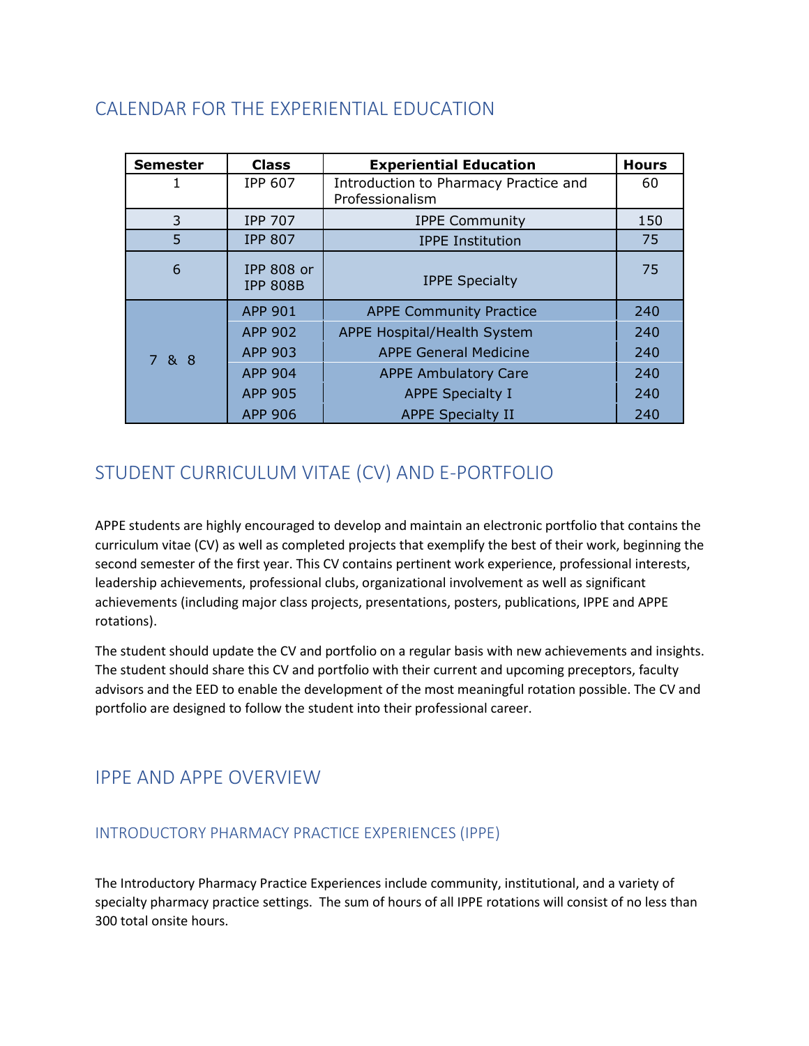## CALENDAR FOR THE EXPERIENTIAL EDUCATION

| Semester | Class | Experiential Education | Hours |
|---|---|---|---|
| 1 | IPP 607 | Introduction to Pharmacy Practice and Professionalism | 60 |
| 3 | IPP 707 | IPPE Community | 150 |
| 5 | IPP 807 | IPPE Institution | 75 |
| 6 | IPP 808 or IPP 808B | IPPE Specialty | 75 |
| 7 & 8 | APP 901 | APPE Community Practice | 240 |
| | APP 902 | APPE Hospital/Health System | 240 |
| | APP 903 | APPE General Medicine | 240 |
| | APP 904 | APPE Ambulatory Care | 240 |
| | APP 905 | APPE Specialty I | 240 |
| | APP 906 | APPE Specialty II | 240 |

## STUDENT CURRICULUM VITAE (CV) AND E-PORTFOLIO

APPE students are highly encouraged to develop and maintain an electronic portfolio that contains the curriculum vitae (CV) as well as completed projects that exemplify the best of their work, beginning the second semester of the first year. This CV contains pertinent work experience, professional interests, leadership achievements, professional clubs, organizational involvement as well as significant achievements (including major class projects, presentations, posters, publications, IPPE and APPE rotations).

The student should update the CV and portfolio on a regular basis with new achievements and insights. The student should share this CV and portfolio with their current and upcoming preceptors, faculty advisors and the EED to enable the development of the most meaningful rotation possible. The CV and portfolio are designed to follow the student into their professional career.

## IPPE AND APPE OVERVIEW

### INTRODUCTORY PHARMACY PRACTICE EXPERIENCES (IPPE)

The Introductory Pharmacy Practice Experiences include community, institutional, and a variety of specialty pharmacy practice settings. The sum of hours of all IPPE rotations will consist of no less than 300 total onsite hours.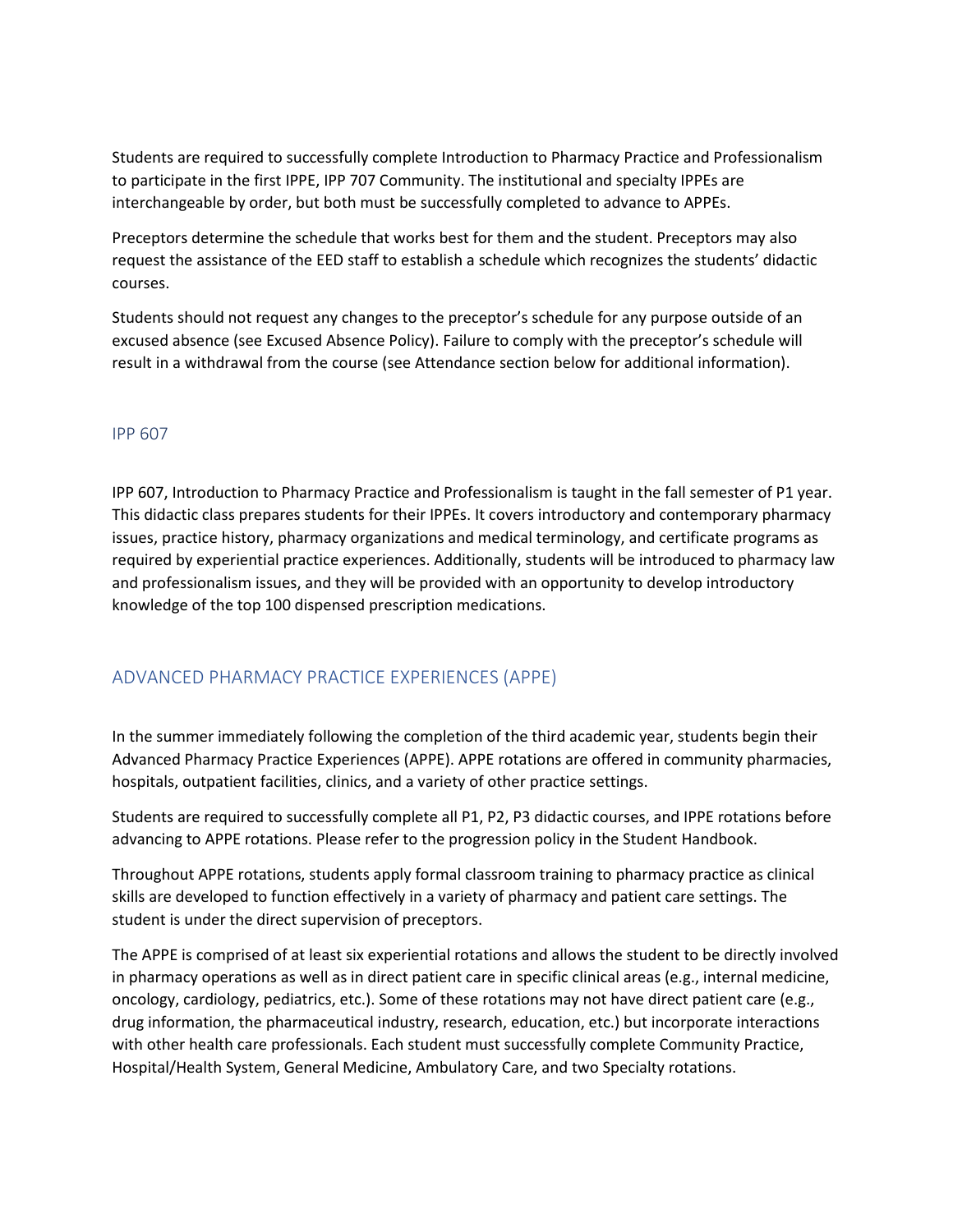Students are required to successfully complete Introduction to Pharmacy Practice and Professionalism to participate in the first IPPE, IPP 707 Community. The institutional and specialty IPPEs are interchangeable by order, but both must be successfully completed to advance to APPEs.

Preceptors determine the schedule that works best for them and the student. Preceptors may also request the assistance of the EED staff to establish a schedule which recognizes the students' didactic courses.

Students should not request any changes to the preceptor's schedule for any purpose outside of an excused absence (see Excused Absence Policy). Failure to comply with the preceptor's schedule will result in a withdrawal from the course (see Attendance section below for additional information).

### IPP 607

IPP 607, Introduction to Pharmacy Practice and Professionalism is taught in the fall semester of P1 year. This didactic class prepares students for their IPPEs. It covers introductory and contemporary pharmacy issues, practice history, pharmacy organizations and medical terminology, and certificate programs as required by experiential practice experiences. Additionally, students will be introduced to pharmacy law and professionalism issues, and they will be provided with an opportunity to develop introductory knowledge of the top 100 dispensed prescription medications.

## ADVANCED PHARMACY PRACTICE EXPERIENCES (APPE)

In the summer immediately following the completion of the third academic year, students begin their Advanced Pharmacy Practice Experiences (APPE). APPE rotations are offered in community pharmacies, hospitals, outpatient facilities, clinics, and a variety of other practice settings.

Students are required to successfully complete all P1, P2, P3 didactic courses, and IPPE rotations before advancing to APPE rotations. Please refer to the progression policy in the Student Handbook.

Throughout APPE rotations, students apply formal classroom training to pharmacy practice as clinical skills are developed to function effectively in a variety of pharmacy and patient care settings. The student is under the direct supervision of preceptors.

The APPE is comprised of at least six experiential rotations and allows the student to be directly involved in pharmacy operations as well as in direct patient care in specific clinical areas (e.g., internal medicine, oncology, cardiology, pediatrics, etc.). Some of these rotations may not have direct patient care (e.g., drug information, the pharmaceutical industry, research, education, etc.) but incorporate interactions with other health care professionals. Each student must successfully complete Community Practice, Hospital/Health System, General Medicine, Ambulatory Care, and two Specialty rotations.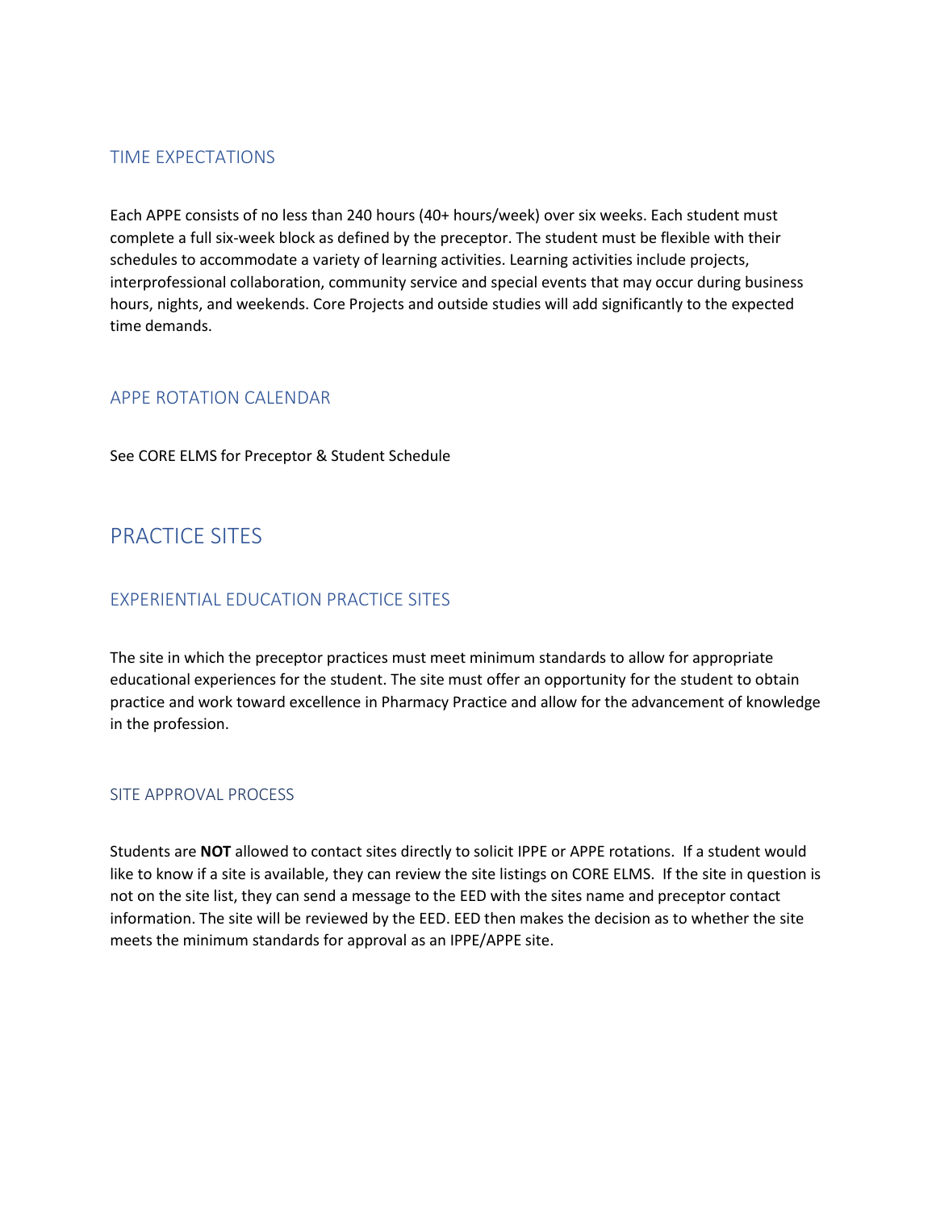### TIME EXPECTATIONS

Each APPE consists of no less than 240 hours (40+ hours/week) over six weeks. Each student must complete a full six-week block as defined by the preceptor. The student must be flexible with their schedules to accommodate a variety of learning activities. Learning activities include projects, interprofessional collaboration, community service and special events that may occur during business hours, nights, and weekends. Core Projects and outside studies will add significantly to the expected time demands.

### APPE ROTATION CALENDAR

See CORE ELMS for Preceptor & Student Schedule

## PRACTICE SITES

### EXPERIENTIAL EDUCATION PRACTICE SITES

The site in which the preceptor practices must meet minimum standards to allow for appropriate educational experiences for the student. The site must offer an opportunity for the student to obtain practice and work toward excellence in Pharmacy Practice and allow for the advancement of knowledge in the profession.

#### SITE APPROVAL PROCESS

Students are **NOT** allowed to contact sites directly to solicit IPPE or APPE rotations. If a student would like to know if a site is available, they can review the site listings on CORE ELMS. If the site in question is not on the site list, they can send a message to the EED with the sites name and preceptor contact information. The site will be reviewed by the EED. EED then makes the decision as to whether the site meets the minimum standards for approval as an IPPE/APPE site.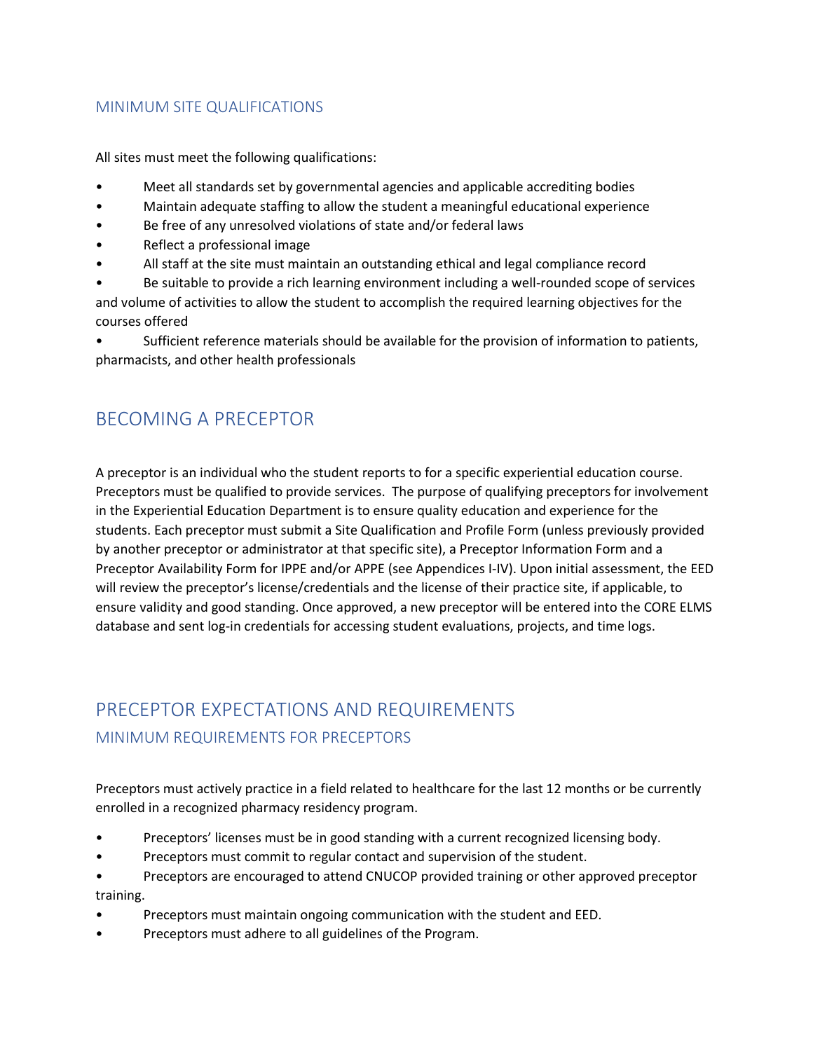### MINIMUM SITE QUALIFICATIONS

All sites must meet the following qualifications:

- Meet all standards set by governmental agencies and applicable accrediting bodies
- Maintain adequate staffing to allow the student a meaningful educational experience
- Be free of any unresolved violations of state and/or federal laws
- Reflect a professional image
- All staff at the site must maintain an outstanding ethical and legal compliance record
- Be suitable to provide a rich learning environment including a well-rounded scope of services and volume of activities to allow the student to accomplish the required learning objectives for the courses offered
- Sufficient reference materials should be available for the provision of information to patients, pharmacists, and other health professionals

## BECOMING A PRECEPTOR

A preceptor is an individual who the student reports to for a specific experiential education course. Preceptors must be qualified to provide services. The purpose of qualifying preceptors for involvement in the Experiential Education Department is to ensure quality education and experience for the students. Each preceptor must submit a Site Qualification and Profile Form (unless previously provided by another preceptor or administrator at that specific site), a Preceptor Information Form and a Preceptor Availability Form for IPPE and/or APPE (see Appendices I-IV). Upon initial assessment, the EED will review the preceptor's license/credentials and the license of their practice site, if applicable, to ensure validity and good standing. Once approved, a new preceptor will be entered into the CORE ELMS database and sent log-in credentials for accessing student evaluations, projects, and time logs.

## PRECEPTOR EXPECTATIONS AND REQUIREMENTS

### MINIMUM REQUIREMENTS FOR PRECEPTORS

Preceptors must actively practice in a field related to healthcare for the last 12 months or be currently enrolled in a recognized pharmacy residency program.

- Preceptors' licenses must be in good standing with a current recognized licensing body.
- Preceptors must commit to regular contact and supervision of the student.
- Preceptors are encouraged to attend CNUCOP provided training or other approved preceptor training.
- Preceptors must maintain ongoing communication with the student and EED.
- Preceptors must adhere to all guidelines of the Program.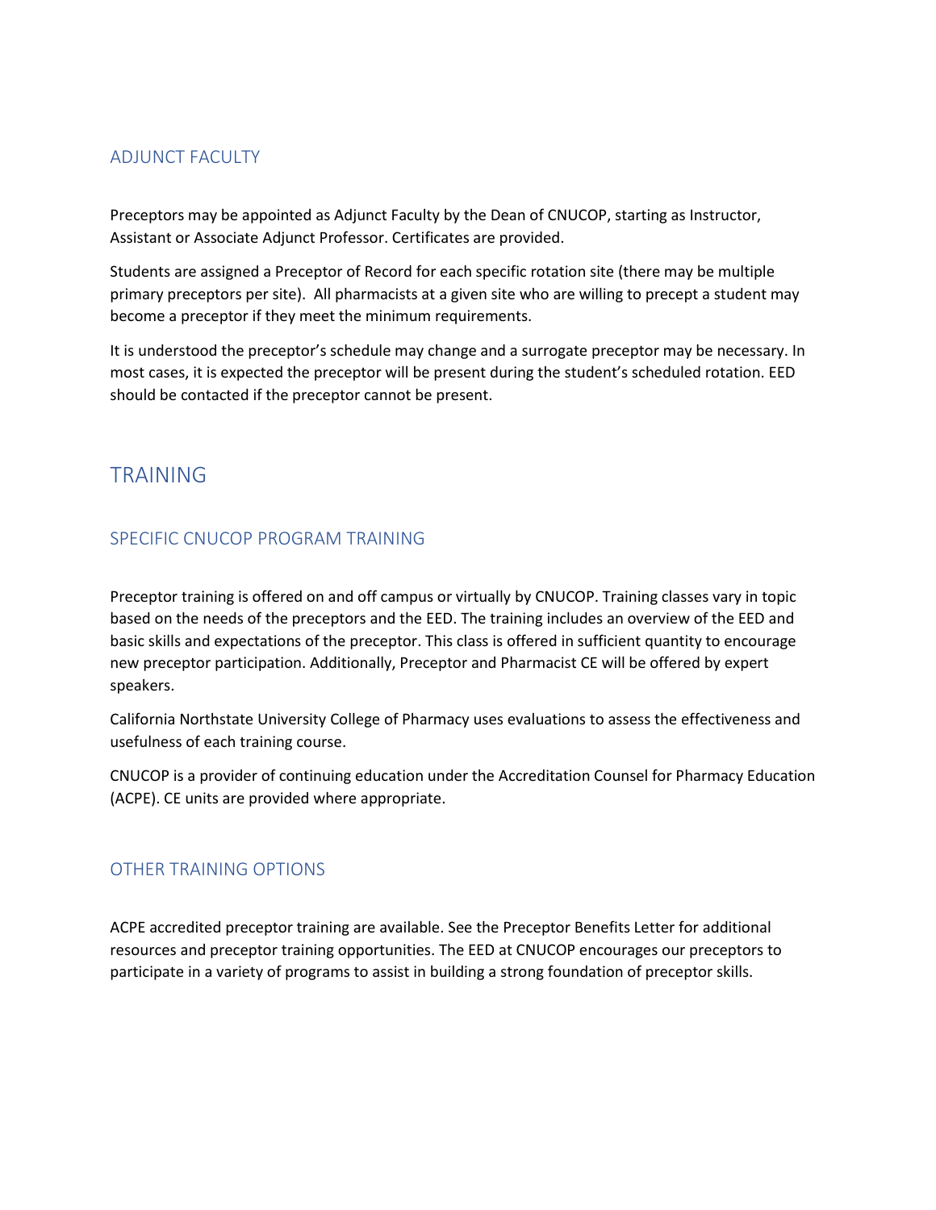### ADJUNCT FACULTY

Preceptors may be appointed as Adjunct Faculty by the Dean of CNUCOP, starting as Instructor, Assistant or Associate Adjunct Professor. Certificates are provided.

Students are assigned a Preceptor of Record for each specific rotation site (there may be multiple primary preceptors per site). All pharmacists at a given site who are willing to precept a student may become a preceptor if they meet the minimum requirements.

It is understood the preceptor's schedule may change and a surrogate preceptor may be necessary. In most cases, it is expected the preceptor will be present during the student's scheduled rotation. EED should be contacted if the preceptor cannot be present.

## TRAINING

### SPECIFIC CNUCOP PROGRAM TRAINING

Preceptor training is offered on and off campus or virtually by CNUCOP. Training classes vary in topic based on the needs of the preceptors and the EED. The training includes an overview of the EED and basic skills and expectations of the preceptor. This class is offered in sufficient quantity to encourage new preceptor participation. Additionally, Preceptor and Pharmacist CE will be offered by expert speakers.

California Northstate University College of Pharmacy uses evaluations to assess the effectiveness and usefulness of each training course.

CNUCOP is a provider of continuing education under the Accreditation Counsel for Pharmacy Education (ACPE). CE units are provided where appropriate.

### OTHER TRAINING OPTIONS

ACPE accredited preceptor training are available. See the Preceptor Benefits Letter for additional resources and preceptor training opportunities. The EED at CNUCOP encourages our preceptors to participate in a variety of programs to assist in building a strong foundation of preceptor skills.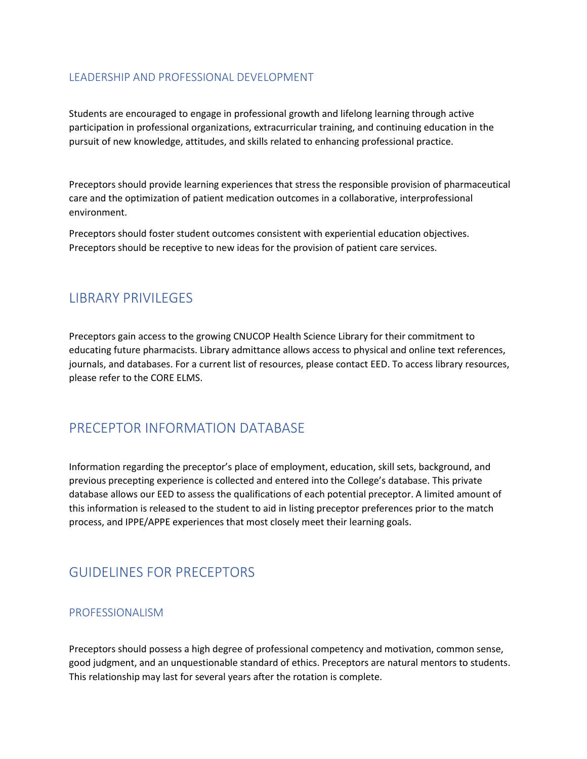### LEADERSHIP AND PROFESSIONAL DEVELOPMENT

Students are encouraged to engage in professional growth and lifelong learning through active participation in professional organizations, extracurricular training, and continuing education in the pursuit of new knowledge, attitudes, and skills related to enhancing professional practice.

Preceptors should provide learning experiences that stress the responsible provision of pharmaceutical care and the optimization of patient medication outcomes in a collaborative, interprofessional environment.

Preceptors should foster student outcomes consistent with experiential education objectives. Preceptors should be receptive to new ideas for the provision of patient care services.

## LIBRARY PRIVILEGES

Preceptors gain access to the growing CNUCOP Health Science Library for their commitment to educating future pharmacists. Library admittance allows access to physical and online text references, journals, and databases. For a current list of resources, please contact EED. To access library resources, please refer to the CORE ELMS.

## PRECEPTOR INFORMATION DATABASE

Information regarding the preceptor's place of employment, education, skill sets, background, and previous precepting experience is collected and entered into the College's database. This private database allows our EED to assess the qualifications of each potential preceptor. A limited amount of this information is released to the student to aid in listing preceptor preferences prior to the match process, and IPPE/APPE experiences that most closely meet their learning goals.

## GUIDELINES FOR PRECEPTORS

### PROFESSIONALISM

Preceptors should possess a high degree of professional competency and motivation, common sense, good judgment, and an unquestionable standard of ethics. Preceptors are natural mentors to students. This relationship may last for several years after the rotation is complete.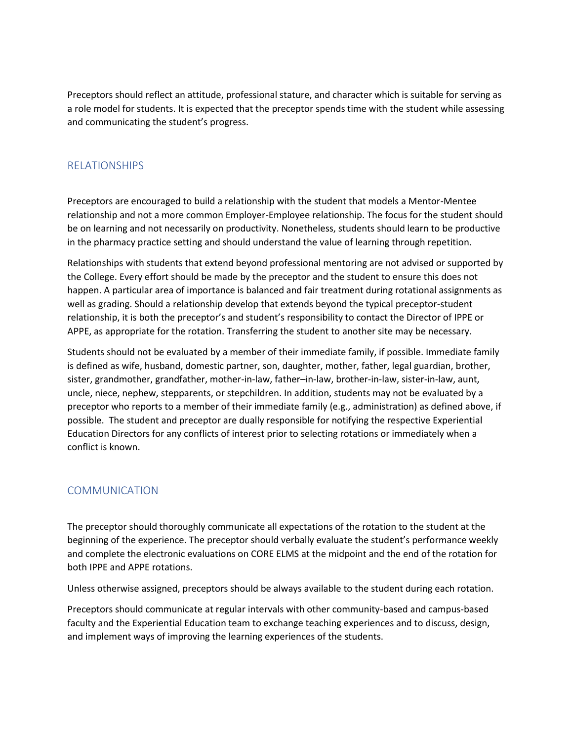Preceptors should reflect an attitude, professional stature, and character which is suitable for serving as a role model for students. It is expected that the preceptor spends time with the student while assessing and communicating the student's progress.

## RELATIONSHIPS

Preceptors are encouraged to build a relationship with the student that models a Mentor-Mentee relationship and not a more common Employer-Employee relationship. The focus for the student should be on learning and not necessarily on productivity. Nonetheless, students should learn to be productive in the pharmacy practice setting and should understand the value of learning through repetition.

Relationships with students that extend beyond professional mentoring are not advised or supported by the College. Every effort should be made by the preceptor and the student to ensure this does not happen. A particular area of importance is balanced and fair treatment during rotational assignments as well as grading. Should a relationship develop that extends beyond the typical preceptor-student relationship, it is both the preceptor's and student's responsibility to contact the Director of IPPE or APPE, as appropriate for the rotation. Transferring the student to another site may be necessary.

Students should not be evaluated by a member of their immediate family, if possible. Immediate family is defined as wife, husband, domestic partner, son, daughter, mother, father, legal guardian, brother, sister, grandmother, grandfather, mother-in-law, father–in-law, brother-in-law, sister-in-law, aunt, uncle, niece, nephew, stepparents, or stepchildren. In addition, students may not be evaluated by a preceptor who reports to a member of their immediate family (e.g., administration) as defined above, if possible. The student and preceptor are dually responsible for notifying the respective Experiential Education Directors for any conflicts of interest prior to selecting rotations or immediately when a conflict is known.

## COMMUNICATION

The preceptor should thoroughly communicate all expectations of the rotation to the student at the beginning of the experience. The preceptor should verbally evaluate the student's performance weekly and complete the electronic evaluations on CORE ELMS at the midpoint and the end of the rotation for both IPPE and APPE rotations.

Unless otherwise assigned, preceptors should be always available to the student during each rotation.

Preceptors should communicate at regular intervals with other community-based and campus-based faculty and the Experiential Education team to exchange teaching experiences and to discuss, design, and implement ways of improving the learning experiences of the students.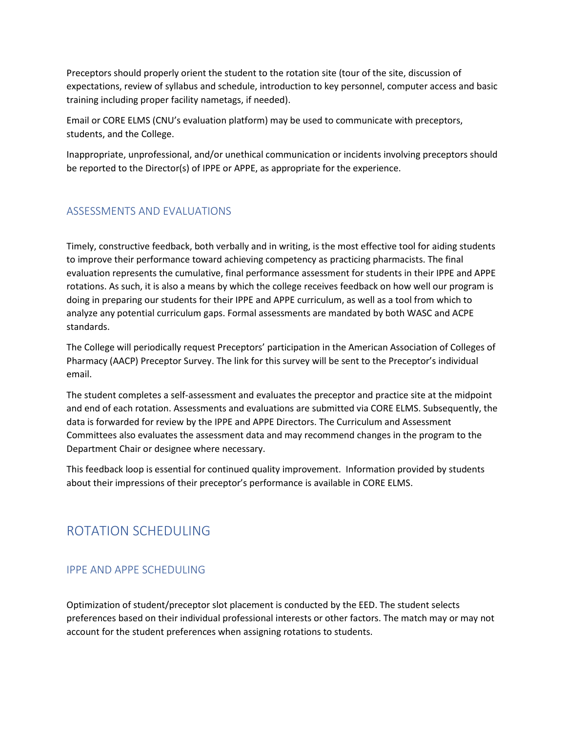Preceptors should properly orient the student to the rotation site (tour of the site, discussion of expectations, review of syllabus and schedule, introduction to key personnel, computer access and basic training including proper facility nametags, if needed).

Email or CORE ELMS (CNU's evaluation platform) may be used to communicate with preceptors, students, and the College.

Inappropriate, unprofessional, and/or unethical communication or incidents involving preceptors should be reported to the Director(s) of IPPE or APPE, as appropriate for the experience.

### ASSESSMENTS AND EVALUATIONS

Timely, constructive feedback, both verbally and in writing, is the most effective tool for aiding students to improve their performance toward achieving competency as practicing pharmacists. The final evaluation represents the cumulative, final performance assessment for students in their IPPE and APPE rotations. As such, it is also a means by which the college receives feedback on how well our program is doing in preparing our students for their IPPE and APPE curriculum, as well as a tool from which to analyze any potential curriculum gaps. Formal assessments are mandated by both WASC and ACPE standards.

The College will periodically request Preceptors' participation in the American Association of Colleges of Pharmacy (AACP) Preceptor Survey. The link for this survey will be sent to the Preceptor's individual email.

The student completes a self-assessment and evaluates the preceptor and practice site at the midpoint and end of each rotation. Assessments and evaluations are submitted via CORE ELMS. Subsequently, the data is forwarded for review by the IPPE and APPE Directors. The Curriculum and Assessment Committees also evaluates the assessment data and may recommend changes in the program to the Department Chair or designee where necessary.

This feedback loop is essential for continued quality improvement. Information provided by students about their impressions of their preceptor's performance is available in CORE ELMS.

## ROTATION SCHEDULING

### IPPE AND APPE SCHEDULING

Optimization of student/preceptor slot placement is conducted by the EED. The student selects preferences based on their individual professional interests or other factors. The match may or may not account for the student preferences when assigning rotations to students.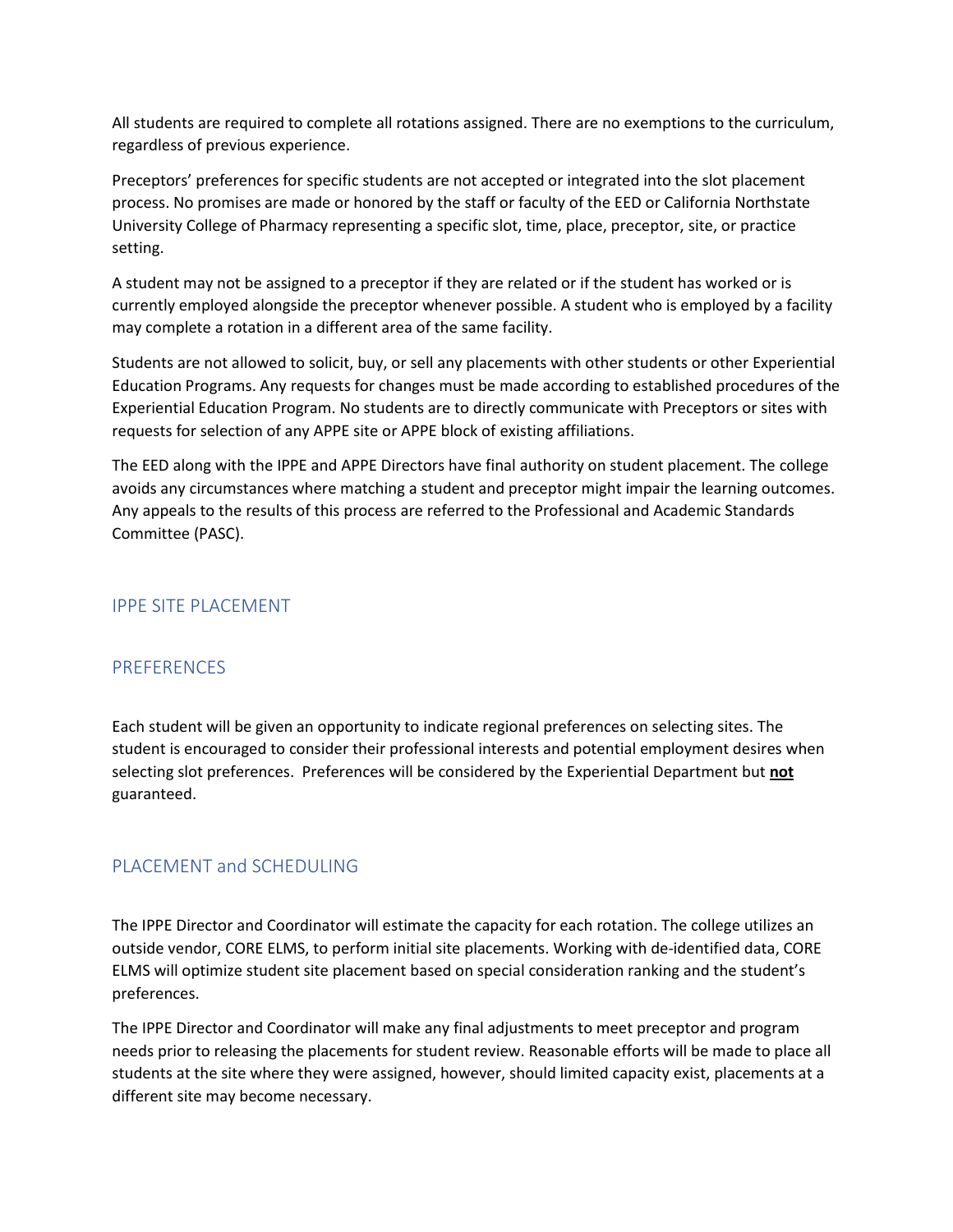All students are required to complete all rotations assigned. There are no exemptions to the curriculum, regardless of previous experience.

Preceptors' preferences for specific students are not accepted or integrated into the slot placement process. No promises are made or honored by the staff or faculty of the EED or California Northstate University College of Pharmacy representing a specific slot, time, place, preceptor, site, or practice setting.

A student may not be assigned to a preceptor if they are related or if the student has worked or is currently employed alongside the preceptor whenever possible. A student who is employed by a facility may complete a rotation in a different area of the same facility.

Students are not allowed to solicit, buy, or sell any placements with other students or other Experiential Education Programs. Any requests for changes must be made according to established procedures of the Experiential Education Program. No students are to directly communicate with Preceptors or sites with requests for selection of any APPE site or APPE block of existing affiliations.

The EED along with the IPPE and APPE Directors have final authority on student placement. The college avoids any circumstances where matching a student and preceptor might impair the learning outcomes. Any appeals to the results of this process are referred to the Professional and Academic Standards Committee (PASC).

## IPPE SITE PLACEMENT

## PREFERENCES

Each student will be given an opportunity to indicate regional preferences on selecting sites. The student is encouraged to consider their professional interests and potential employment desires when selecting slot preferences. Preferences will be considered by the Experiential Department but **not** guaranteed.

## PLACEMENT and SCHEDULING

The IPPE Director and Coordinator will estimate the capacity for each rotation. The college utilizes an outside vendor, CORE ELMS, to perform initial site placements. Working with de-identified data, CORE ELMS will optimize student site placement based on special consideration ranking and the student's preferences.

The IPPE Director and Coordinator will make any final adjustments to meet preceptor and program needs prior to releasing the placements for student review. Reasonable efforts will be made to place all students at the site where they were assigned, however, should limited capacity exist, placements at a different site may become necessary.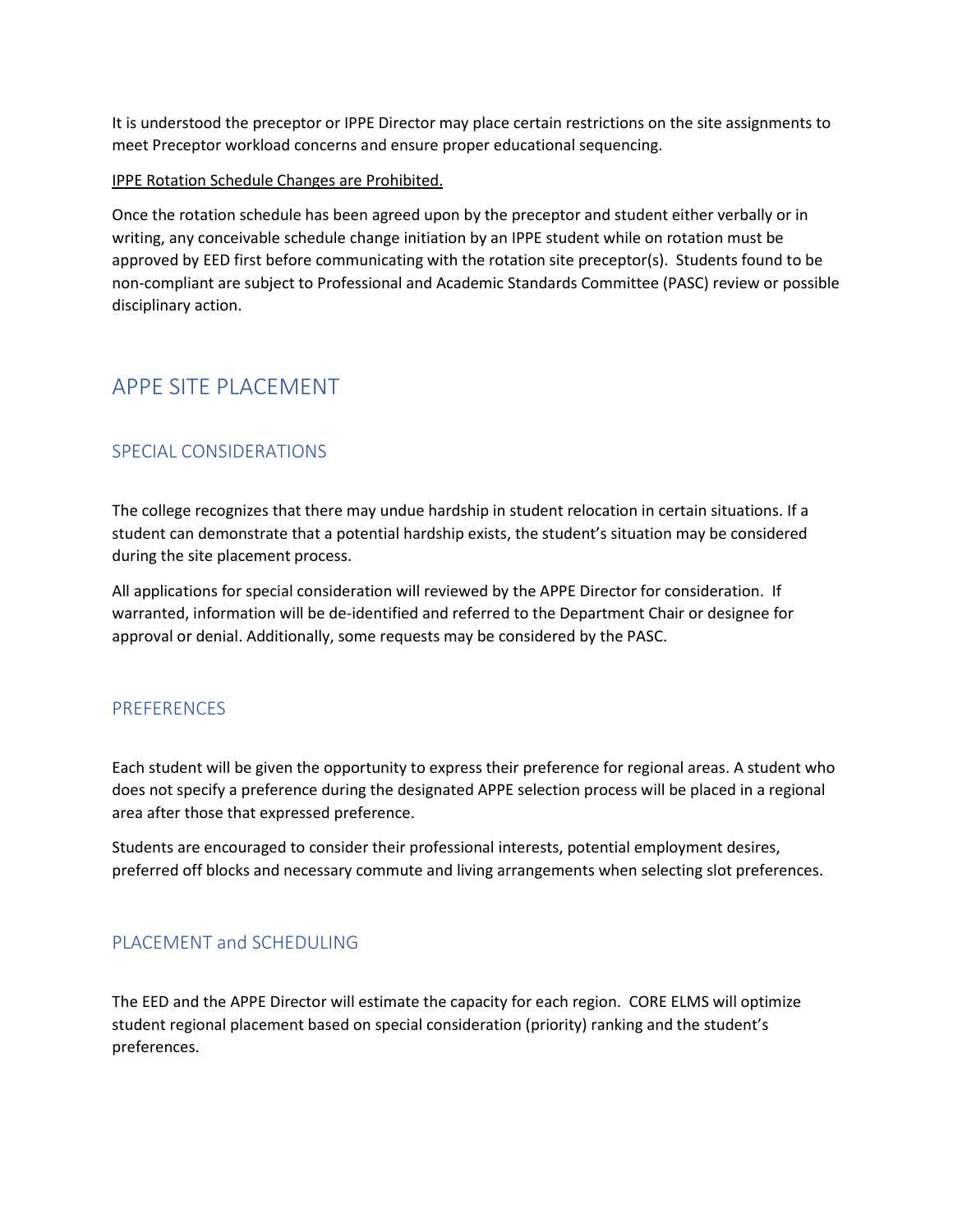It is understood the preceptor or IPPE Director may place certain restrictions on the site assignments to meet Preceptor workload concerns and ensure proper educational sequencing.

IPPE Rotation Schedule Changes are Prohibited.

Once the rotation schedule has been agreed upon by the preceptor and student either verbally or in writing, any conceivable schedule change initiation by an IPPE student while on rotation must be approved by EED first before communicating with the rotation site preceptor(s). Students found to be non-compliant are subject to Professional and Academic Standards Committee (PASC) review or possible disciplinary action.

# APPE SITE PLACEMENT

## SPECIAL CONSIDERATIONS

The college recognizes that there may undue hardship in student relocation in certain situations. If a student can demonstrate that a potential hardship exists, the student's situation may be considered during the site placement process.

All applications for special consideration will reviewed by the APPE Director for consideration. If warranted, information will be de-identified and referred to the Department Chair or designee for approval or denial. Additionally, some requests may be considered by the PASC.

## PREFERENCES

Each student will be given the opportunity to express their preference for regional areas. A student who does not specify a preference during the designated APPE selection process will be placed in a regional area after those that expressed preference.

Students are encouraged to consider their professional interests, potential employment desires, preferred off blocks and necessary commute and living arrangements when selecting slot preferences.

## PLACEMENT and SCHEDULING

The EED and the APPE Director will estimate the capacity for each region. CORE ELMS will optimize student regional placement based on special consideration (priority) ranking and the student's preferences.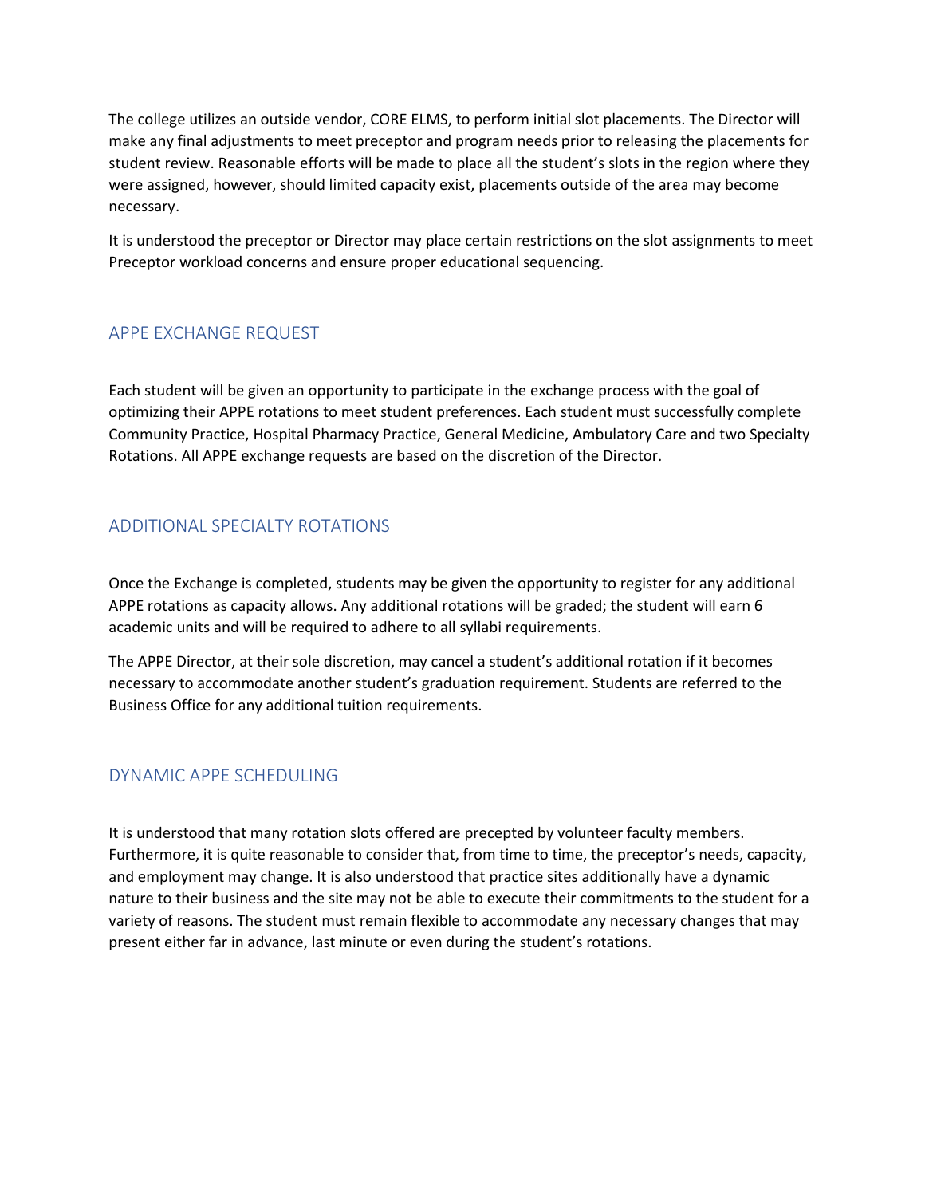The college utilizes an outside vendor, CORE ELMS, to perform initial slot placements. The Director will make any final adjustments to meet preceptor and program needs prior to releasing the placements for student review. Reasonable efforts will be made to place all the student's slots in the region where they were assigned, however, should limited capacity exist, placements outside of the area may become necessary.

It is understood the preceptor or Director may place certain restrictions on the slot assignments to meet Preceptor workload concerns and ensure proper educational sequencing.

## APPE EXCHANGE REQUEST

Each student will be given an opportunity to participate in the exchange process with the goal of optimizing their APPE rotations to meet student preferences. Each student must successfully complete Community Practice, Hospital Pharmacy Practice, General Medicine, Ambulatory Care and two Specialty Rotations. All APPE exchange requests are based on the discretion of the Director.

## ADDITIONAL SPECIALTY ROTATIONS

Once the Exchange is completed, students may be given the opportunity to register for any additional APPE rotations as capacity allows. Any additional rotations will be graded; the student will earn 6 academic units and will be required to adhere to all syllabi requirements.

The APPE Director, at their sole discretion, may cancel a student's additional rotation if it becomes necessary to accommodate another student's graduation requirement. Students are referred to the Business Office for any additional tuition requirements.

## DYNAMIC APPE SCHEDULING

It is understood that many rotation slots offered are precepted by volunteer faculty members. Furthermore, it is quite reasonable to consider that, from time to time, the preceptor's needs, capacity, and employment may change. It is also understood that practice sites additionally have a dynamic nature to their business and the site may not be able to execute their commitments to the student for a variety of reasons. The student must remain flexible to accommodate any necessary changes that may present either far in advance, last minute or even during the student's rotations.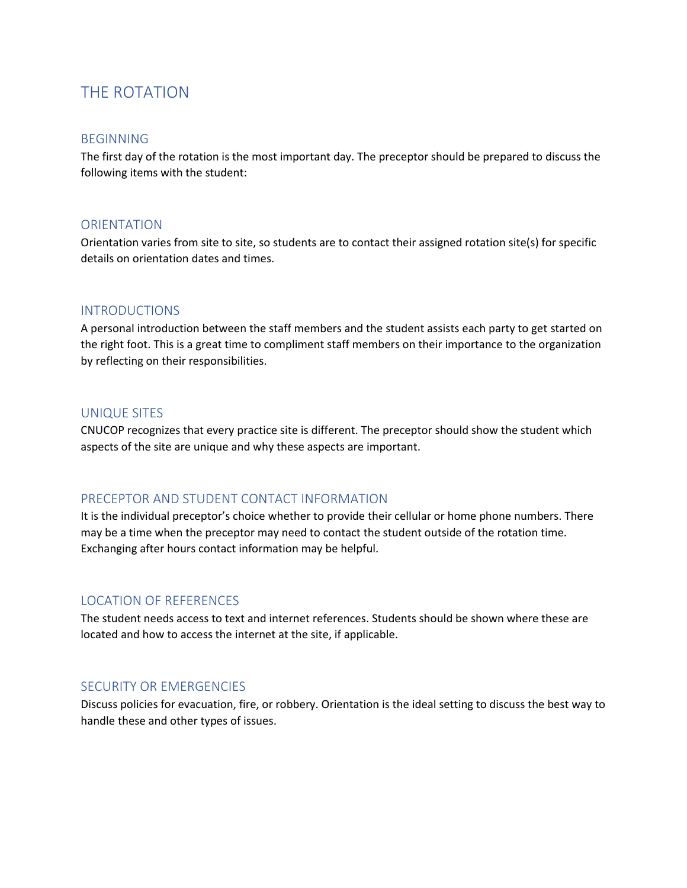# THE ROTATION

## BEGINNING

The first day of the rotation is the most important day. The preceptor should be prepared to discuss the following items with the student:

## ORIENTATION

Orientation varies from site to site, so students are to contact their assigned rotation site(s) for specific details on orientation dates and times.

## INTRODUCTIONS

A personal introduction between the staff members and the student assists each party to get started on the right foot. This is a great time to compliment staff members on their importance to the organization by reflecting on their responsibilities.

## UNIQUE SITES

CNUCOP recognizes that every practice site is different. The preceptor should show the student which aspects of the site are unique and why these aspects are important.

## PRECEPTOR AND STUDENT CONTACT INFORMATION

It is the individual preceptor's choice whether to provide their cellular or home phone numbers. There may be a time when the preceptor may need to contact the student outside of the rotation time. Exchanging after hours contact information may be helpful.

## LOCATION OF REFERENCES

The student needs access to text and internet references. Students should be shown where these are located and how to access the internet at the site, if applicable.

## SECURITY OR EMERGENCIES

Discuss policies for evacuation, fire, or robbery. Orientation is the ideal setting to discuss the best way to handle these and other types of issues.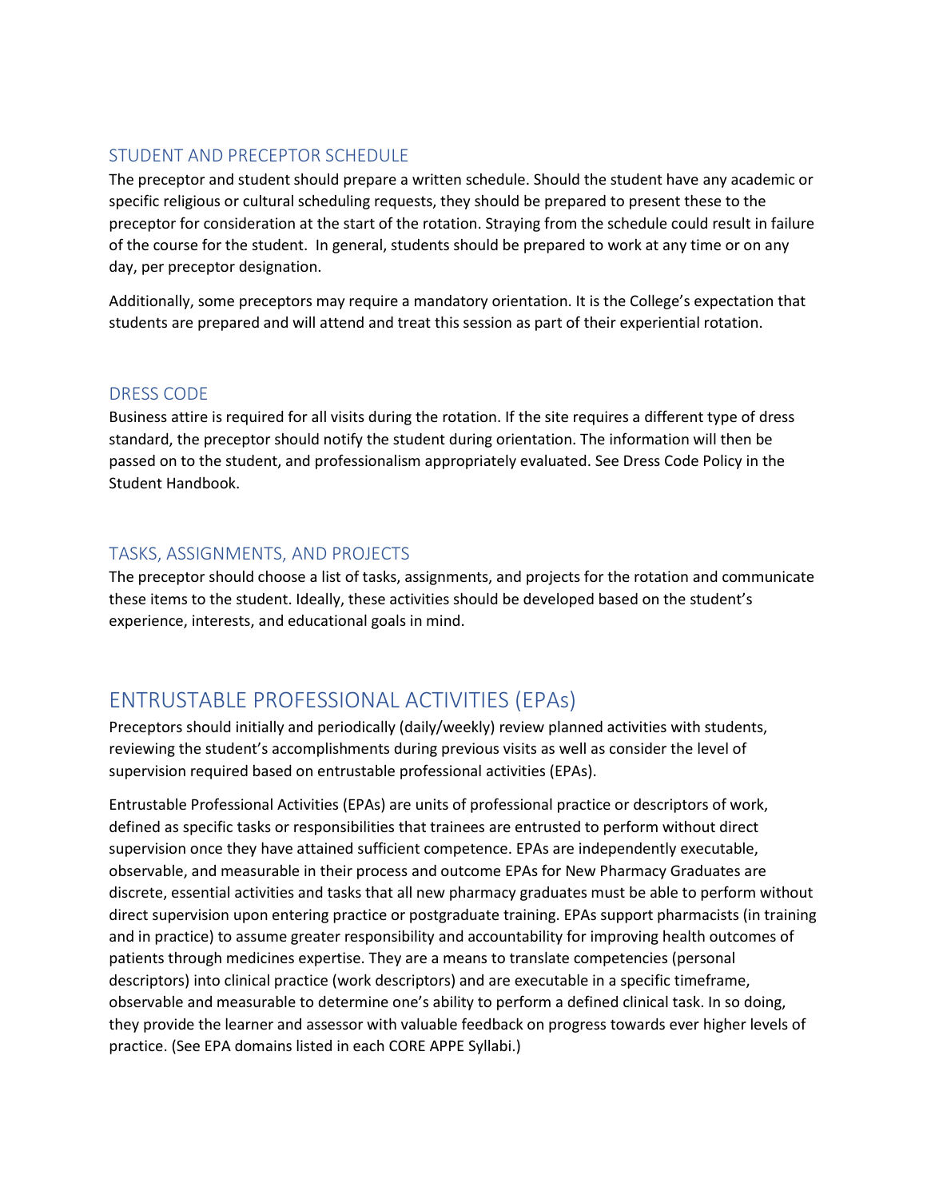### STUDENT AND PRECEPTOR SCHEDULE

The preceptor and student should prepare a written schedule. Should the student have any academic or specific religious or cultural scheduling requests, they should be prepared to present these to the preceptor for consideration at the start of the rotation. Straying from the schedule could result in failure of the course for the student.  In general, students should be prepared to work at any time or on any day, per preceptor designation.

Additionally, some preceptors may require a mandatory orientation. It is the College's expectation that students are prepared and will attend and treat this session as part of their experiential rotation.

### DRESS CODE

Business attire is required for all visits during the rotation. If the site requires a different type of dress standard, the preceptor should notify the student during orientation. The information will then be passed on to the student, and professionalism appropriately evaluated. See Dress Code Policy in the Student Handbook.

### TASKS, ASSIGNMENTS, AND PROJECTS

The preceptor should choose a list of tasks, assignments, and projects for the rotation and communicate these items to the student. Ideally, these activities should be developed based on the student's experience, interests, and educational goals in mind.

## ENTRUSTABLE PROFESSIONAL ACTIVITIES (EPAs)

Preceptors should initially and periodically (daily/weekly) review planned activities with students, reviewing the student's accomplishments during previous visits as well as consider the level of supervision required based on entrustable professional activities (EPAs).

Entrustable Professional Activities (EPAs) are units of professional practice or descriptors of work, defined as specific tasks or responsibilities that trainees are entrusted to perform without direct supervision once they have attained sufficient competence. EPAs are independently executable, observable, and measurable in their process and outcome EPAs for New Pharmacy Graduates are discrete, essential activities and tasks that all new pharmacy graduates must be able to perform without direct supervision upon entering practice or postgraduate training. EPAs support pharmacists (in training and in practice) to assume greater responsibility and accountability for improving health outcomes of patients through medicines expertise. They are a means to translate competencies (personal descriptors) into clinical practice (work descriptors) and are executable in a specific timeframe, observable and measurable to determine one's ability to perform a defined clinical task. In so doing, they provide the learner and assessor with valuable feedback on progress towards ever higher levels of practice. (See EPA domains listed in each CORE APPE Syllabi.)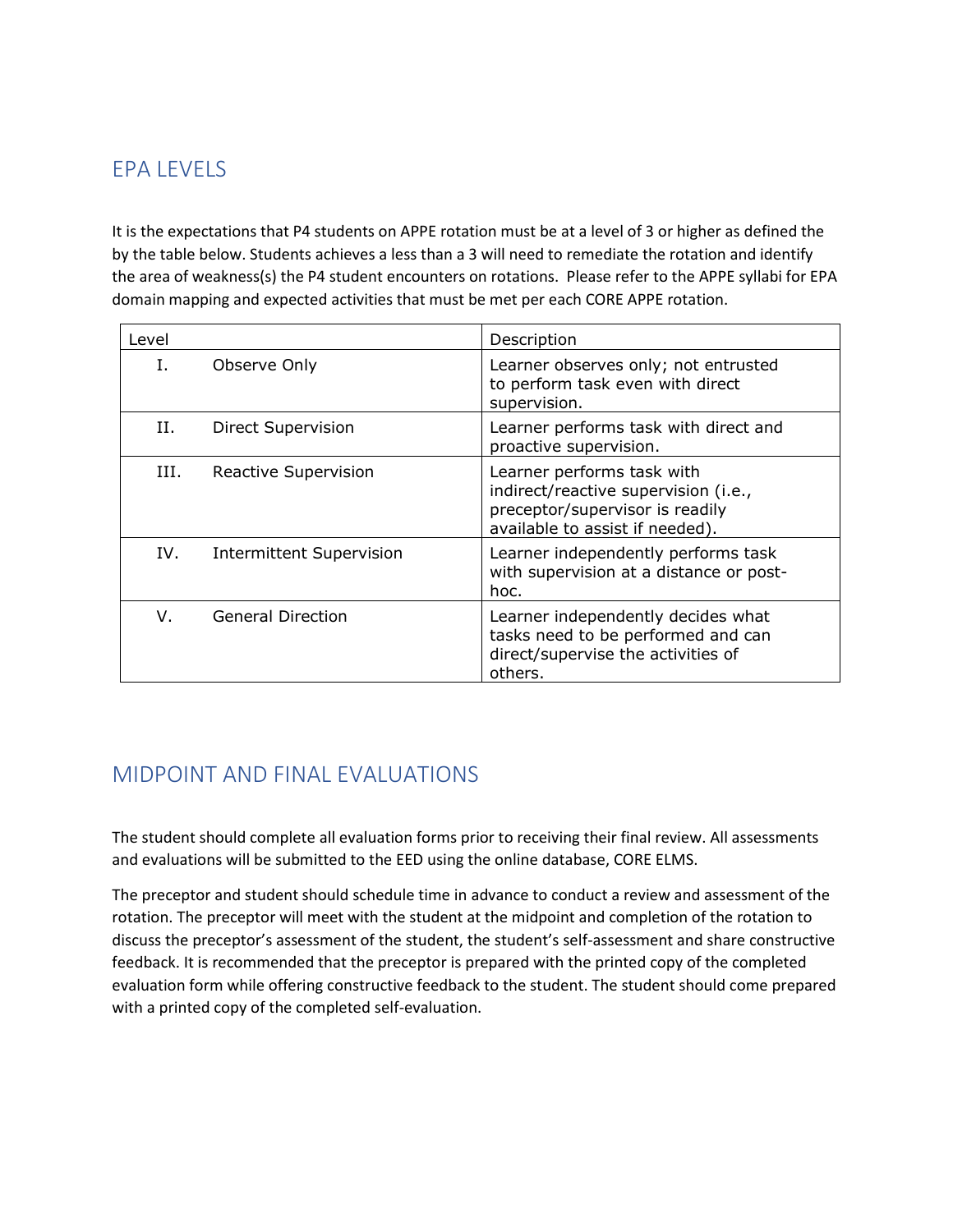## EPA LEVELS

It is the expectations that P4 students on APPE rotation must be at a level of 3 or higher as defined the by the table below. Students achieves a less than a 3 will need to remediate the rotation and identify the area of weakness(s) the P4 student encounters on rotations. Please refer to the APPE syllabi for EPA domain mapping and expected activities that must be met per each CORE APPE rotation.

| Level | | Description |
|---|---|---|
| I. | Observe Only | Learner observes only; not entrusted to perform task even with direct supervision. |
| II. | Direct Supervision | Learner performs task with direct and proactive supervision. |
| III. | Reactive Supervision | Learner performs task with indirect/reactive supervision (i.e., preceptor/supervisor is readily available to assist if needed). |
| IV. | Intermittent Supervision | Learner independently performs task with supervision at a distance or post-hoc. |
| V. | General Direction | Learner independently decides what tasks need to be performed and can direct/supervise the activities of others. |

## MIDPOINT AND FINAL EVALUATIONS

The student should complete all evaluation forms prior to receiving their final review. All assessments and evaluations will be submitted to the EED using the online database, CORE ELMS.

The preceptor and student should schedule time in advance to conduct a review and assessment of the rotation. The preceptor will meet with the student at the midpoint and completion of the rotation to discuss the preceptor's assessment of the student, the student's self-assessment and share constructive feedback. It is recommended that the preceptor is prepared with the printed copy of the completed evaluation form while offering constructive feedback to the student. The student should come prepared with a printed copy of the completed self-evaluation.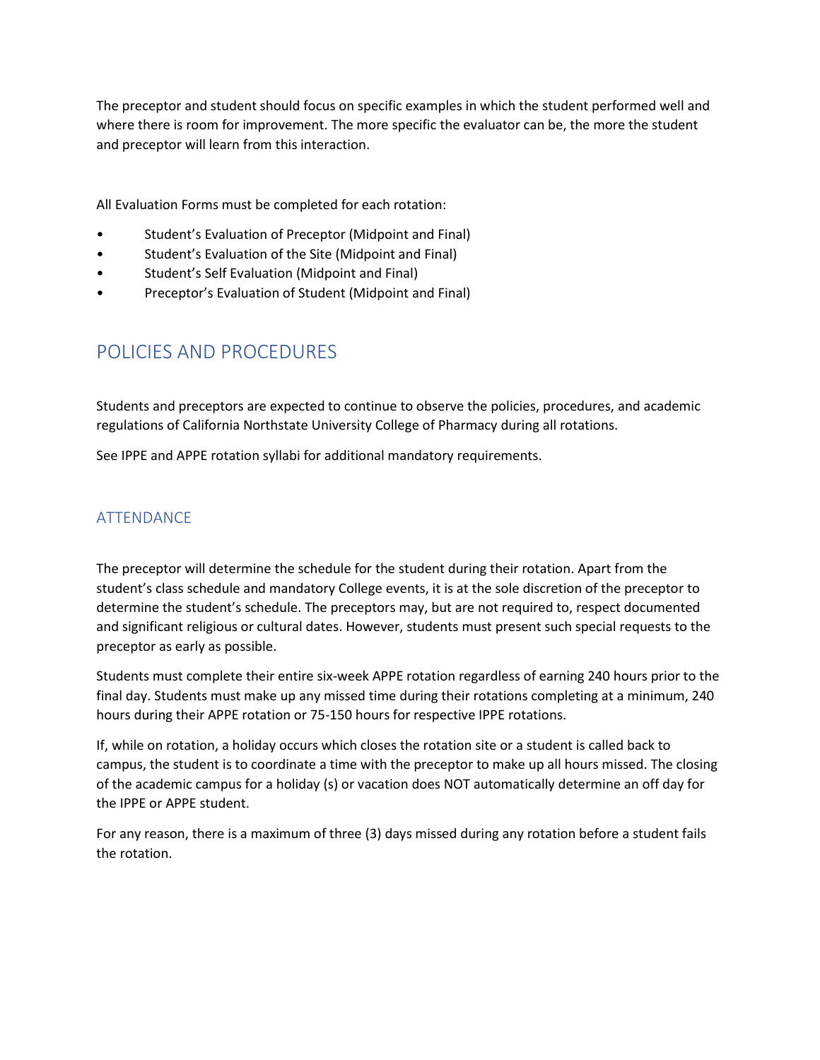The preceptor and student should focus on specific examples in which the student performed well and where there is room for improvement. The more specific the evaluator can be, the more the student and preceptor will learn from this interaction.

All Evaluation Forms must be completed for each rotation:

- Student's Evaluation of Preceptor (Midpoint and Final)
- Student's Evaluation of the Site (Midpoint and Final)
- Student's Self Evaluation (Midpoint and Final)
- Preceptor's Evaluation of Student (Midpoint and Final)

## POLICIES AND PROCEDURES

Students and preceptors are expected to continue to observe the policies, procedures, and academic regulations of California Northstate University College of Pharmacy during all rotations.

See IPPE and APPE rotation syllabi for additional mandatory requirements.

### ATTENDANCE

The preceptor will determine the schedule for the student during their rotation. Apart from the student's class schedule and mandatory College events, it is at the sole discretion of the preceptor to determine the student's schedule. The preceptors may, but are not required to, respect documented and significant religious or cultural dates. However, students must present such special requests to the preceptor as early as possible.

Students must complete their entire six-week APPE rotation regardless of earning 240 hours prior to the final day. Students must make up any missed time during their rotations completing at a minimum, 240 hours during their APPE rotation or 75-150 hours for respective IPPE rotations.

If, while on rotation, a holiday occurs which closes the rotation site or a student is called back to campus, the student is to coordinate a time with the preceptor to make up all hours missed. The closing of the academic campus for a holiday (s) or vacation does NOT automatically determine an off day for the IPPE or APPE student.

For any reason, there is a maximum of three (3) days missed during any rotation before a student fails the rotation.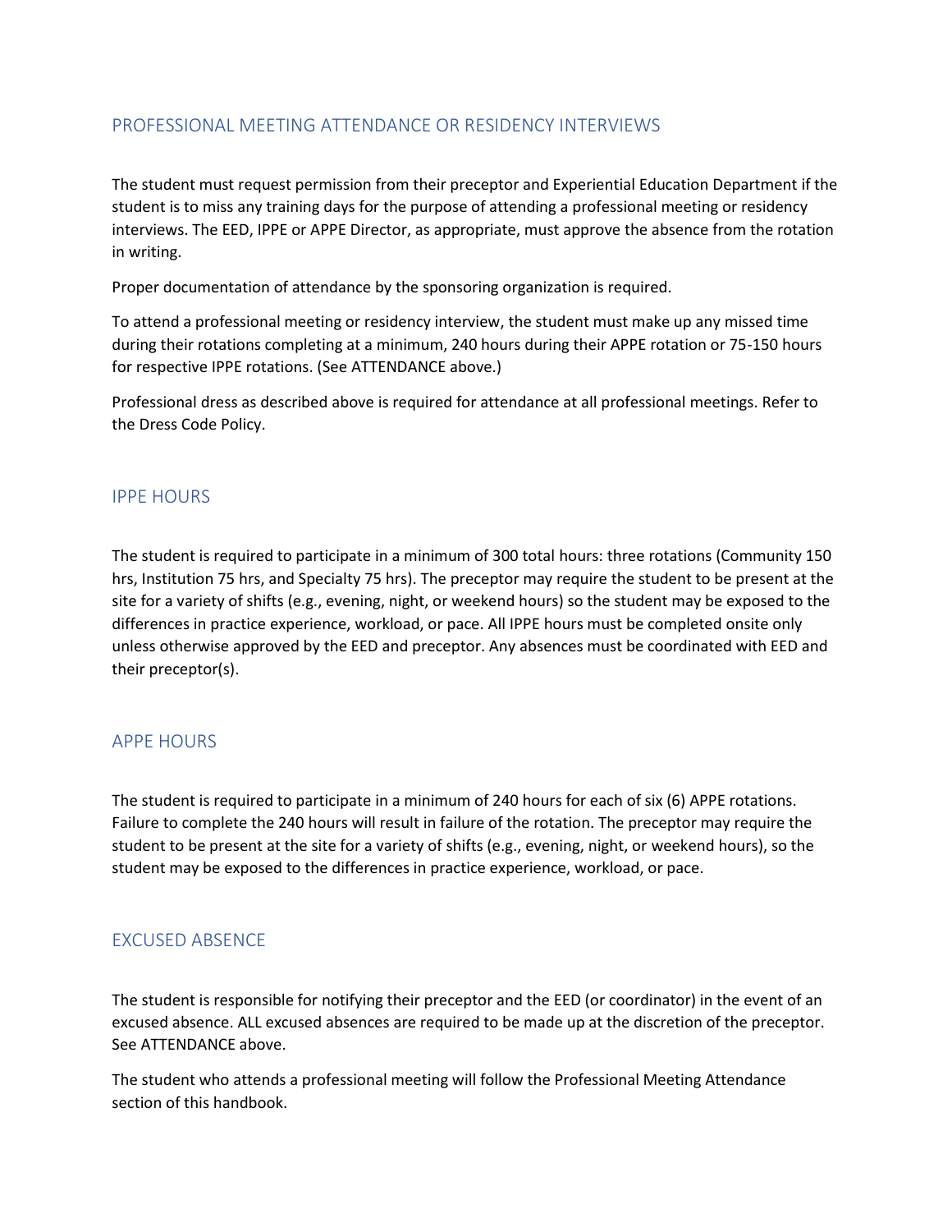## PROFESSIONAL MEETING ATTENDANCE OR RESIDENCY INTERVIEWS

The student must request permission from their preceptor and Experiential Education Department if the student is to miss any training days for the purpose of attending a professional meeting or residency interviews. The EED, IPPE or APPE Director, as appropriate, must approve the absence from the rotation in writing.

Proper documentation of attendance by the sponsoring organization is required.

To attend a professional meeting or residency interview, the student must make up any missed time during their rotations completing at a minimum, 240 hours during their APPE rotation or 75-150 hours for respective IPPE rotations. (See ATTENDANCE above.)

Professional dress as described above is required for attendance at all professional meetings. Refer to the Dress Code Policy.

## IPPE HOURS

The student is required to participate in a minimum of 300 total hours: three rotations (Community 150 hrs, Institution 75 hrs, and Specialty 75 hrs). The preceptor may require the student to be present at the site for a variety of shifts (e.g., evening, night, or weekend hours) so the student may be exposed to the differences in practice experience, workload, or pace. All IPPE hours must be completed onsite only unless otherwise approved by the EED and preceptor. Any absences must be coordinated with EED and their preceptor(s).

## APPE HOURS

The student is required to participate in a minimum of 240 hours for each of six (6) APPE rotations. Failure to complete the 240 hours will result in failure of the rotation. The preceptor may require the student to be present at the site for a variety of shifts (e.g., evening, night, or weekend hours), so the student may be exposed to the differences in practice experience, workload, or pace.

## EXCUSED ABSENCE

The student is responsible for notifying their preceptor and the EED (or coordinator) in the event of an excused absence. ALL excused absences are required to be made up at the discretion of the preceptor. See ATTENDANCE above.

The student who attends a professional meeting will follow the Professional Meeting Attendance section of this handbook.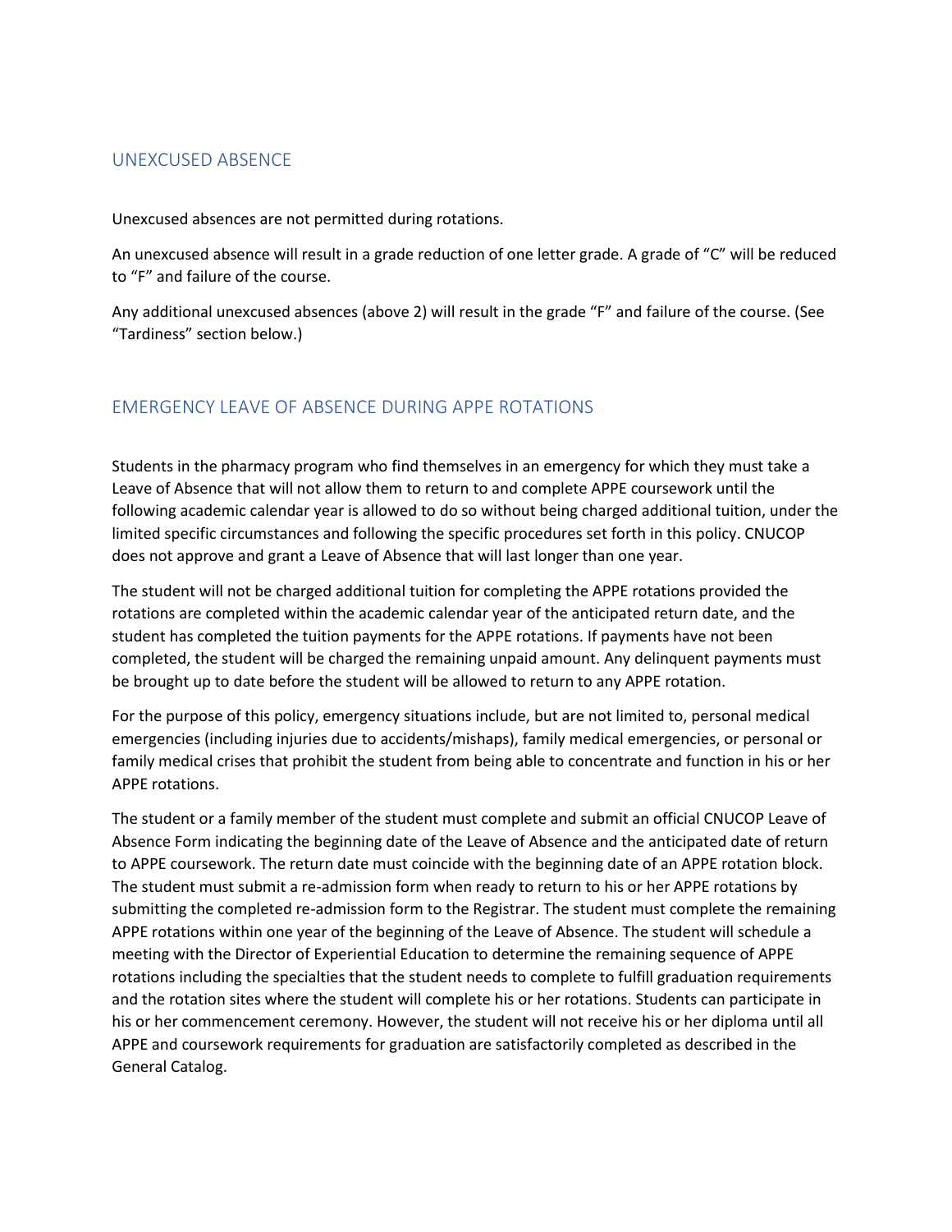## UNEXCUSED ABSENCE

Unexcused absences are not permitted during rotations.

An unexcused absence will result in a grade reduction of one letter grade. A grade of “C” will be reduced to “F” and failure of the course.

Any additional unexcused absences (above 2) will result in the grade “F” and failure of the course. (See “Tardiness” section below.)

## EMERGENCY LEAVE OF ABSENCE DURING APPE ROTATIONS

Students in the pharmacy program who find themselves in an emergency for which they must take a Leave of Absence that will not allow them to return to and complete APPE coursework until the following academic calendar year is allowed to do so without being charged additional tuition, under the limited specific circumstances and following the specific procedures set forth in this policy. CNUCOP does not approve and grant a Leave of Absence that will last longer than one year.

The student will not be charged additional tuition for completing the APPE rotations provided the rotations are completed within the academic calendar year of the anticipated return date, and the student has completed the tuition payments for the APPE rotations. If payments have not been completed, the student will be charged the remaining unpaid amount. Any delinquent payments must be brought up to date before the student will be allowed to return to any APPE rotation.

For the purpose of this policy, emergency situations include, but are not limited to, personal medical emergencies (including injuries due to accidents/mishaps), family medical emergencies, or personal or family medical crises that prohibit the student from being able to concentrate and function in his or her APPE rotations.

The student or a family member of the student must complete and submit an official CNUCOP Leave of Absence Form indicating the beginning date of the Leave of Absence and the anticipated date of return to APPE coursework. The return date must coincide with the beginning date of an APPE rotation block. The student must submit a re-admission form when ready to return to his or her APPE rotations by submitting the completed re-admission form to the Registrar. The student must complete the remaining APPE rotations within one year of the beginning of the Leave of Absence. The student will schedule a meeting with the Director of Experiential Education to determine the remaining sequence of APPE rotations including the specialties that the student needs to complete to fulfill graduation requirements and the rotation sites where the student will complete his or her rotations. Students can participate in his or her commencement ceremony. However, the student will not receive his or her diploma until all APPE and coursework requirements for graduation are satisfactorily completed as described in the General Catalog.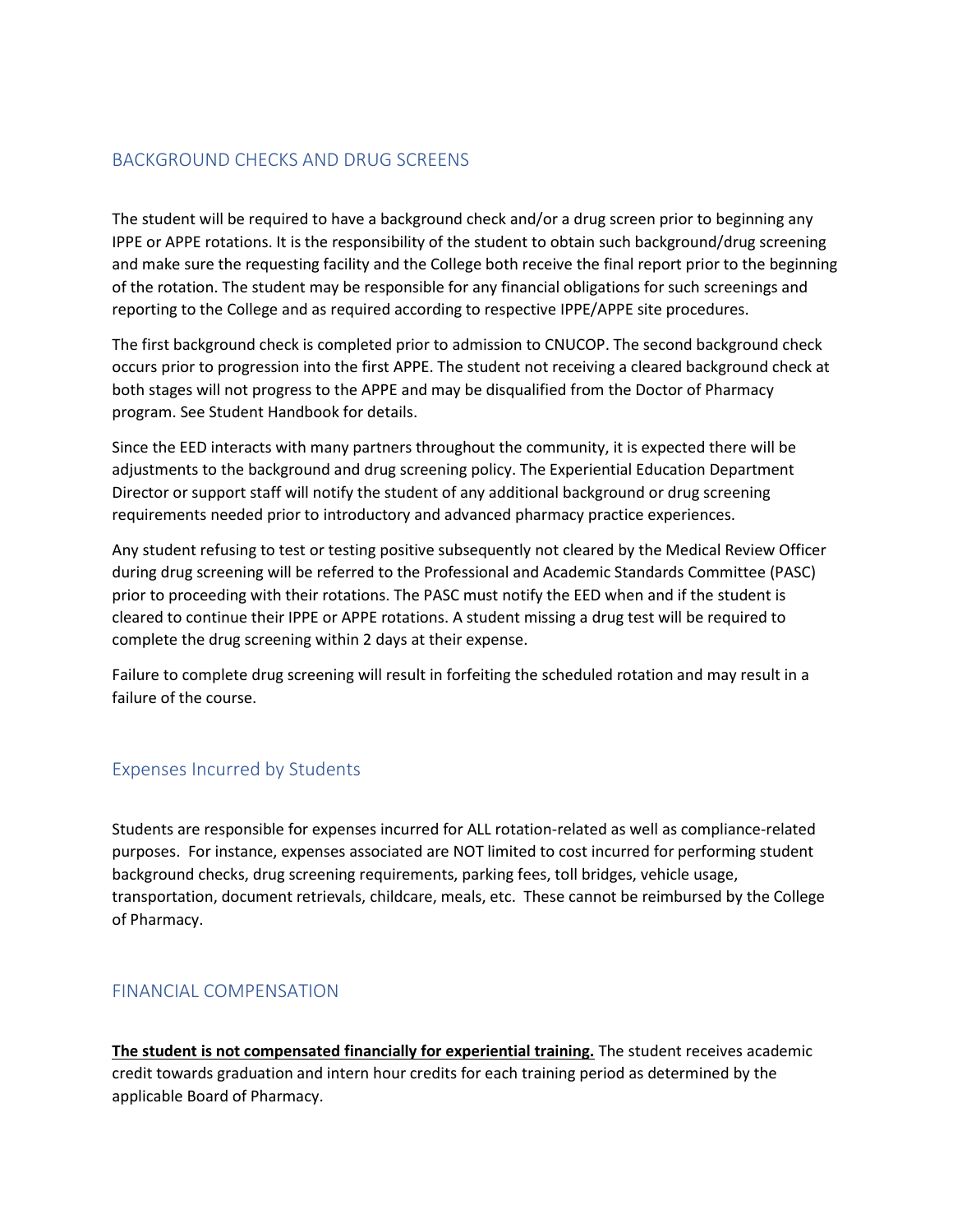## BACKGROUND CHECKS AND DRUG SCREENS

The student will be required to have a background check and/or a drug screen prior to beginning any IPPE or APPE rotations. It is the responsibility of the student to obtain such background/drug screening and make sure the requesting facility and the College both receive the final report prior to the beginning of the rotation. The student may be responsible for any financial obligations for such screenings and reporting to the College and as required according to respective IPPE/APPE site procedures.

The first background check is completed prior to admission to CNUCOP. The second background check occurs prior to progression into the first APPE. The student not receiving a cleared background check at both stages will not progress to the APPE and may be disqualified from the Doctor of Pharmacy program. See Student Handbook for details.

Since the EED interacts with many partners throughout the community, it is expected there will be adjustments to the background and drug screening policy. The Experiential Education Department Director or support staff will notify the student of any additional background or drug screening requirements needed prior to introductory and advanced pharmacy practice experiences.

Any student refusing to test or testing positive subsequently not cleared by the Medical Review Officer during drug screening will be referred to the Professional and Academic Standards Committee (PASC) prior to proceeding with their rotations. The PASC must notify the EED when and if the student is cleared to continue their IPPE or APPE rotations. A student missing a drug test will be required to complete the drug screening within 2 days at their expense.

Failure to complete drug screening will result in forfeiting the scheduled rotation and may result in a failure of the course.

## Expenses Incurred by Students

Students are responsible for expenses incurred for ALL rotation-related as well as compliance-related purposes. For instance, expenses associated are NOT limited to cost incurred for performing student background checks, drug screening requirements, parking fees, toll bridges, vehicle usage, transportation, document retrievals, childcare, meals, etc. These cannot be reimbursed by the College of Pharmacy.

## FINANCIAL COMPENSATION

**<u>The student is not compensated financially for experiential training.</u>** The student receives academic credit towards graduation and intern hour credits for each training period as determined by the applicable Board of Pharmacy.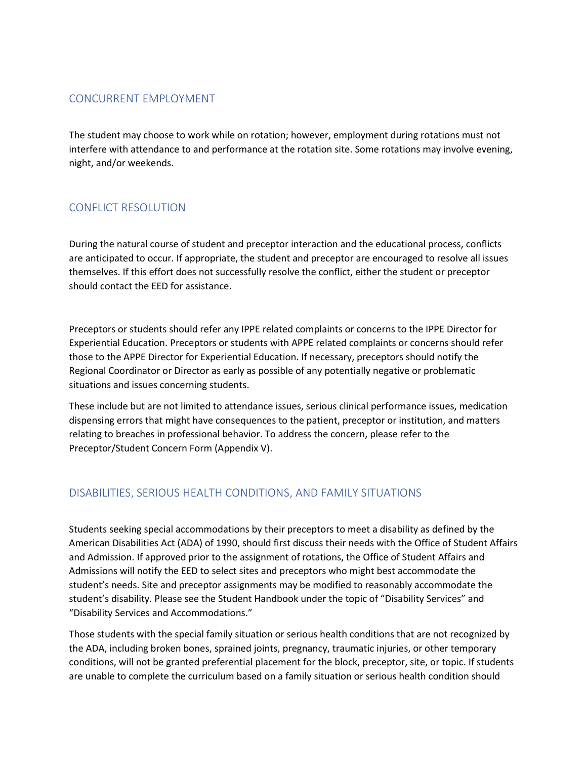## CONCURRENT EMPLOYMENT

The student may choose to work while on rotation; however, employment during rotations must not interfere with attendance to and performance at the rotation site. Some rotations may involve evening, night, and/or weekends.

## CONFLICT RESOLUTION

During the natural course of student and preceptor interaction and the educational process, conflicts are anticipated to occur. If appropriate, the student and preceptor are encouraged to resolve all issues themselves. If this effort does not successfully resolve the conflict, either the student or preceptor should contact the EED for assistance.

Preceptors or students should refer any IPPE related complaints or concerns to the IPPE Director for Experiential Education. Preceptors or students with APPE related complaints or concerns should refer those to the APPE Director for Experiential Education. If necessary, preceptors should notify the Regional Coordinator or Director as early as possible of any potentially negative or problematic situations and issues concerning students.

These include but are not limited to attendance issues, serious clinical performance issues, medication dispensing errors that might have consequences to the patient, preceptor or institution, and matters relating to breaches in professional behavior. To address the concern, please refer to the Preceptor/Student Concern Form (Appendix V).

## DISABILITIES, SERIOUS HEALTH CONDITIONS, AND FAMILY SITUATIONS

Students seeking special accommodations by their preceptors to meet a disability as defined by the American Disabilities Act (ADA) of 1990, should first discuss their needs with the Office of Student Affairs and Admission. If approved prior to the assignment of rotations, the Office of Student Affairs and Admissions will notify the EED to select sites and preceptors who might best accommodate the student's needs. Site and preceptor assignments may be modified to reasonably accommodate the student's disability. Please see the Student Handbook under the topic of "Disability Services" and "Disability Services and Accommodations."

Those students with the special family situation or serious health conditions that are not recognized by the ADA, including broken bones, sprained joints, pregnancy, traumatic injuries, or other temporary conditions, will not be granted preferential placement for the block, preceptor, site, or topic. If students are unable to complete the curriculum based on a family situation or serious health condition should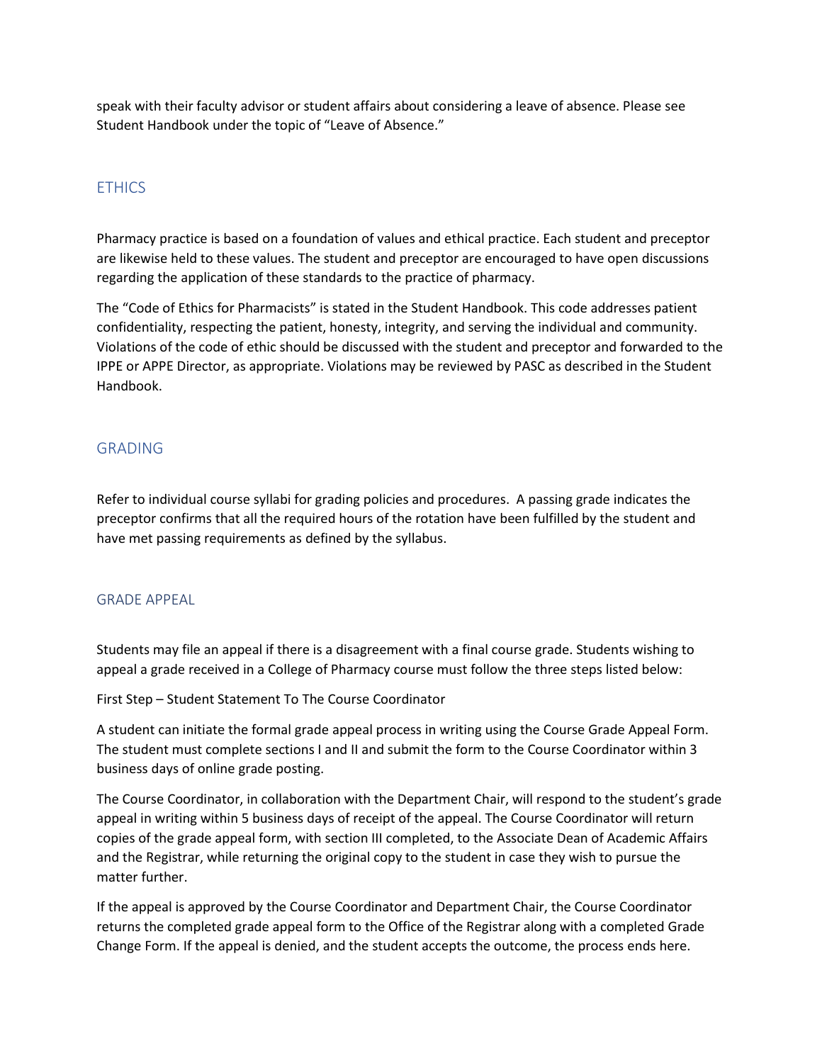speak with their faculty advisor or student affairs about considering a leave of absence. Please see Student Handbook under the topic of "Leave of Absence."

## ETHICS

Pharmacy practice is based on a foundation of values and ethical practice. Each student and preceptor are likewise held to these values. The student and preceptor are encouraged to have open discussions regarding the application of these standards to the practice of pharmacy.

The "Code of Ethics for Pharmacists" is stated in the Student Handbook. This code addresses patient confidentiality, respecting the patient, honesty, integrity, and serving the individual and community. Violations of the code of ethic should be discussed with the student and preceptor and forwarded to the IPPE or APPE Director, as appropriate. Violations may be reviewed by PASC as described in the Student Handbook.

## GRADING

Refer to individual course syllabi for grading policies and procedures. A passing grade indicates the preceptor confirms that all the required hours of the rotation have been fulfilled by the student and have met passing requirements as defined by the syllabus.

### GRADE APPEAL

Students may file an appeal if there is a disagreement with a final course grade. Students wishing to appeal a grade received in a College of Pharmacy course must follow the three steps listed below:

First Step – Student Statement To The Course Coordinator

A student can initiate the formal grade appeal process in writing using the Course Grade Appeal Form. The student must complete sections I and II and submit the form to the Course Coordinator within 3 business days of online grade posting.

The Course Coordinator, in collaboration with the Department Chair, will respond to the student's grade appeal in writing within 5 business days of receipt of the appeal. The Course Coordinator will return copies of the grade appeal form, with section III completed, to the Associate Dean of Academic Affairs and the Registrar, while returning the original copy to the student in case they wish to pursue the matter further.

If the appeal is approved by the Course Coordinator and Department Chair, the Course Coordinator returns the completed grade appeal form to the Office of the Registrar along with a completed Grade Change Form. If the appeal is denied, and the student accepts the outcome, the process ends here.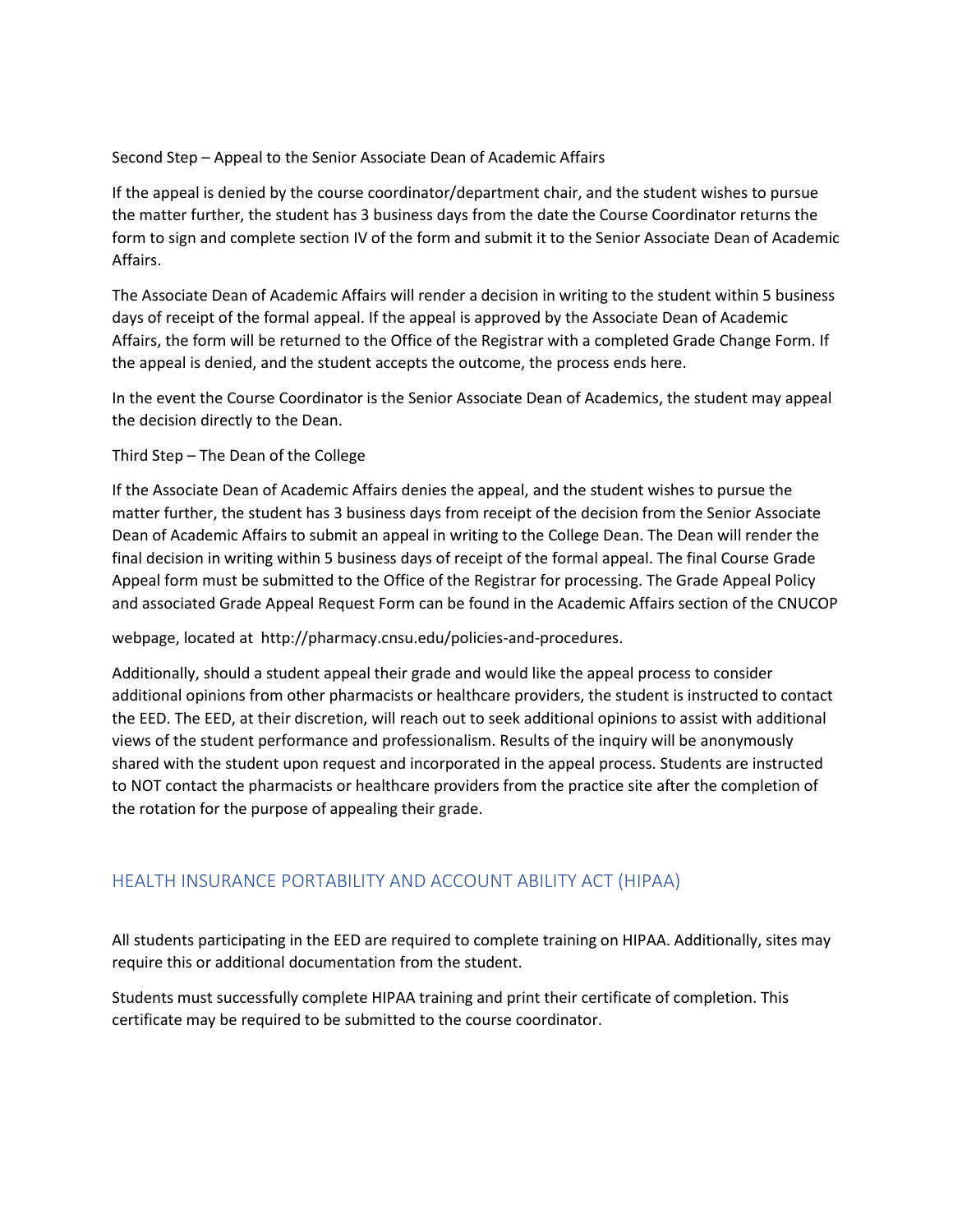Second Step – Appeal to the Senior Associate Dean of Academic Affairs

If the appeal is denied by the course coordinator/department chair, and the student wishes to pursue the matter further, the student has 3 business days from the date the Course Coordinator returns the form to sign and complete section IV of the form and submit it to the Senior Associate Dean of Academic Affairs.

The Associate Dean of Academic Affairs will render a decision in writing to the student within 5 business days of receipt of the formal appeal. If the appeal is approved by the Associate Dean of Academic Affairs, the form will be returned to the Office of the Registrar with a completed Grade Change Form. If the appeal is denied, and the student accepts the outcome, the process ends here.

In the event the Course Coordinator is the Senior Associate Dean of Academics, the student may appeal the decision directly to the Dean.

Third Step – The Dean of the College

If the Associate Dean of Academic Affairs denies the appeal, and the student wishes to pursue the matter further, the student has 3 business days from receipt of the decision from the Senior Associate Dean of Academic Affairs to submit an appeal in writing to the College Dean. The Dean will render the final decision in writing within 5 business days of receipt of the formal appeal. The final Course Grade Appeal form must be submitted to the Office of the Registrar for processing. The Grade Appeal Policy and associated Grade Appeal Request Form can be found in the Academic Affairs section of the CNUCOP

webpage, located at http://pharmacy.cnsu.edu/policies-and-procedures.

Additionally, should a student appeal their grade and would like the appeal process to consider additional opinions from other pharmacists or healthcare providers, the student is instructed to contact the EED. The EED, at their discretion, will reach out to seek additional opinions to assist with additional views of the student performance and professionalism. Results of the inquiry will be anonymously shared with the student upon request and incorporated in the appeal process. Students are instructed to NOT contact the pharmacists or healthcare providers from the practice site after the completion of the rotation for the purpose of appealing their grade.

## HEALTH INSURANCE PORTABILITY AND ACCOUNT ABILITY ACT (HIPAA)

All students participating in the EED are required to complete training on HIPAA. Additionally, sites may require this or additional documentation from the student.

Students must successfully complete HIPAA training and print their certificate of completion. This certificate may be required to be submitted to the course coordinator.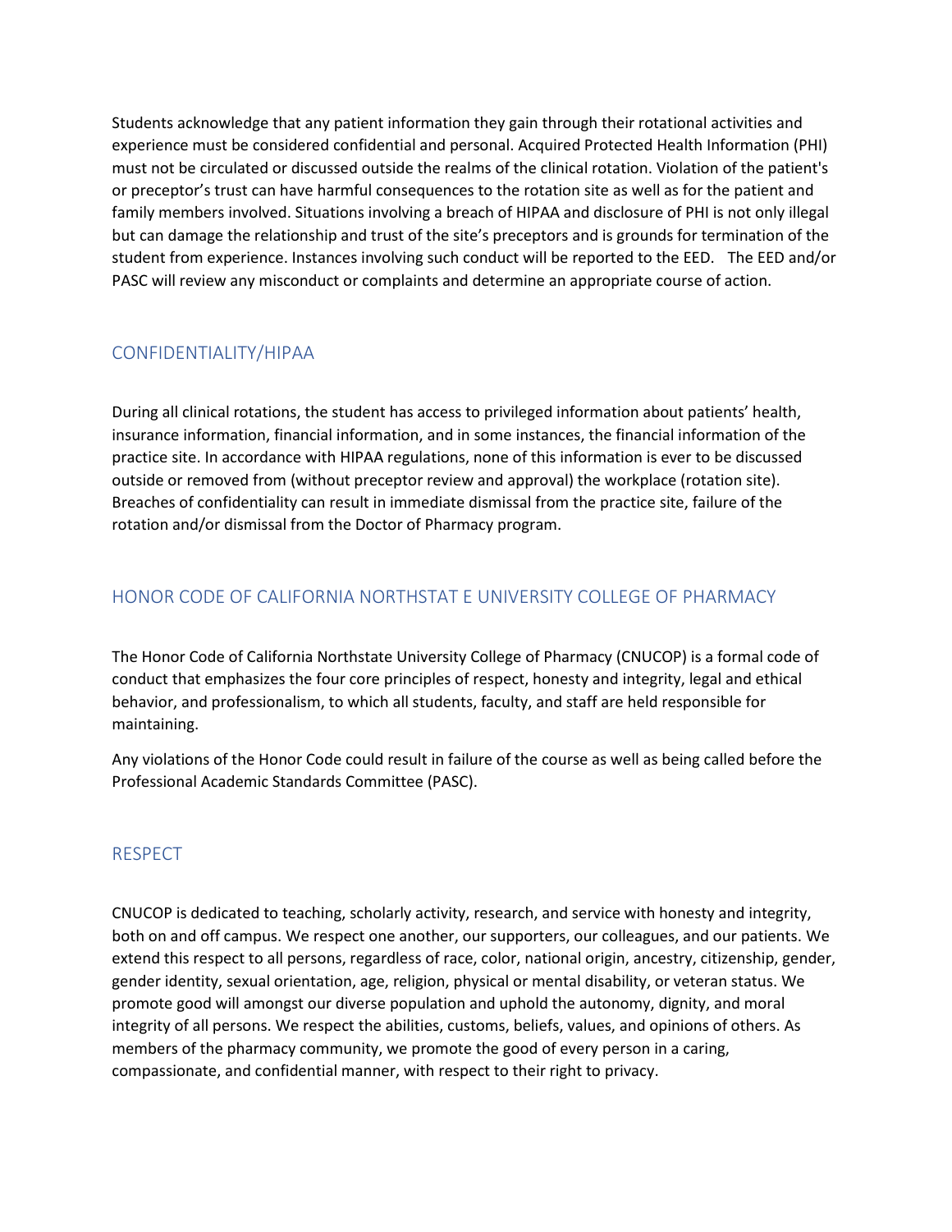Students acknowledge that any patient information they gain through their rotational activities and experience must be considered confidential and personal. Acquired Protected Health Information (PHI) must not be circulated or discussed outside the realms of the clinical rotation. Violation of the patient's or preceptor's trust can have harmful consequences to the rotation site as well as for the patient and family members involved. Situations involving a breach of HIPAA and disclosure of PHI is not only illegal but can damage the relationship and trust of the site's preceptors and is grounds for termination of the student from experience. Instances involving such conduct will be reported to the EED. The EED and/or PASC will review any misconduct or complaints and determine an appropriate course of action.

## CONFIDENTIALITY/HIPAA

During all clinical rotations, the student has access to privileged information about patients' health, insurance information, financial information, and in some instances, the financial information of the practice site. In accordance with HIPAA regulations, none of this information is ever to be discussed outside or removed from (without preceptor review and approval) the workplace (rotation site). Breaches of confidentiality can result in immediate dismissal from the practice site, failure of the rotation and/or dismissal from the Doctor of Pharmacy program.

## HONOR CODE OF CALIFORNIA NORTHSTAT E UNIVERSITY COLLEGE OF PHARMACY

The Honor Code of California Northstate University College of Pharmacy (CNUCOP) is a formal code of conduct that emphasizes the four core principles of respect, honesty and integrity, legal and ethical behavior, and professionalism, to which all students, faculty, and staff are held responsible for maintaining.

Any violations of the Honor Code could result in failure of the course as well as being called before the Professional Academic Standards Committee (PASC).

## RESPECT

CNUCOP is dedicated to teaching, scholarly activity, research, and service with honesty and integrity, both on and off campus. We respect one another, our supporters, our colleagues, and our patients. We extend this respect to all persons, regardless of race, color, national origin, ancestry, citizenship, gender, gender identity, sexual orientation, age, religion, physical or mental disability, or veteran status. We promote good will amongst our diverse population and uphold the autonomy, dignity, and moral integrity of all persons. We respect the abilities, customs, beliefs, values, and opinions of others. As members of the pharmacy community, we promote the good of every person in a caring, compassionate, and confidential manner, with respect to their right to privacy.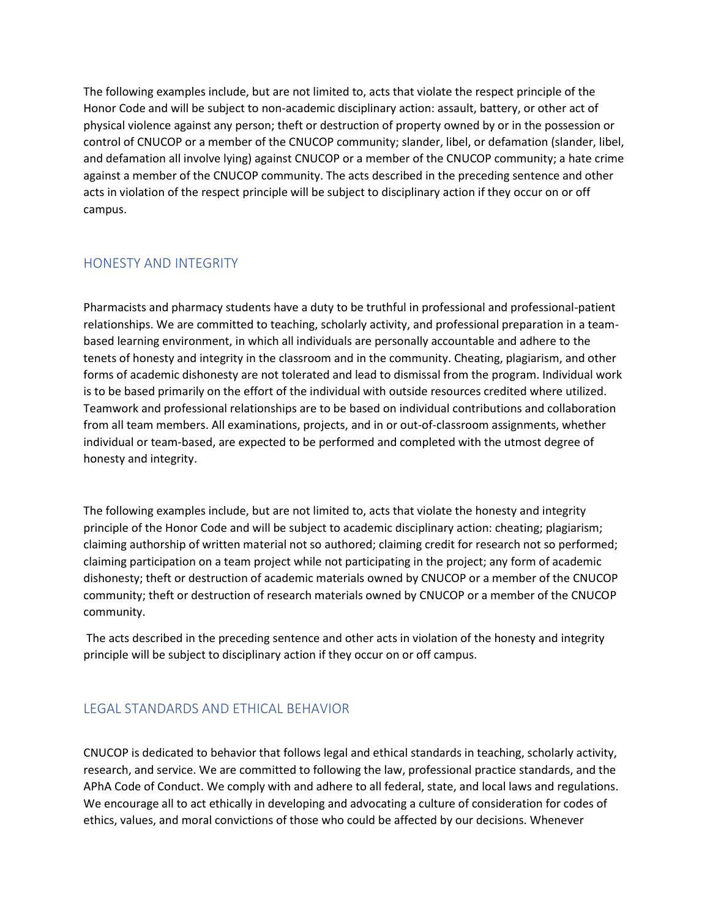The following examples include, but are not limited to, acts that violate the respect principle of the Honor Code and will be subject to non-academic disciplinary action: assault, battery, or other act of physical violence against any person; theft or destruction of property owned by or in the possession or control of CNUCOP or a member of the CNUCOP community; slander, libel, or defamation (slander, libel, and defamation all involve lying) against CNUCOP or a member of the CNUCOP community; a hate crime against a member of the CNUCOP community. The acts described in the preceding sentence and other acts in violation of the respect principle will be subject to disciplinary action if they occur on or off campus.

## HONESTY AND INTEGRITY

Pharmacists and pharmacy students have a duty to be truthful in professional and professional-patient relationships. We are committed to teaching, scholarly activity, and professional preparation in a team-based learning environment, in which all individuals are personally accountable and adhere to the tenets of honesty and integrity in the classroom and in the community. Cheating, plagiarism, and other forms of academic dishonesty are not tolerated and lead to dismissal from the program. Individual work is to be based primarily on the effort of the individual with outside resources credited where utilized. Teamwork and professional relationships are to be based on individual contributions and collaboration from all team members. All examinations, projects, and in or out-of-classroom assignments, whether individual or team-based, are expected to be performed and completed with the utmost degree of honesty and integrity.

The following examples include, but are not limited to, acts that violate the honesty and integrity principle of the Honor Code and will be subject to academic disciplinary action: cheating; plagiarism; claiming authorship of written material not so authored; claiming credit for research not so performed; claiming participation on a team project while not participating in the project; any form of academic dishonesty; theft or destruction of academic materials owned by CNUCOP or a member of the CNUCOP community; theft or destruction of research materials owned by CNUCOP or a member of the CNUCOP community.

The acts described in the preceding sentence and other acts in violation of the honesty and integrity principle will be subject to disciplinary action if they occur on or off campus.

## LEGAL STANDARDS AND ETHICAL BEHAVIOR

CNUCOP is dedicated to behavior that follows legal and ethical standards in teaching, scholarly activity, research, and service. We are committed to following the law, professional practice standards, and the APhA Code of Conduct. We comply with and adhere to all federal, state, and local laws and regulations. We encourage all to act ethically in developing and advocating a culture of consideration for codes of ethics, values, and moral convictions of those who could be affected by our decisions. Whenever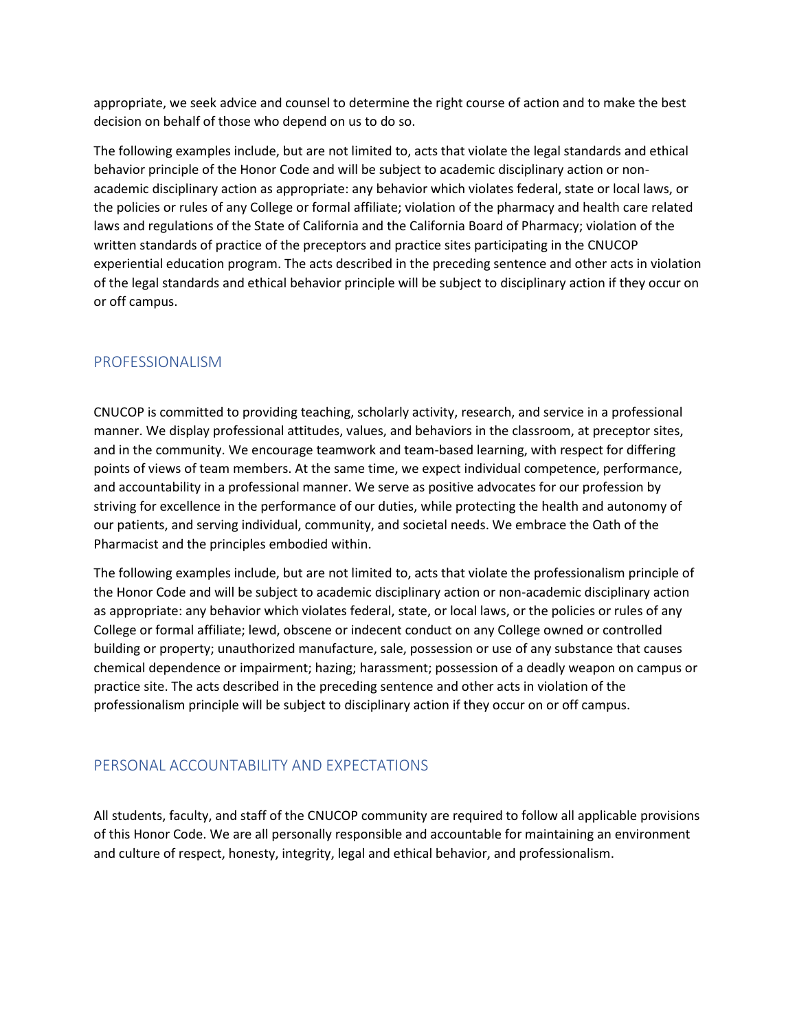appropriate, we seek advice and counsel to determine the right course of action and to make the best decision on behalf of those who depend on us to do so.

The following examples include, but are not limited to, acts that violate the legal standards and ethical behavior principle of the Honor Code and will be subject to academic disciplinary action or non-academic disciplinary action as appropriate: any behavior which violates federal, state or local laws, or the policies or rules of any College or formal affiliate; violation of the pharmacy and health care related laws and regulations of the State of California and the California Board of Pharmacy; violation of the written standards of practice of the preceptors and practice sites participating in the CNUCOP experiential education program. The acts described in the preceding sentence and other acts in violation of the legal standards and ethical behavior principle will be subject to disciplinary action if they occur on or off campus.

## PROFESSIONALISM

CNUCOP is committed to providing teaching, scholarly activity, research, and service in a professional manner. We display professional attitudes, values, and behaviors in the classroom, at preceptor sites, and in the community. We encourage teamwork and team-based learning, with respect for differing points of views of team members. At the same time, we expect individual competence, performance, and accountability in a professional manner. We serve as positive advocates for our profession by striving for excellence in the performance of our duties, while protecting the health and autonomy of our patients, and serving individual, community, and societal needs. We embrace the Oath of the Pharmacist and the principles embodied within.

The following examples include, but are not limited to, acts that violate the professionalism principle of the Honor Code and will be subject to academic disciplinary action or non-academic disciplinary action as appropriate: any behavior which violates federal, state, or local laws, or the policies or rules of any College or formal affiliate; lewd, obscene or indecent conduct on any College owned or controlled building or property; unauthorized manufacture, sale, possession or use of any substance that causes chemical dependence or impairment; hazing; harassment; possession of a deadly weapon on campus or practice site. The acts described in the preceding sentence and other acts in violation of the professionalism principle will be subject to disciplinary action if they occur on or off campus.

## PERSONAL ACCOUNTABILITY AND EXPECTATIONS

All students, faculty, and staff of the CNUCOP community are required to follow all applicable provisions of this Honor Code. We are all personally responsible and accountable for maintaining an environment and culture of respect, honesty, integrity, legal and ethical behavior, and professionalism.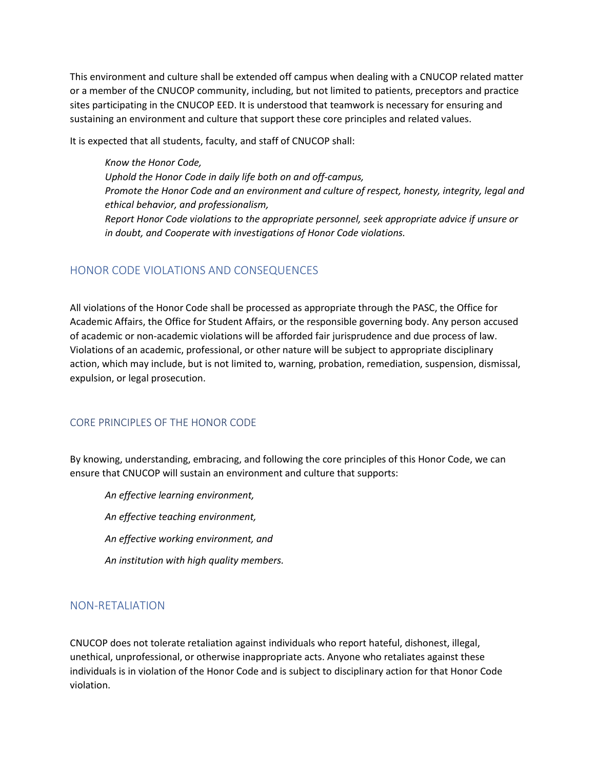This environment and culture shall be extended off campus when dealing with a CNUCOP related matter or a member of the CNUCOP community, including, but not limited to patients, preceptors and practice sites participating in the CNUCOP EED. It is understood that teamwork is necessary for ensuring and sustaining an environment and culture that support these core principles and related values.

It is expected that all students, faculty, and staff of CNUCOP shall:

> *Know the Honor Code,*
> *Uphold the Honor Code in daily life both on and off-campus,*
> *Promote the Honor Code and an environment and culture of respect, honesty, integrity, legal and ethical behavior, and professionalism,*
> *Report Honor Code violations to the appropriate personnel, seek appropriate advice if unsure or in doubt, and Cooperate with investigations of Honor Code violations.*

## HONOR CODE VIOLATIONS AND CONSEQUENCES

All violations of the Honor Code shall be processed as appropriate through the PASC, the Office for Academic Affairs, the Office for Student Affairs, or the responsible governing body. Any person accused of academic or non-academic violations will be afforded fair jurisprudence and due process of law. Violations of an academic, professional, or other nature will be subject to appropriate disciplinary action, which may include, but is not limited to, warning, probation, remediation, suspension, dismissal, expulsion, or legal prosecution.

## CORE PRINCIPLES OF THE HONOR CODE

By knowing, understanding, embracing, and following the core principles of this Honor Code, we can ensure that CNUCOP will sustain an environment and culture that supports:

> *An effective learning environment,*
>
> *An effective teaching environment,*
>
> *An effective working environment, and*
>
> *An institution with high quality members.*

## NON-RETALIATION

CNUCOP does not tolerate retaliation against individuals who report hateful, dishonest, illegal, unethical, unprofessional, or otherwise inappropriate acts. Anyone who retaliates against these individuals is in violation of the Honor Code and is subject to disciplinary action for that Honor Code violation.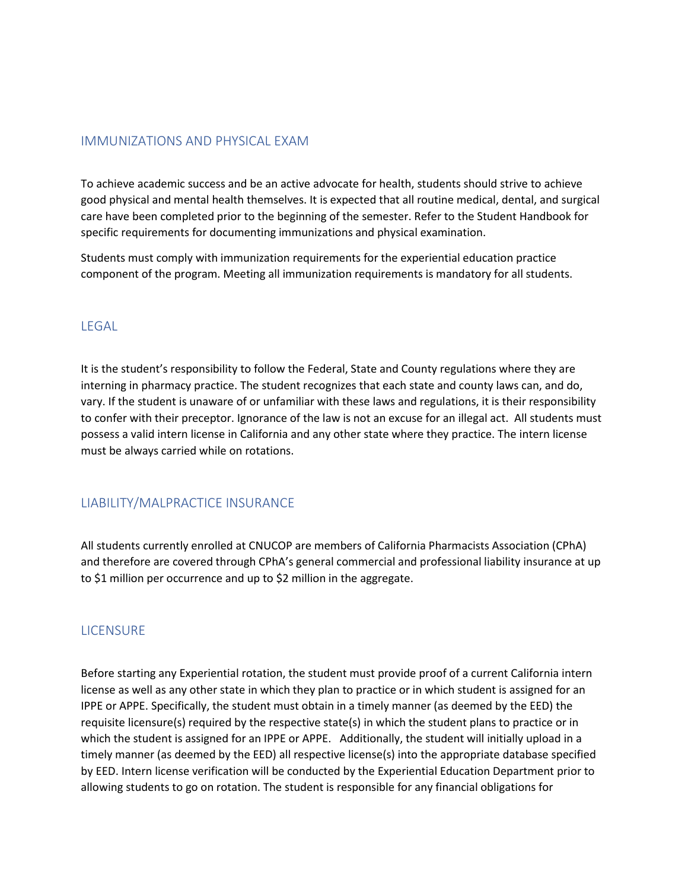## IMMUNIZATIONS AND PHYSICAL EXAM

To achieve academic success and be an active advocate for health, students should strive to achieve good physical and mental health themselves. It is expected that all routine medical, dental, and surgical care have been completed prior to the beginning of the semester. Refer to the Student Handbook for specific requirements for documenting immunizations and physical examination.

Students must comply with immunization requirements for the experiential education practice component of the program. Meeting all immunization requirements is mandatory for all students.

## LEGAL

It is the student's responsibility to follow the Federal, State and County regulations where they are interning in pharmacy practice. The student recognizes that each state and county laws can, and do, vary. If the student is unaware of or unfamiliar with these laws and regulations, it is their responsibility to confer with their preceptor. Ignorance of the law is not an excuse for an illegal act. All students must possess a valid intern license in California and any other state where they practice. The intern license must be always carried while on rotations.

## LIABILITY/MALPRACTICE INSURANCE

All students currently enrolled at CNUCOP are members of California Pharmacists Association (CPhA) and therefore are covered through CPhA's general commercial and professional liability insurance at up to $1 million per occurrence and up to $2 million in the aggregate.

## LICENSURE

Before starting any Experiential rotation, the student must provide proof of a current California intern license as well as any other state in which they plan to practice or in which student is assigned for an IPPE or APPE. Specifically, the student must obtain in a timely manner (as deemed by the EED) the requisite licensure(s) required by the respective state(s) in which the student plans to practice or in which the student is assigned for an IPPE or APPE. Additionally, the student will initially upload in a timely manner (as deemed by the EED) all respective license(s) into the appropriate database specified by EED. Intern license verification will be conducted by the Experiential Education Department prior to allowing students to go on rotation. The student is responsible for any financial obligations for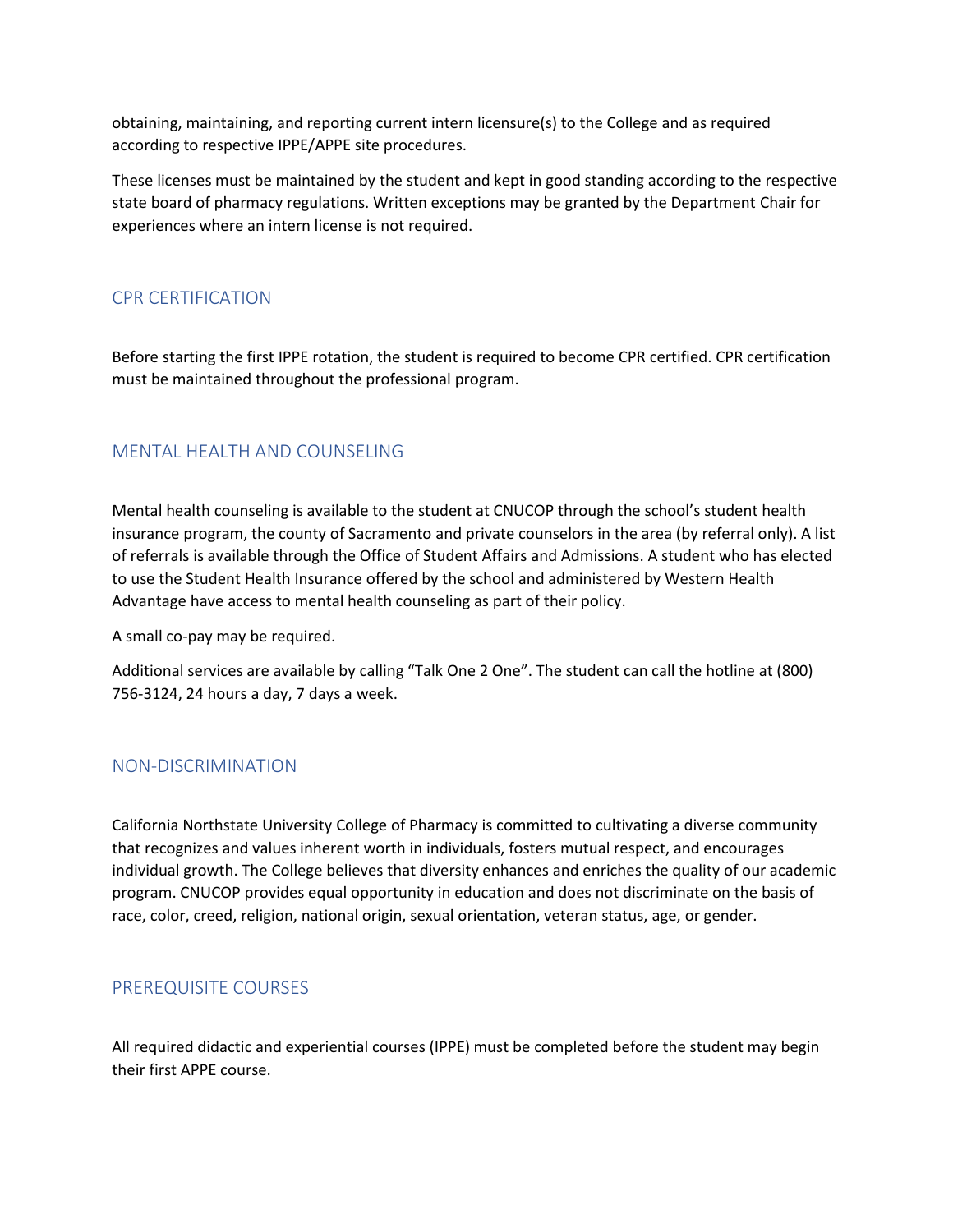obtaining, maintaining, and reporting current intern licensure(s) to the College and as required according to respective IPPE/APPE site procedures.

These licenses must be maintained by the student and kept in good standing according to the respective state board of pharmacy regulations. Written exceptions may be granted by the Department Chair for experiences where an intern license is not required.

## CPR CERTIFICATION

Before starting the first IPPE rotation, the student is required to become CPR certified. CPR certification must be maintained throughout the professional program.

## MENTAL HEALTH AND COUNSELING

Mental health counseling is available to the student at CNUCOP through the school's student health insurance program, the county of Sacramento and private counselors in the area (by referral only). A list of referrals is available through the Office of Student Affairs and Admissions. A student who has elected to use the Student Health Insurance offered by the school and administered by Western Health Advantage have access to mental health counseling as part of their policy.

A small co-pay may be required.

Additional services are available by calling "Talk One 2 One". The student can call the hotline at (800) 756-3124, 24 hours a day, 7 days a week.

## NON-DISCRIMINATION

California Northstate University College of Pharmacy is committed to cultivating a diverse community that recognizes and values inherent worth in individuals, fosters mutual respect, and encourages individual growth. The College believes that diversity enhances and enriches the quality of our academic program. CNUCOP provides equal opportunity in education and does not discriminate on the basis of race, color, creed, religion, national origin, sexual orientation, veteran status, age, or gender.

## PREREQUISITE COURSES

All required didactic and experiential courses (IPPE) must be completed before the student may begin their first APPE course.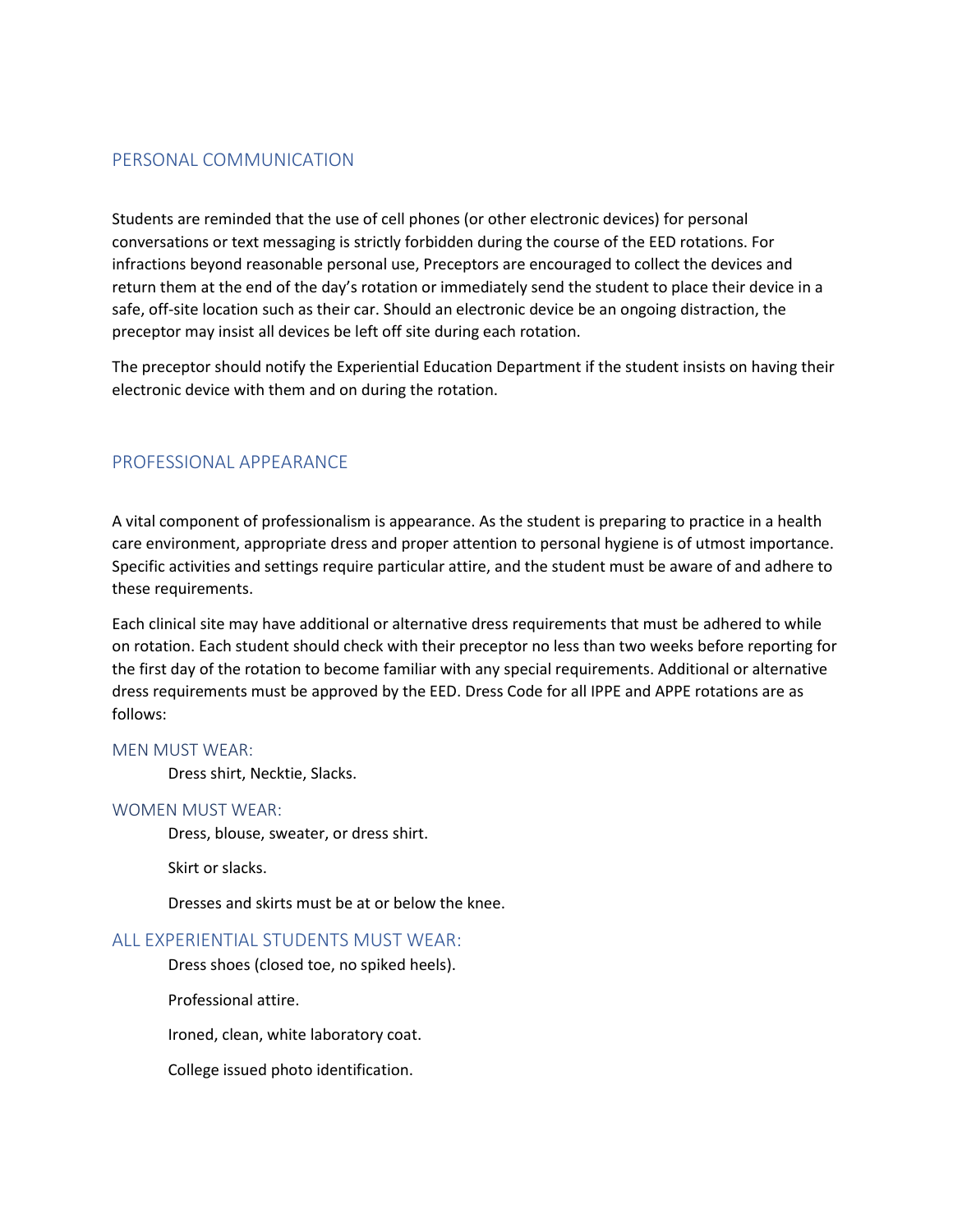## PERSONAL COMMUNICATION

Students are reminded that the use of cell phones (or other electronic devices) for personal conversations or text messaging is strictly forbidden during the course of the EED rotations. For infractions beyond reasonable personal use, Preceptors are encouraged to collect the devices and return them at the end of the day's rotation or immediately send the student to place their device in a safe, off-site location such as their car. Should an electronic device be an ongoing distraction, the preceptor may insist all devices be left off site during each rotation.

The preceptor should notify the Experiential Education Department if the student insists on having their electronic device with them and on during the rotation.

## PROFESSIONAL APPEARANCE

A vital component of professionalism is appearance. As the student is preparing to practice in a health care environment, appropriate dress and proper attention to personal hygiene is of utmost importance. Specific activities and settings require particular attire, and the student must be aware of and adhere to these requirements.

Each clinical site may have additional or alternative dress requirements that must be adhered to while on rotation. Each student should check with their preceptor no less than two weeks before reporting for the first day of the rotation to become familiar with any special requirements. Additional or alternative dress requirements must be approved by the EED. Dress Code for all IPPE and APPE rotations are as follows:

### MEN MUST WEAR:

Dress shirt, Necktie, Slacks.

### WOMEN MUST WEAR:

Dress, blouse, sweater, or dress shirt.

Skirt or slacks.

Dresses and skirts must be at or below the knee.

### ALL EXPERIENTIAL STUDENTS MUST WEAR:

Dress shoes (closed toe, no spiked heels).

Professional attire.

Ironed, clean, white laboratory coat.

College issued photo identification.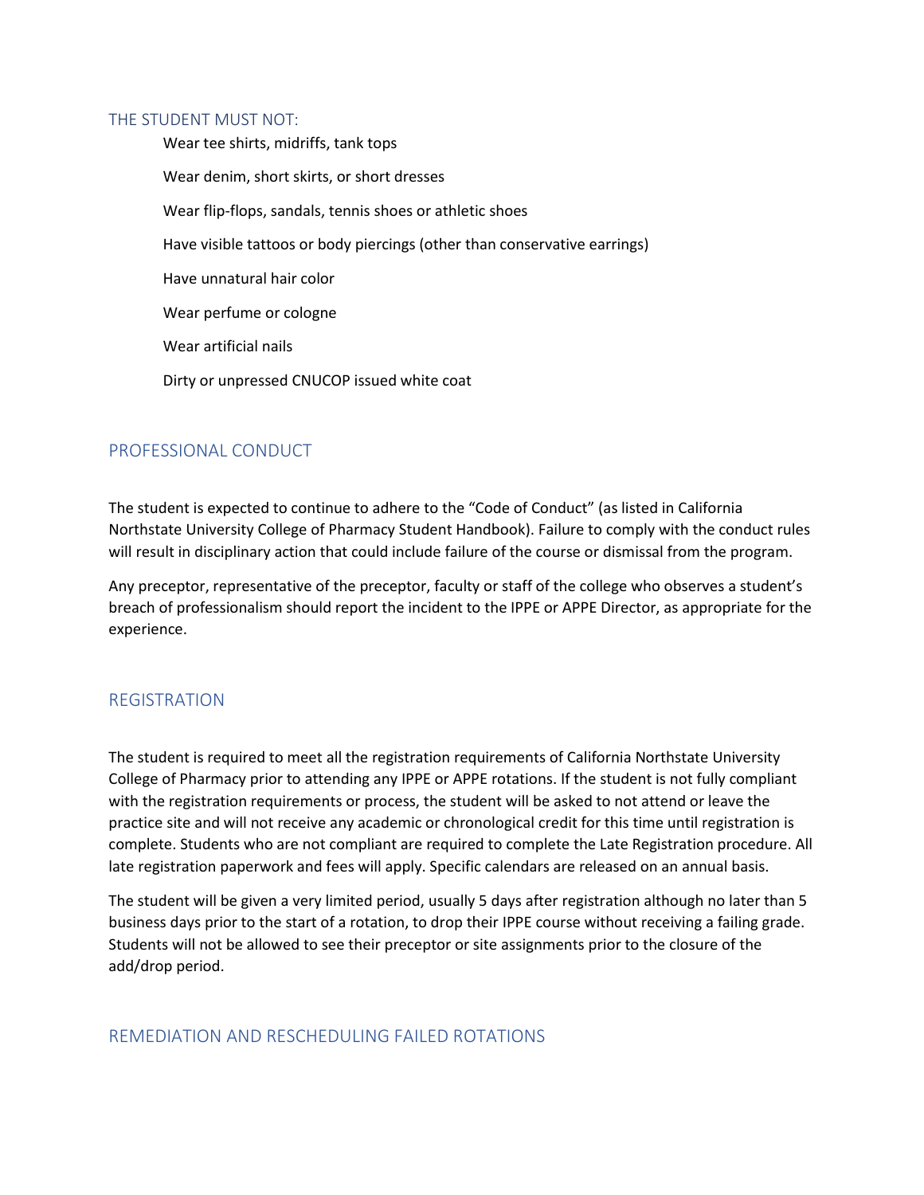### THE STUDENT MUST NOT:

- Wear tee shirts, midriffs, tank tops
- Wear denim, short skirts, or short dresses
- Wear flip-flops, sandals, tennis shoes or athletic shoes
- Have visible tattoos or body piercings (other than conservative earrings)
- Have unnatural hair color
- Wear perfume or cologne
- Wear artificial nails
- Dirty or unpressed CNUCOP issued white coat

## PROFESSIONAL CONDUCT

The student is expected to continue to adhere to the "Code of Conduct" (as listed in California Northstate University College of Pharmacy Student Handbook). Failure to comply with the conduct rules will result in disciplinary action that could include failure of the course or dismissal from the program.

Any preceptor, representative of the preceptor, faculty or staff of the college who observes a student's breach of professionalism should report the incident to the IPPE or APPE Director, as appropriate for the experience.

## REGISTRATION

The student is required to meet all the registration requirements of California Northstate University College of Pharmacy prior to attending any IPPE or APPE rotations. If the student is not fully compliant with the registration requirements or process, the student will be asked to not attend or leave the practice site and will not receive any academic or chronological credit for this time until registration is complete. Students who are not compliant are required to complete the Late Registration procedure. All late registration paperwork and fees will apply. Specific calendars are released on an annual basis.

The student will be given a very limited period, usually 5 days after registration although no later than 5 business days prior to the start of a rotation, to drop their IPPE course without receiving a failing grade. Students will not be allowed to see their preceptor or site assignments prior to the closure of the add/drop period.

## REMEDIATION AND RESCHEDULING FAILED ROTATIONS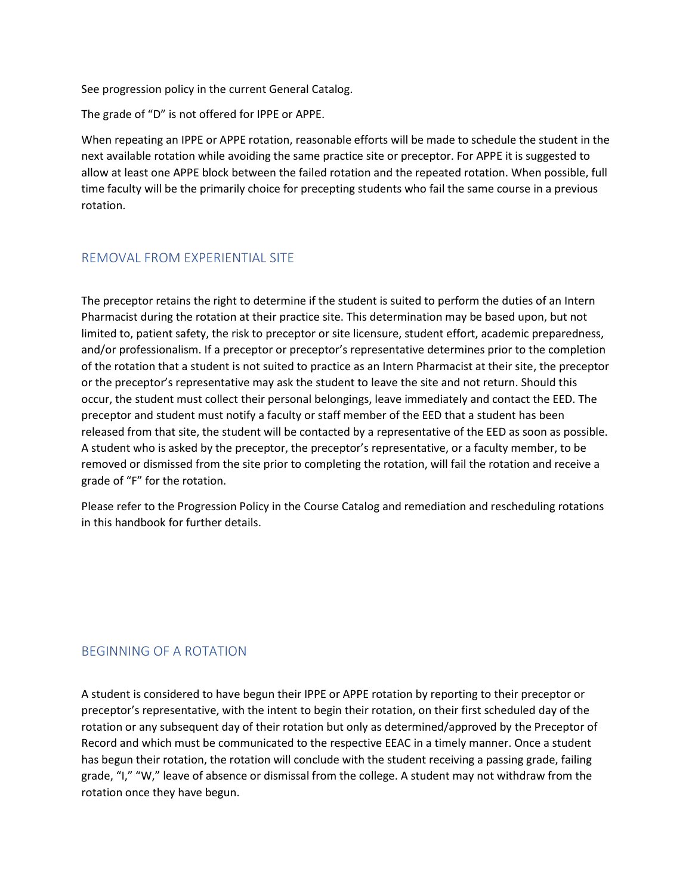See progression policy in the current General Catalog.

The grade of “D” is not offered for IPPE or APPE.

When repeating an IPPE or APPE rotation, reasonable efforts will be made to schedule the student in the next available rotation while avoiding the same practice site or preceptor. For APPE it is suggested to allow at least one APPE block between the failed rotation and the repeated rotation. When possible, full time faculty will be the primarily choice for precepting students who fail the same course in a previous rotation.

## REMOVAL FROM EXPERIENTIAL SITE

The preceptor retains the right to determine if the student is suited to perform the duties of an Intern Pharmacist during the rotation at their practice site. This determination may be based upon, but not limited to, patient safety, the risk to preceptor or site licensure, student effort, academic preparedness, and/or professionalism. If a preceptor or preceptor’s representative determines prior to the completion of the rotation that a student is not suited to practice as an Intern Pharmacist at their site, the preceptor or the preceptor’s representative may ask the student to leave the site and not return. Should this occur, the student must collect their personal belongings, leave immediately and contact the EED. The preceptor and student must notify a faculty or staff member of the EED that a student has been released from that site, the student will be contacted by a representative of the EED as soon as possible. A student who is asked by the preceptor, the preceptor’s representative, or a faculty member, to be removed or dismissed from the site prior to completing the rotation, will fail the rotation and receive a grade of “F” for the rotation.

Please refer to the Progression Policy in the Course Catalog and remediation and rescheduling rotations in this handbook for further details.

## BEGINNING OF A ROTATION

A student is considered to have begun their IPPE or APPE rotation by reporting to their preceptor or preceptor’s representative, with the intent to begin their rotation, on their first scheduled day of the rotation or any subsequent day of their rotation but only as determined/approved by the Preceptor of Record and which must be communicated to the respective EEAC in a timely manner. Once a student has begun their rotation, the rotation will conclude with the student receiving a passing grade, failing grade, “I,” “W,” leave of absence or dismissal from the college. A student may not withdraw from the rotation once they have begun.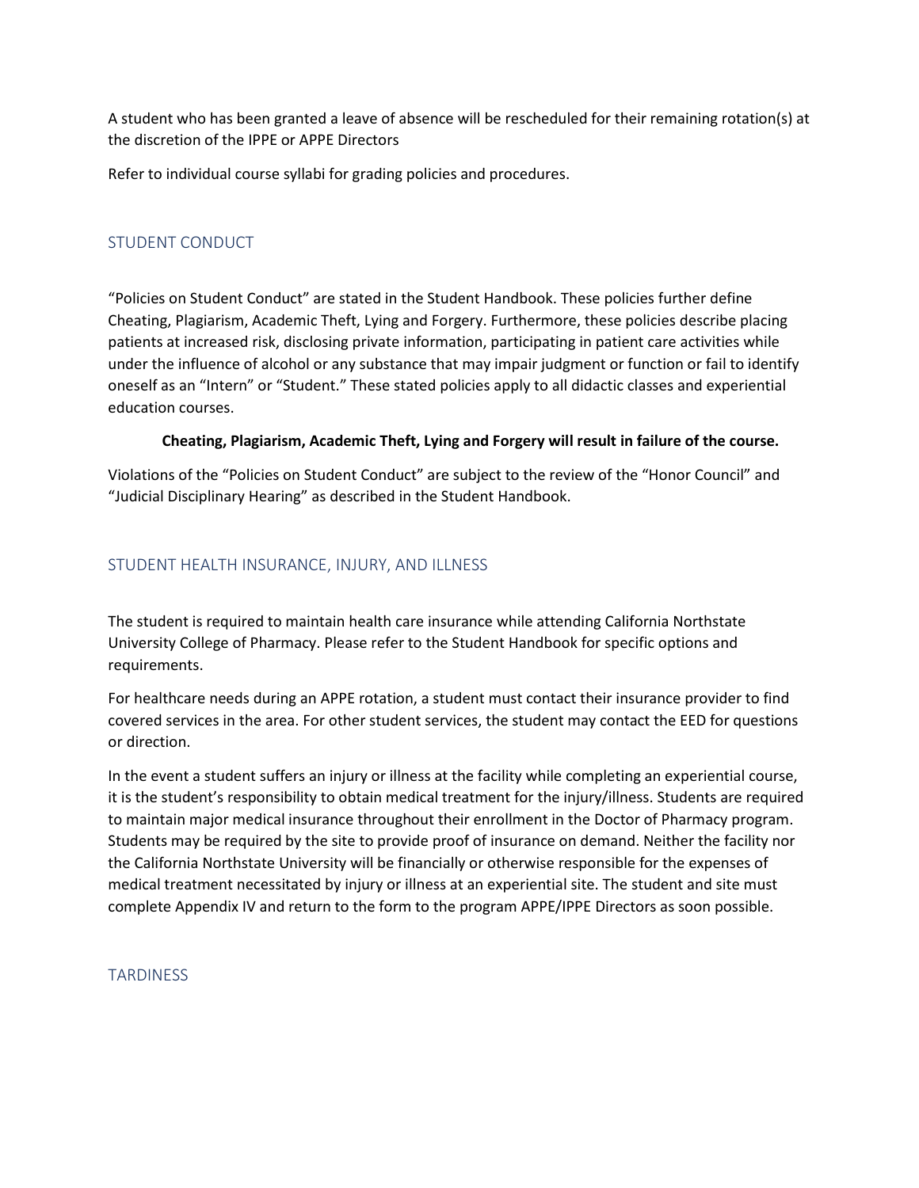A student who has been granted a leave of absence will be rescheduled for their remaining rotation(s) at the discretion of the IPPE or APPE Directors

Refer to individual course syllabi for grading policies and procedures.

## STUDENT CONDUCT

"Policies on Student Conduct" are stated in the Student Handbook. These policies further define Cheating, Plagiarism, Academic Theft, Lying and Forgery. Furthermore, these policies describe placing patients at increased risk, disclosing private information, participating in patient care activities while under the influence of alcohol or any substance that may impair judgment or function or fail to identify oneself as an "Intern" or "Student." These stated policies apply to all didactic classes and experiential education courses.

**Cheating, Plagiarism, Academic Theft, Lying and Forgery will result in failure of the course.**

Violations of the "Policies on Student Conduct" are subject to the review of the "Honor Council" and "Judicial Disciplinary Hearing" as described in the Student Handbook.

## STUDENT HEALTH INSURANCE, INJURY, AND ILLNESS

The student is required to maintain health care insurance while attending California Northstate University College of Pharmacy. Please refer to the Student Handbook for specific options and requirements.

For healthcare needs during an APPE rotation, a student must contact their insurance provider to find covered services in the area. For other student services, the student may contact the EED for questions or direction.

In the event a student suffers an injury or illness at the facility while completing an experiential course, it is the student's responsibility to obtain medical treatment for the injury/illness. Students are required to maintain major medical insurance throughout their enrollment in the Doctor of Pharmacy program. Students may be required by the site to provide proof of insurance on demand. Neither the facility nor the California Northstate University will be financially or otherwise responsible for the expenses of medical treatment necessitated by injury or illness at an experiential site. The student and site must complete Appendix IV and return to the form to the program APPE/IPPE Directors as soon possible.

## TARDINESS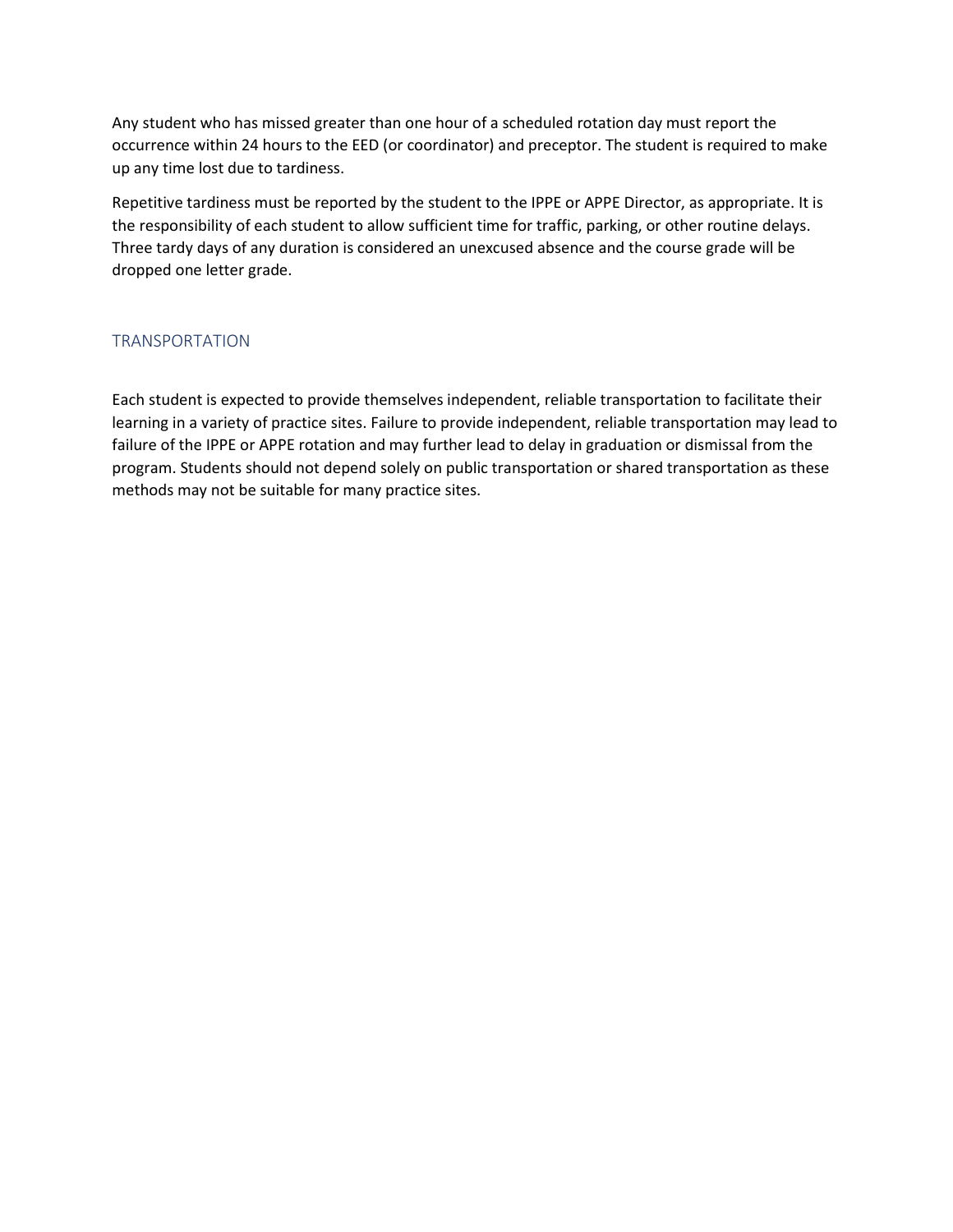Any student who has missed greater than one hour of a scheduled rotation day must report the occurrence within 24 hours to the EED (or coordinator) and preceptor. The student is required to make up any time lost due to tardiness.

Repetitive tardiness must be reported by the student to the IPPE or APPE Director, as appropriate. It is the responsibility of each student to allow sufficient time for traffic, parking, or other routine delays. Three tardy days of any duration is considered an unexcused absence and the course grade will be dropped one letter grade.

## TRANSPORTATION

Each student is expected to provide themselves independent, reliable transportation to facilitate their learning in a variety of practice sites. Failure to provide independent, reliable transportation may lead to failure of the IPPE or APPE rotation and may further lead to delay in graduation or dismissal from the program. Students should not depend solely on public transportation or shared transportation as these methods may not be suitable for many practice sites.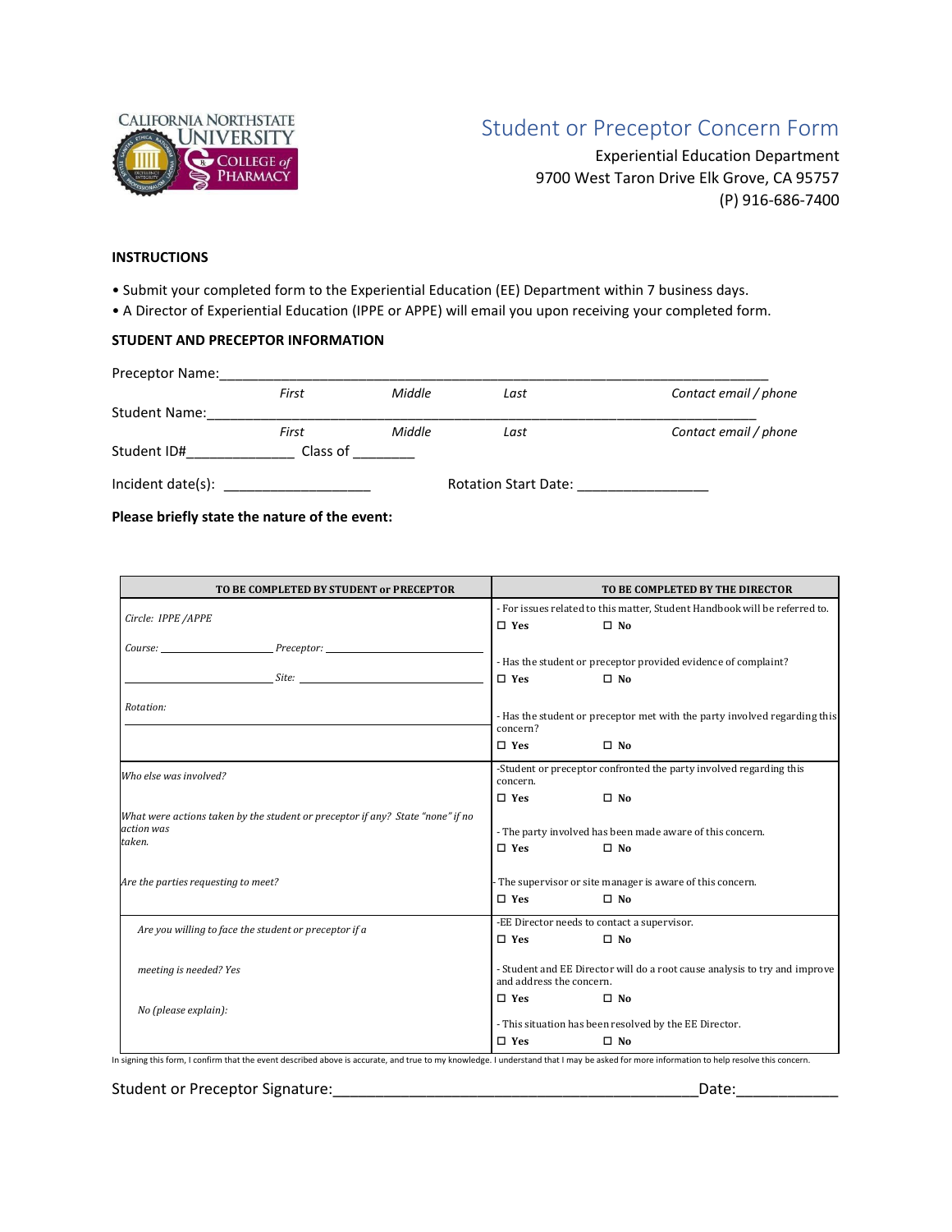CALIFORNIA NORTHSTATE UNIVERSITY COLLEGE of PHARMACY

# Student or Preceptor Concern Form

Experiential Education Department
9700 West Taron Drive Elk Grove, CA 95757
(P) 916-686-7400

**INSTRUCTIONS**

- Submit your completed form to the Experiential Education (EE) Department within 7 business days.
- A Director of Experiential Education (IPPE or APPE) will email you upon receiving your completed form.

**STUDENT AND PRECEPTOR INFORMATION**

Preceptor Name:\_\_\_\_\_\_\_\_\_\_\_\_\_\_\_\_\_\_\_\_\_\_\_\_\_\_\_\_\_\_\_\_\_\_\_\_\_\_\_\_\_\_\_\_\_\_\_\_\_\_\_\_\_\_\_\_\_\_\_\_\_\_\_\_\_\_\_\_\_\_
*First* *Middle* *Last* *Contact email / phone*

Student Name:\_\_\_\_\_\_\_\_\_\_\_\_\_\_\_\_\_\_\_\_\_\_\_\_\_\_\_\_\_\_\_\_\_\_\_\_\_\_\_\_\_\_\_\_\_\_\_\_\_\_\_\_\_\_\_\_\_\_\_\_\_\_\_\_\_\_\_\_\_\_
*First* *Middle* *Last* *Contact email / phone*

Student ID#\_\_\_\_\_\_\_\_\_\_\_\_\_\_ Class of \_\_\_\_\_\_\_\_

Incident date(s): \_\_\_\_\_\_\_\_\_\_\_\_\_\_\_\_\_\_\_ Rotation Start Date: \_\_\_\_\_\_\_\_\_\_\_\_\_\_\_\_\_

**Please briefly state the nature of the event:**

| TO BE COMPLETED BY STUDENT or PRECEPTOR | TO BE COMPLETED BY THE DIRECTOR |
|---|---|
| *Circle: IPPE /APPE*<br><br>*Course:* \_\_\_\_\_\_\_\_\_\_\_\_\_\_\_\_ *Preceptor:* \_\_\_\_\_\_\_\_\_\_\_\_\_\_\_\_<br><br>\_\_\_\_\_\_\_\_\_\_\_\_\_\_\_\_ *Site:* \_\_\_\_\_\_\_\_\_\_\_\_\_\_\_\_<br><br>*Rotation:* | - For issues related to this matter, Student Handbook will be referred to.<br>☐ **Yes** ☐ **No**<br><br>- Has the student or preceptor provided evidence of complaint?<br>☐ **Yes** ☐ **No**<br><br>- Has the student or preceptor met with the party involved regarding this concern?<br>☐ **Yes** ☐ **No** |
| *Who else was involved?*<br><br>*What were actions taken by the student or preceptor if any? State "none" if no action was taken.*<br><br>*Are the parties requesting to meet?* | -Student or preceptor confronted the party involved regarding this concern.<br>☐ **Yes** ☐ **No**<br><br>- The party involved has been made aware of this concern.<br>☐ **Yes** ☐ **No**<br><br>- The supervisor or site manager is aware of this concern.<br>☐ **Yes** ☐ **No** |
| *Are you willing to face the student or preceptor if a meeting is needed? Yes*<br><br>*No (please explain):* | -EE Director needs to contact a supervisor.<br>☐ **Yes** ☐ **No**<br><br>- Student and EE Director will do a root cause analysis to try and improve and address the concern.<br>☐ **Yes** ☐ **No**<br><br>- This situation has been resolved by the EE Director.<br>☐ **Yes** ☐ **No** |

In signing this form, I confirm that the event described above is accurate, and true to my knowledge. I understand that I may be asked for more information to help resolve this concern.

Student or Preceptor Signature:\_\_\_\_\_\_\_\_\_\_\_\_\_\_\_\_\_\_\_\_\_\_\_\_\_\_\_\_\_\_\_\_\_\_\_\_\_\_\_\_\_\_\_Date:\_\_\_\_\_\_\_\_\_\_\_\_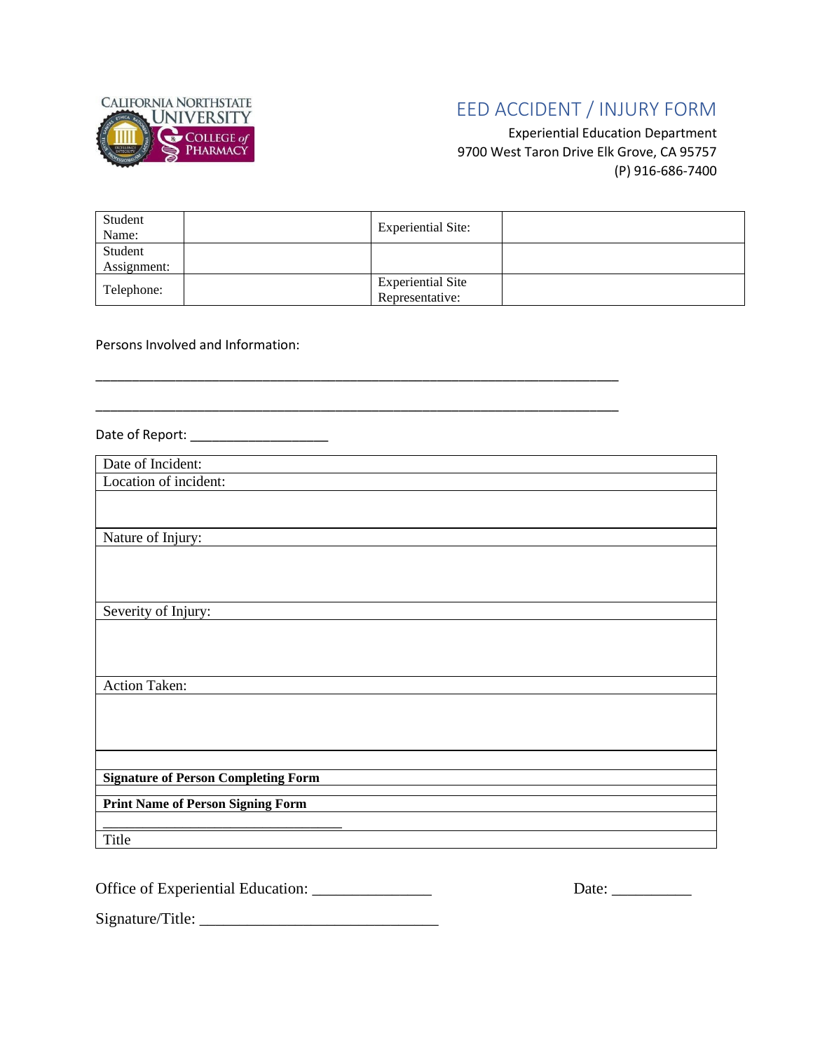CALIFORNIA NORTHSTATE UNIVERSITY COLLEGE of PHARMACY

# EED ACCIDENT / INJURY FORM

Experiential Education Department
9700 West Taron Drive Elk Grove, CA 95757
(P) 916-686-7400

| Student Name: | | Experiential Site: | |
|---|---|---|---|
| Student Assignment: | | | |
| Telephone: | | Experiential Site Representative: | |

Persons Involved and Information:

_______________________________________________________________________________

_______________________________________________________________________________

Date of Report: ____________________

| Date of Incident: |
|---|
| Location of incident: |
| |
| Nature of Injury: |
| |
| Severity of Injury: |
| |
| Action Taken: |
| |
| |
| **Signature of Person Completing Form** |
| |
| **Print Name of Person Signing Form** |
| ___________________________________ |
| Title |

Office of Experiential Education: ________________ Date: ___________

Signature/Title: _______________________________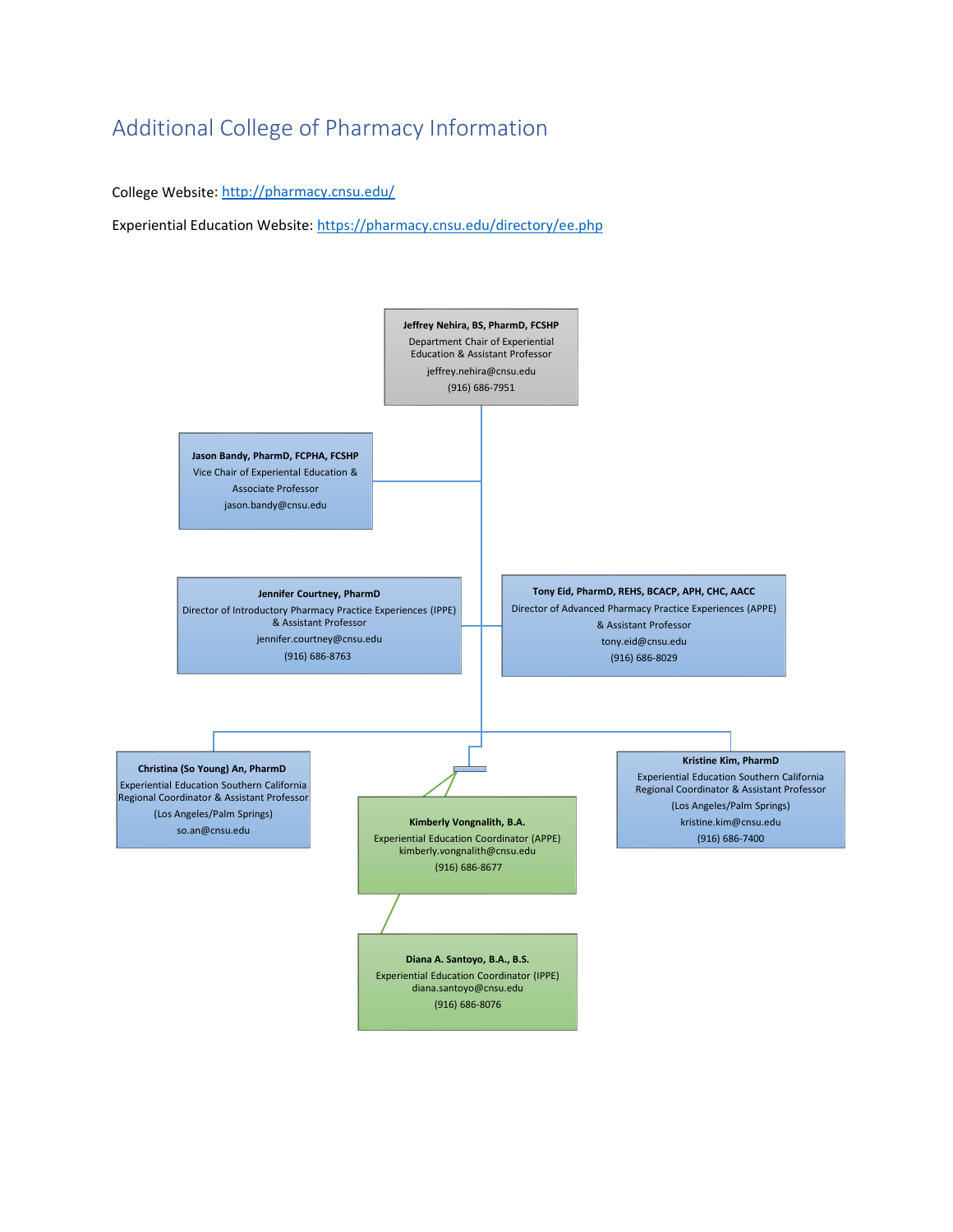# Additional College of Pharmacy Information

College Website: [http://pharmacy.cnsu.edu/](http://pharmacy.cnsu.edu/)

Experiential Education Website: [https://pharmacy.cnsu.edu/directory/ee.php](https://pharmacy.cnsu.edu/directory/ee.php)

**Jeffrey Nehira, BS, PharmD, FCSHP**
Department Chair of Experiential Education & Assistant Professor
jeffrey.nehira@cnsu.edu
(916) 686-7951

**Jason Bandy, PharmD, FCPHA, FCSHP**
Vice Chair of Experiental Education & Associate Professor
jason.bandy@cnsu.edu

**Jennifer Courtney, PharmD**
Director of Introductory Pharmacy Practice Experiences (IPPE) & Assistant Professor
jennifer.courtney@cnsu.edu
(916) 686-8763

**Tony Eid, PharmD, REHS, BCACP, APH, CHC, AACC**
Director of Advanced Pharmacy Practice Experiences (APPE) & Assistant Professor
tony.eid@cnsu.edu
(916) 686-8029

**Christina (So Young) An, PharmD**
Experiential Education Southern California Regional Coordinator & Assistant Professor
(Los Angeles/Palm Springs)
so.an@cnsu.edu

**Kimberly Vongnalith, B.A.**
Experiential Education Coordinator (APPE)
kimberly.vongnalith@cnsu.edu
(916) 686-8677

**Kristine Kim, PharmD**
Experiential Education Southern California Regional Coordinator & Assistant Professor
(Los Angeles/Palm Springs)
kristine.kim@cnsu.edu
(916) 686-7400

**Diana A. Santoyo, B.A., B.S.**
Experiential Education Coordinator (IPPE)
diana.santoyo@cnsu.edu
(916) 686-8076